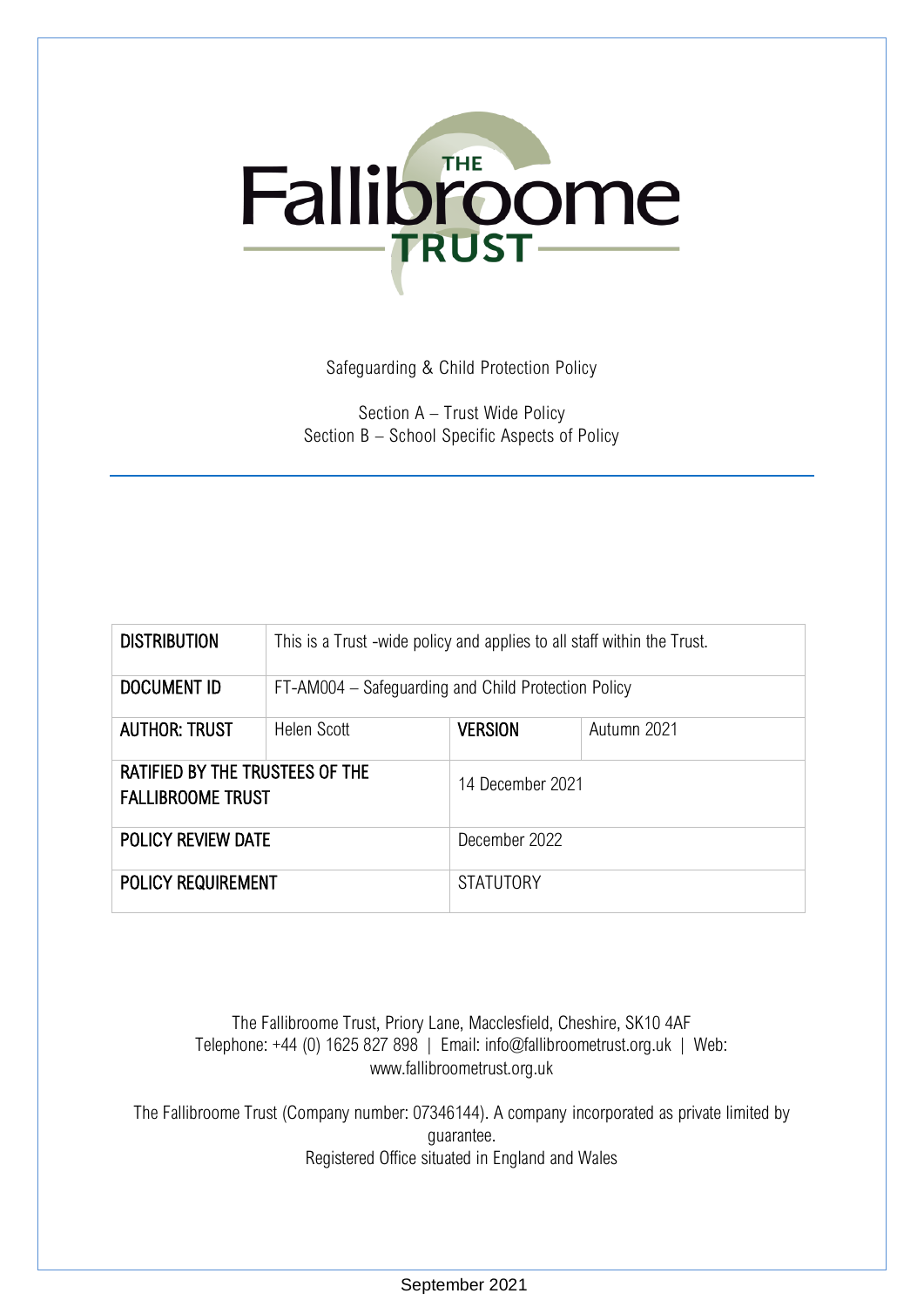THE Fallibroome TRUST

Safeguarding & Child Protection Policy

Section A – Trust Wide Policy
Section B – School Specific Aspects of Policy

---

| **DISTRIBUTION** | This is a Trust -wide policy and applies to all staff within the Trust. | | |
|---|---|---|---|
| **DOCUMENT ID** | FT-AM004 – Safeguarding and Child Protection Policy | | |
| **AUTHOR: TRUST** | Helen Scott | **VERSION** | Autumn 2021 |
| **RATIFIED BY THE TRUSTEES OF THE FALLIBROOME TRUST** | | 14 December 2021 | |
| **POLICY REVIEW DATE** | | December 2022 | |
| **POLICY REQUIREMENT** | | STATUTORY | |

The Fallibroome Trust, Priory Lane, Macclesfield, Cheshire, SK10 4AF
Telephone: +44 (0) 1625 827 898 | Email: info@fallibroometrust.org.uk | Web: www.fallibroometrust.org.uk

The Fallibroome Trust (Company number: 07346144). A company incorporated as private limited by guarantee.
Registered Office situated in England and Wales

September 2021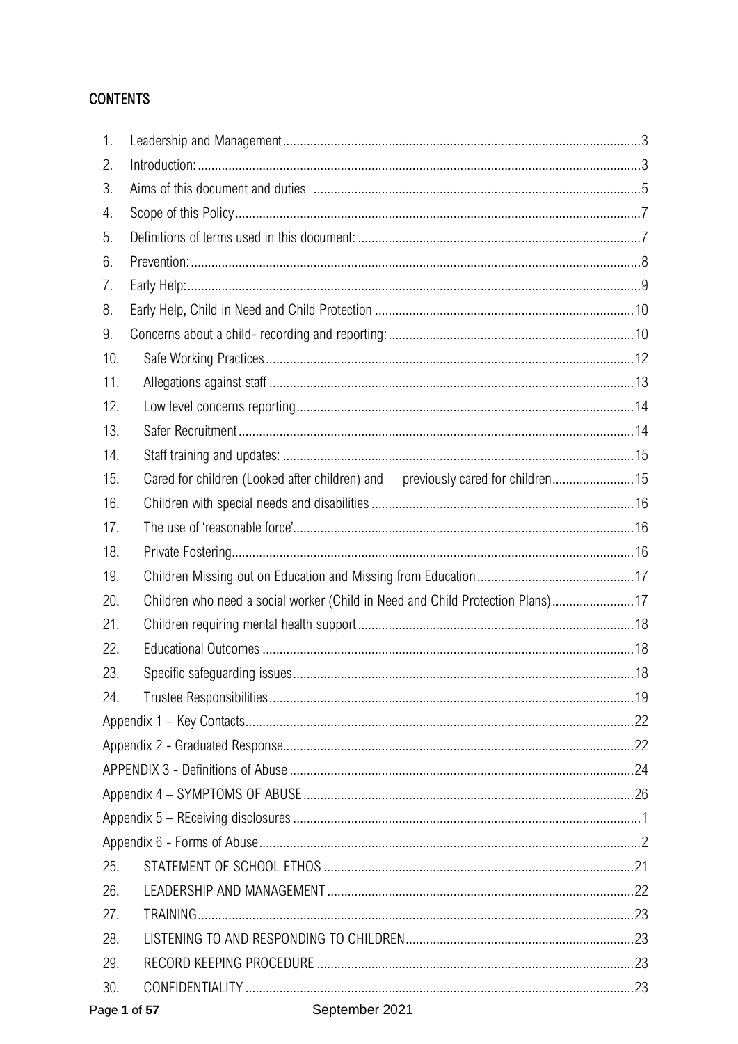## CONTENTS

1. Leadership and Management ..... 3
2. Introduction: ..... 3
3. Aims of this document and duties ..... 5
4. Scope of this Policy ..... 7
5. Definitions of terms used in this document: ..... 7
6. Prevention: ..... 8
7. Early Help: ..... 9
8. Early Help, Child in Need and Child Protection ..... 10
9. Concerns about a child- recording and reporting: ..... 10
10. Safe Working Practices ..... 12
11. Allegations against staff ..... 13
12. Low level concerns reporting ..... 14
13. Safer Recruitment ..... 14
14. Staff training and updates: ..... 15
15. Cared for children (Looked after children) and previously cared for children ..... 15
16. Children with special needs and disabilities ..... 16
17. The use of 'reasonable force' ..... 16
18. Private Fostering ..... 16
19. Children Missing out on Education and Missing from Education ..... 17
20. Children who need a social worker (Child in Need and Child Protection Plans) ..... 17
21. Children requiring mental health support ..... 18
22. Educational Outcomes ..... 18
23. Specific safeguarding issues ..... 18
24. Trustee Responsibilities ..... 19

Appendix 1 – Key Contacts ..... 22
Appendix 2 - Graduated Response ..... 22
APPENDIX 3 - Definitions of Abuse ..... 24
Appendix 4 – SYMPTOMS OF ABUSE ..... 26
Appendix 5 – REceiving disclosures ..... 1
Appendix 6 - Forms of Abuse ..... 2

25. STATEMENT OF SCHOOL ETHOS ..... 21
26. LEADERSHIP AND MANAGEMENT ..... 22
27. TRAINING ..... 23
28. LISTENING TO AND RESPONDING TO CHILDREN ..... 23
29. RECORD KEEPING PROCEDURE ..... 23
30. CONFIDENTIALITY ..... 23

September 2021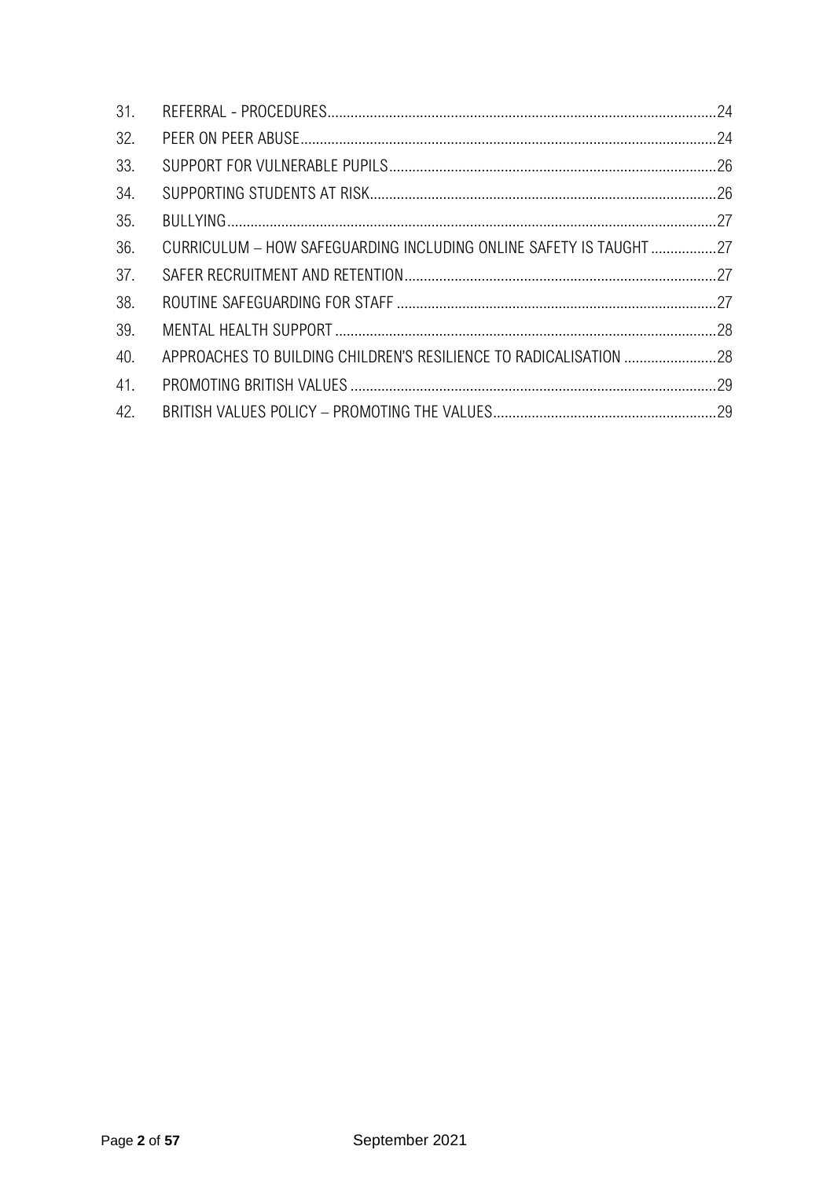31. REFERRAL - PROCEDURES....24
32. PEER ON PEER ABUSE....24
33. SUPPORT FOR VULNERABLE PUPILS....26
34. SUPPORTING STUDENTS AT RISK....26
35. BULLYING....27
36. CURRICULUM – HOW SAFEGUARDING INCLUDING ONLINE SAFETY IS TAUGHT....27
37. SAFER RECRUITMENT AND RETENTION....27
38. ROUTINE SAFEGUARDING FOR STAFF....27
39. MENTAL HEALTH SUPPORT....28
40. APPROACHES TO BUILDING CHILDREN'S RESILIENCE TO RADICALISATION....28
41. PROMOTING BRITISH VALUES....29
42. BRITISH VALUES POLICY – PROMOTING THE VALUES....29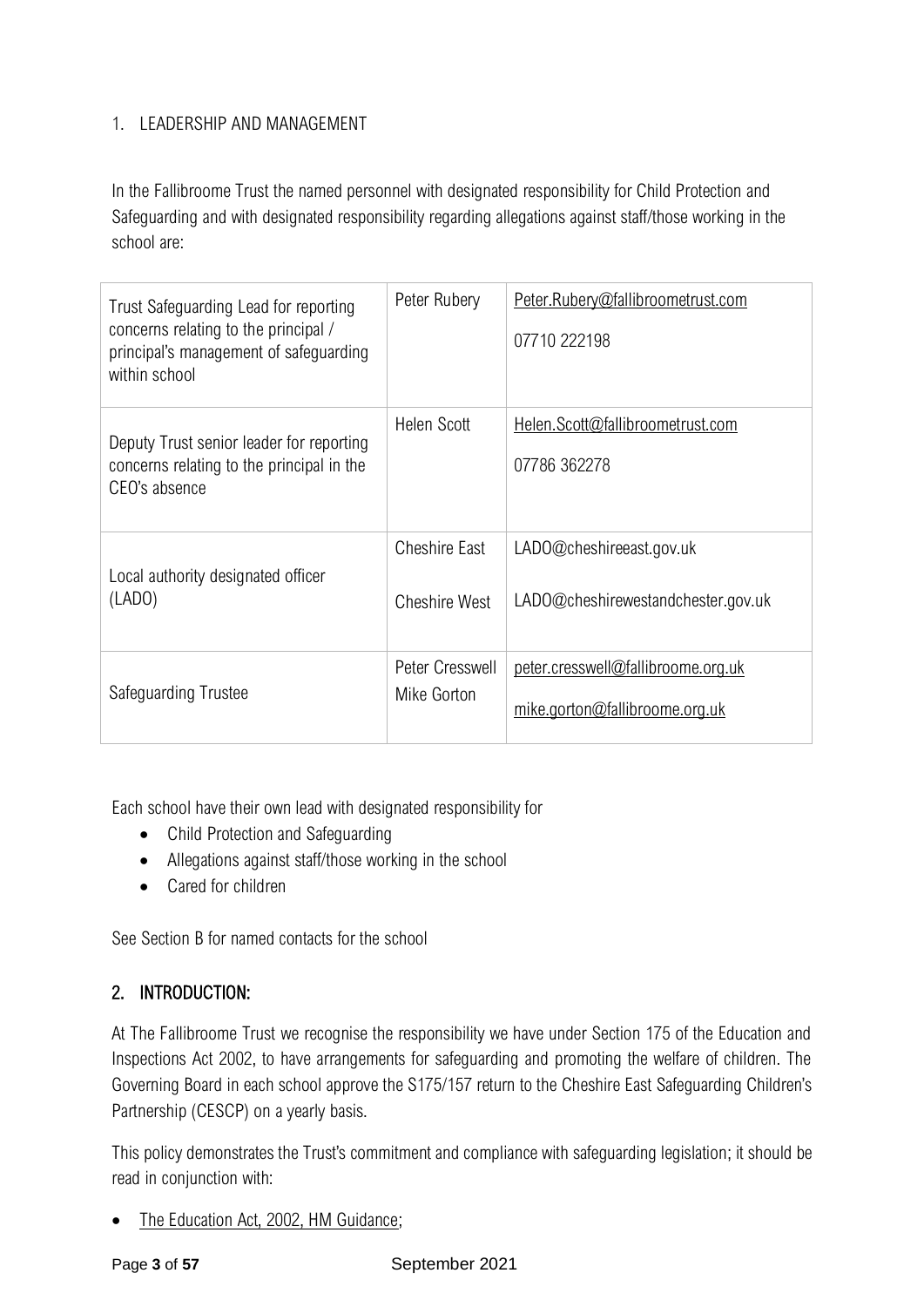1. LEADERSHIP AND MANAGEMENT

In the Fallibroome Trust the named personnel with designated responsibility for Child Protection and Safeguarding and with designated responsibility regarding allegations against staff/those working in the school are:

| | | |
|---|---|---|
| Trust Safeguarding Lead for reporting concerns relating to the principal / principal's management of safeguarding within school | Peter Rubery | Peter.Rubery@fallibroometrust.com<br>07710 222198 |
| Deputy Trust senior leader for reporting concerns relating to the principal in the CEO's absence | Helen Scott | Helen.Scott@fallibroometrust.com<br>07786 362278 |
| Local authority designated officer (LADO) | Cheshire East<br>Cheshire West | LADO@cheshireeast.gov.uk<br>LADO@cheshirewestandchester.gov.uk |
| Safeguarding Trustee | Peter Cresswell<br>Mike Gorton | peter.cresswell@fallibroome.org.uk<br>mike.gorton@fallibroome.org.uk |

Each school have their own lead with designated responsibility for

- Child Protection and Safeguarding
- Allegations against staff/those working in the school
- Cared for children

See Section B for named contacts for the school

## 2. INTRODUCTION:

At The Fallibroome Trust we recognise the responsibility we have under Section 175 of the Education and Inspections Act 2002, to have arrangements for safeguarding and promoting the welfare of children. The Governing Board in each school approve the S175/157 return to the Cheshire East Safeguarding Children's Partnership (CESCP) on a yearly basis.

This policy demonstrates the Trust's commitment and compliance with safeguarding legislation; it should be read in conjunction with:

- The Education Act, 2002, HM Guidance;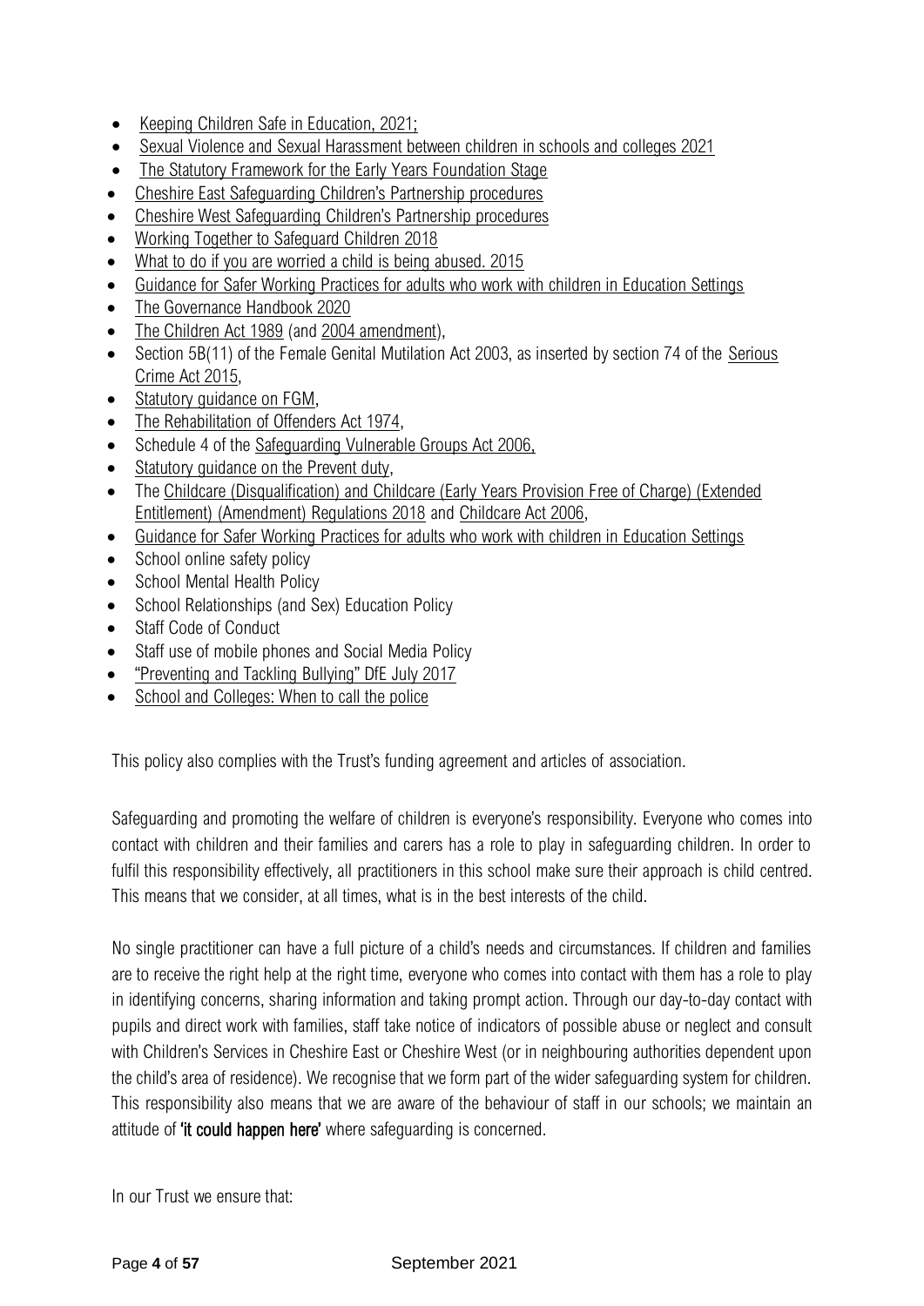- Keeping Children Safe in Education, 2021;
- Sexual Violence and Sexual Harassment between children in schools and colleges 2021
- The Statutory Framework for the Early Years Foundation Stage
- Cheshire East Safeguarding Children's Partnership procedures
- Cheshire West Safeguarding Children's Partnership procedures
- Working Together to Safeguard Children 2018
- What to do if you are worried a child is being abused. 2015
- Guidance for Safer Working Practices for adults who work with children in Education Settings
- The Governance Handbook 2020
- The Children Act 1989 (and 2004 amendment),
- Section 5B(11) of the Female Genital Mutilation Act 2003, as inserted by section 74 of the Serious Crime Act 2015,
- Statutory guidance on FGM,
- The Rehabilitation of Offenders Act 1974,
- Schedule 4 of the Safeguarding Vulnerable Groups Act 2006,
- Statutory guidance on the Prevent duty,
- The Childcare (Disqualification) and Childcare (Early Years Provision Free of Charge) (Extended Entitlement) (Amendment) Regulations 2018 and Childcare Act 2006,
- Guidance for Safer Working Practices for adults who work with children in Education Settings
- School online safety policy
- School Mental Health Policy
- School Relationships (and Sex) Education Policy
- Staff Code of Conduct
- Staff use of mobile phones and Social Media Policy
- "Preventing and Tackling Bullying" DfE July 2017
- School and Colleges: When to call the police

This policy also complies with the Trust's funding agreement and articles of association.

Safeguarding and promoting the welfare of children is everyone's responsibility. Everyone who comes into contact with children and their families and carers has a role to play in safeguarding children. In order to fulfil this responsibility effectively, all practitioners in this school make sure their approach is child centred. This means that we consider, at all times, what is in the best interests of the child.

No single practitioner can have a full picture of a child's needs and circumstances. If children and families are to receive the right help at the right time, everyone who comes into contact with them has a role to play in identifying concerns, sharing information and taking prompt action. Through our day-to-day contact with pupils and direct work with families, staff take notice of indicators of possible abuse or neglect and consult with Children's Services in Cheshire East or Cheshire West (or in neighbouring authorities dependent upon the child's area of residence). We recognise that we form part of the wider safeguarding system for children. This responsibility also means that we are aware of the behaviour of staff in our schools; we maintain an attitude of **'it could happen here'** where safeguarding is concerned.

In our Trust we ensure that: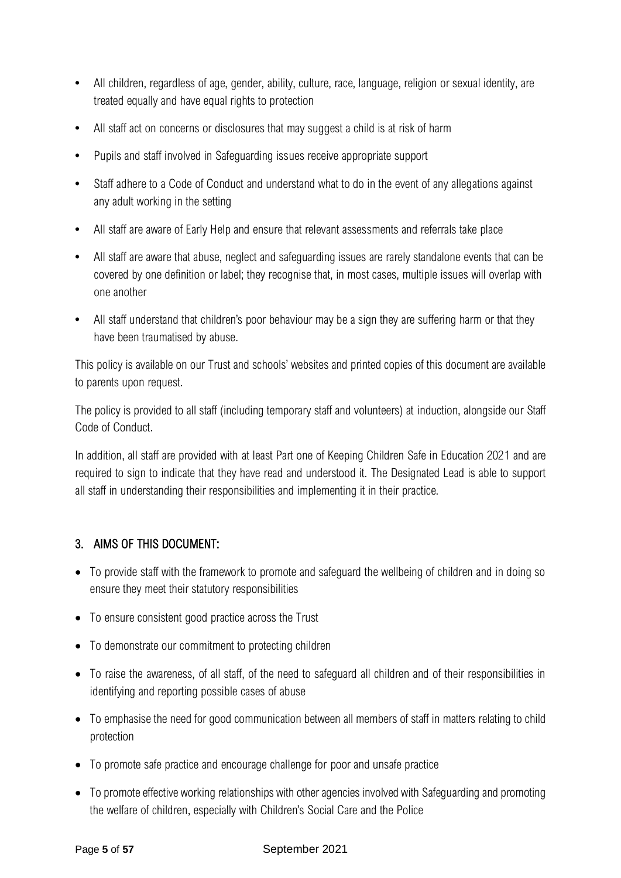- All children, regardless of age, gender, ability, culture, race, language, religion or sexual identity, are treated equally and have equal rights to protection
- All staff act on concerns or disclosures that may suggest a child is at risk of harm
- Pupils and staff involved in Safeguarding issues receive appropriate support
- Staff adhere to a Code of Conduct and understand what to do in the event of any allegations against any adult working in the setting
- All staff are aware of Early Help and ensure that relevant assessments and referrals take place
- All staff are aware that abuse, neglect and safeguarding issues are rarely standalone events that can be covered by one definition or label; they recognise that, in most cases, multiple issues will overlap with one another
- All staff understand that children's poor behaviour may be a sign they are suffering harm or that they have been traumatised by abuse.

This policy is available on our Trust and schools' websites and printed copies of this document are available to parents upon request.

The policy is provided to all staff (including temporary staff and volunteers) at induction, alongside our Staff Code of Conduct.

In addition, all staff are provided with at least Part one of Keeping Children Safe in Education 2021 and are required to sign to indicate that they have read and understood it. The Designated Lead is able to support all staff in understanding their responsibilities and implementing it in their practice.

## 3. AIMS OF THIS DOCUMENT:

- To provide staff with the framework to promote and safeguard the wellbeing of children and in doing so ensure they meet their statutory responsibilities
- To ensure consistent good practice across the Trust
- To demonstrate our commitment to protecting children
- To raise the awareness, of all staff, of the need to safeguard all children and of their responsibilities in identifying and reporting possible cases of abuse
- To emphasise the need for good communication between all members of staff in matters relating to child protection
- To promote safe practice and encourage challenge for poor and unsafe practice
- To promote effective working relationships with other agencies involved with Safeguarding and promoting the welfare of children, especially with Children's Social Care and the Police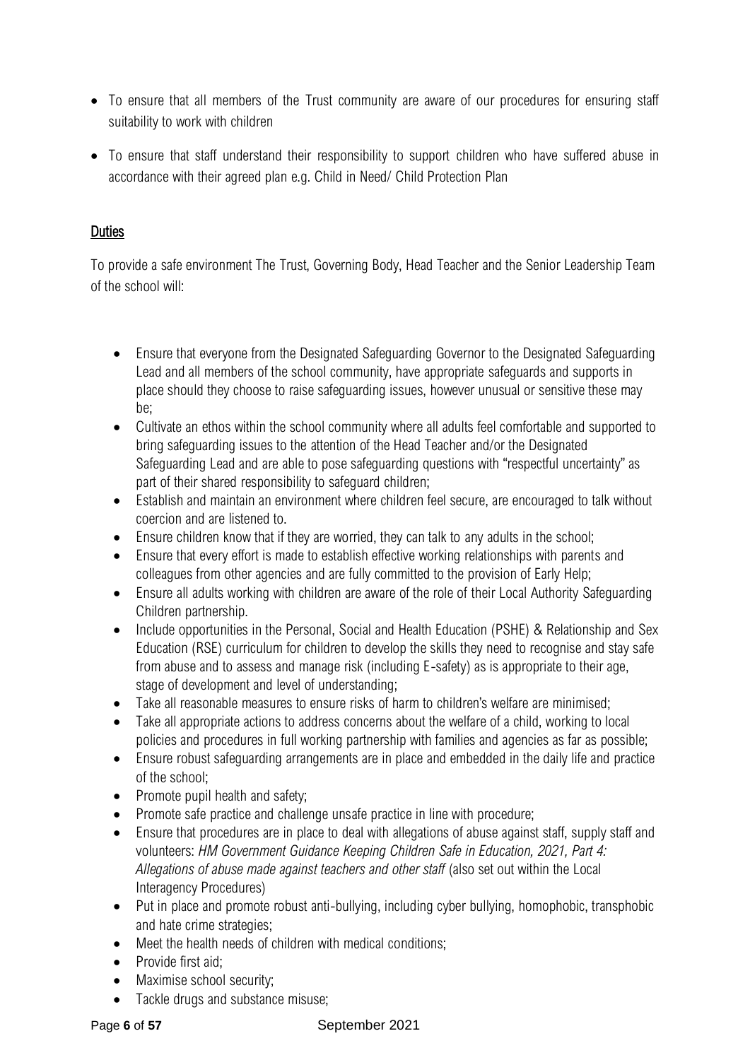- To ensure that all members of the Trust community are aware of our procedures for ensuring staff suitability to work with children
- To ensure that staff understand their responsibility to support children who have suffered abuse in accordance with their agreed plan e.g. Child in Need/ Child Protection Plan

## Duties

To provide a safe environment The Trust, Governing Body, Head Teacher and the Senior Leadership Team of the school will:

- Ensure that everyone from the Designated Safeguarding Governor to the Designated Safeguarding Lead and all members of the school community, have appropriate safeguards and supports in place should they choose to raise safeguarding issues, however unusual or sensitive these may be;
- Cultivate an ethos within the school community where all adults feel comfortable and supported to bring safeguarding issues to the attention of the Head Teacher and/or the Designated Safeguarding Lead and are able to pose safeguarding questions with "respectful uncertainty" as part of their shared responsibility to safeguard children;
- Establish and maintain an environment where children feel secure, are encouraged to talk without coercion and are listened to.
- Ensure children know that if they are worried, they can talk to any adults in the school;
- Ensure that every effort is made to establish effective working relationships with parents and colleagues from other agencies and are fully committed to the provision of Early Help;
- Ensure all adults working with children are aware of the role of their Local Authority Safeguarding Children partnership.
- Include opportunities in the Personal, Social and Health Education (PSHE) & Relationship and Sex Education (RSE) curriculum for children to develop the skills they need to recognise and stay safe from abuse and to assess and manage risk (including E-safety) as is appropriate to their age, stage of development and level of understanding;
- Take all reasonable measures to ensure risks of harm to children's welfare are minimised;
- Take all appropriate actions to address concerns about the welfare of a child, working to local policies and procedures in full working partnership with families and agencies as far as possible;
- Ensure robust safeguarding arrangements are in place and embedded in the daily life and practice of the school;
- Promote pupil health and safety;
- Promote safe practice and challenge unsafe practice in line with procedure;
- Ensure that procedures are in place to deal with allegations of abuse against staff, supply staff and volunteers: *HM Government Guidance Keeping Children Safe in Education, 2021, Part 4: Allegations of abuse made against teachers and other staff* (also set out within the Local Interagency Procedures)
- Put in place and promote robust anti-bullying, including cyber bullying, homophobic, transphobic and hate crime strategies;
- Meet the health needs of children with medical conditions;
- Provide first aid;
- Maximise school security;
- Tackle drugs and substance misuse;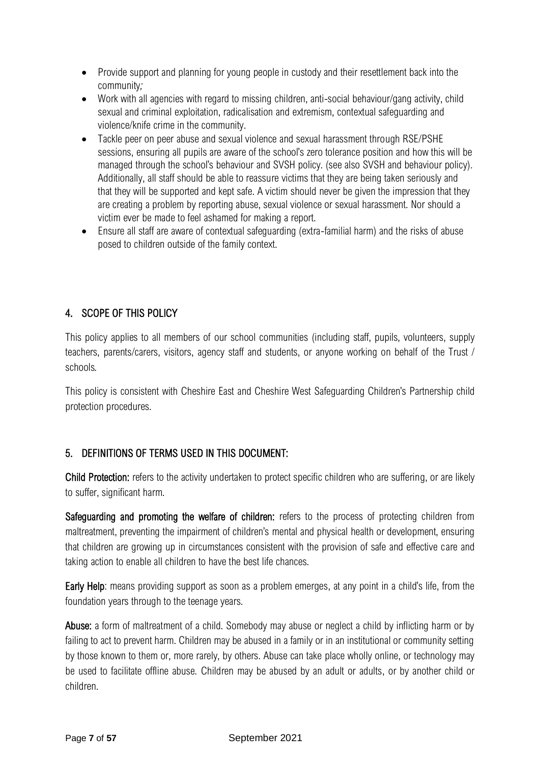- Provide support and planning for young people in custody and their resettlement back into the community;
- Work with all agencies with regard to missing children, anti-social behaviour/gang activity, child sexual and criminal exploitation, radicalisation and extremism, contextual safeguarding and violence/knife crime in the community.
- Tackle peer on peer abuse and sexual violence and sexual harassment through RSE/PSHE sessions, ensuring all pupils are aware of the school's zero tolerance position and how this will be managed through the school's behaviour and SVSH policy. (see also SVSH and behaviour policy). Additionally, all staff should be able to reassure victims that they are being taken seriously and that they will be supported and kept safe. A victim should never be given the impression that they are creating a problem by reporting abuse, sexual violence or sexual harassment. Nor should a victim ever be made to feel ashamed for making a report.
- Ensure all staff are aware of contextual safeguarding (extra-familial harm) and the risks of abuse posed to children outside of the family context.

## 4. SCOPE OF THIS POLICY

This policy applies to all members of our school communities (including staff, pupils, volunteers, supply teachers, parents/carers, visitors, agency staff and students, or anyone working on behalf of the Trust / schools.

This policy is consistent with Cheshire East and Cheshire West Safeguarding Children's Partnership child protection procedures.

## 5. DEFINITIONS OF TERMS USED IN THIS DOCUMENT:

**Child Protection:** refers to the activity undertaken to protect specific children who are suffering, or are likely to suffer, significant harm.

**Safeguarding and promoting the welfare of children:** refers to the process of protecting children from maltreatment, preventing the impairment of children's mental and physical health or development, ensuring that children are growing up in circumstances consistent with the provision of safe and effective care and taking action to enable all children to have the best life chances.

**Early Help**: means providing support as soon as a problem emerges, at any point in a child's life, from the foundation years through to the teenage years.

**Abuse:** a form of maltreatment of a child. Somebody may abuse or neglect a child by inflicting harm or by failing to act to prevent harm. Children may be abused in a family or in an institutional or community setting by those known to them or, more rarely, by others. Abuse can take place wholly online, or technology may be used to facilitate offline abuse. Children may be abused by an adult or adults, or by another child or children.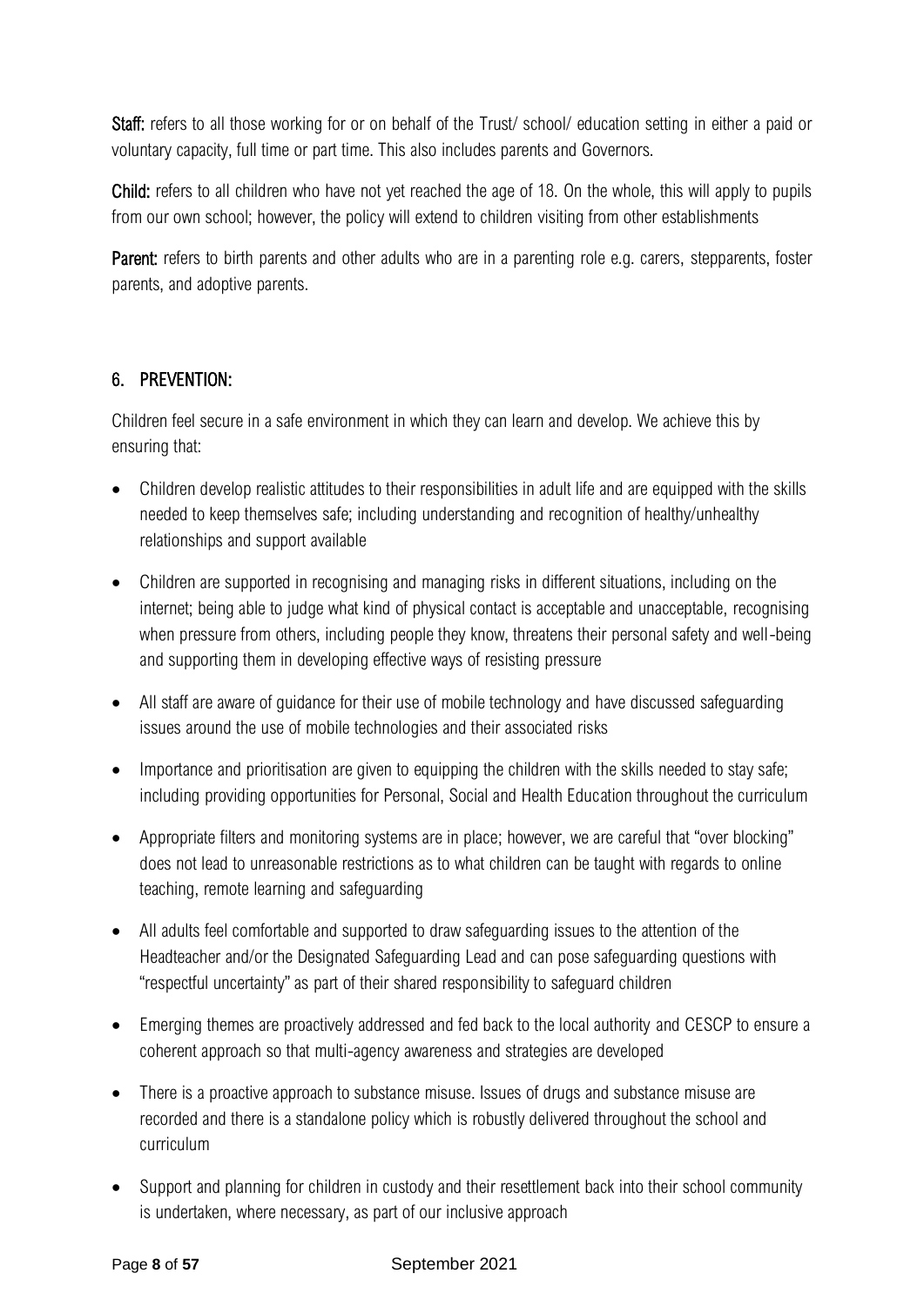**Staff:** refers to all those working for or on behalf of the Trust/ school/ education setting in either a paid or voluntary capacity, full time or part time. This also includes parents and Governors.

**Child:** refers to all children who have not yet reached the age of 18. On the whole, this will apply to pupils from our own school; however, the policy will extend to children visiting from other establishments

**Parent:** refers to birth parents and other adults who are in a parenting role e.g. carers, stepparents, foster parents, and adoptive parents.

## 6. PREVENTION:

Children feel secure in a safe environment in which they can learn and develop. We achieve this by ensuring that:

- Children develop realistic attitudes to their responsibilities in adult life and are equipped with the skills needed to keep themselves safe; including understanding and recognition of healthy/unhealthy relationships and support available
- Children are supported in recognising and managing risks in different situations, including on the internet; being able to judge what kind of physical contact is acceptable and unacceptable, recognising when pressure from others, including people they know, threatens their personal safety and well-being and supporting them in developing effective ways of resisting pressure
- All staff are aware of guidance for their use of mobile technology and have discussed safeguarding issues around the use of mobile technologies and their associated risks
- Importance and prioritisation are given to equipping the children with the skills needed to stay safe; including providing opportunities for Personal, Social and Health Education throughout the curriculum
- Appropriate filters and monitoring systems are in place; however, we are careful that "over blocking" does not lead to unreasonable restrictions as to what children can be taught with regards to online teaching, remote learning and safeguarding
- All adults feel comfortable and supported to draw safeguarding issues to the attention of the Headteacher and/or the Designated Safeguarding Lead and can pose safeguarding questions with "respectful uncertainty" as part of their shared responsibility to safeguard children
- Emerging themes are proactively addressed and fed back to the local authority and CESCP to ensure a coherent approach so that multi-agency awareness and strategies are developed
- There is a proactive approach to substance misuse. Issues of drugs and substance misuse are recorded and there is a standalone policy which is robustly delivered throughout the school and curriculum
- Support and planning for children in custody and their resettlement back into their school community is undertaken, where necessary, as part of our inclusive approach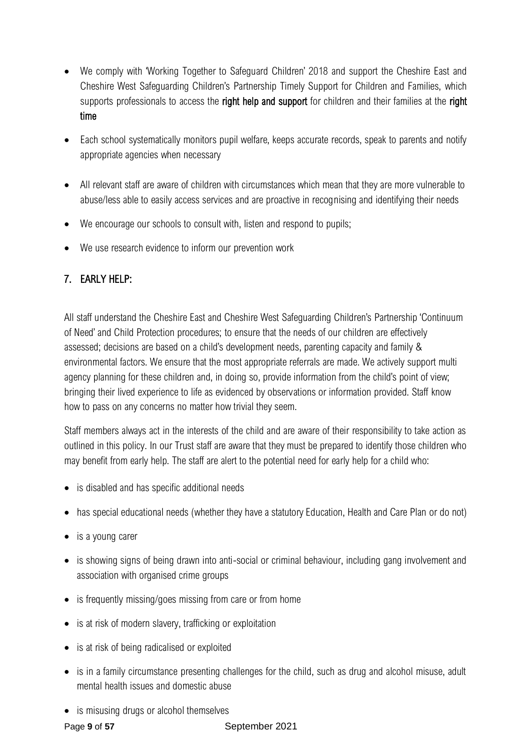- We comply with 'Working Together to Safeguard Children' 2018 and support the Cheshire East and Cheshire West Safeguarding Children's Partnership Timely Support for Children and Families, which supports professionals to access the **right help and support** for children and their families at the **right time**
- Each school systematically monitors pupil welfare, keeps accurate records, speak to parents and notify appropriate agencies when necessary
- All relevant staff are aware of children with circumstances which mean that they are more vulnerable to abuse/less able to easily access services and are proactive in recognising and identifying their needs
- We encourage our schools to consult with, listen and respond to pupils;
- We use research evidence to inform our prevention work

## 7. EARLY HELP:

All staff understand the Cheshire East and Cheshire West Safeguarding Children's Partnership 'Continuum of Need' and Child Protection procedures; to ensure that the needs of our children are effectively assessed; decisions are based on a child's development needs, parenting capacity and family & environmental factors. We ensure that the most appropriate referrals are made. We actively support multi agency planning for these children and, in doing so, provide information from the child's point of view; bringing their lived experience to life as evidenced by observations or information provided. Staff know how to pass on any concerns no matter how trivial they seem.

Staff members always act in the interests of the child and are aware of their responsibility to take action as outlined in this policy. In our Trust staff are aware that they must be prepared to identify those children who may benefit from early help. The staff are alert to the potential need for early help for a child who:

- is disabled and has specific additional needs
- has special educational needs (whether they have a statutory Education, Health and Care Plan or do not)
- is a young carer
- is showing signs of being drawn into anti-social or criminal behaviour, including gang involvement and association with organised crime groups
- is frequently missing/goes missing from care or from home
- is at risk of modern slavery, trafficking or exploitation
- is at risk of being radicalised or exploited
- is in a family circumstance presenting challenges for the child, such as drug and alcohol misuse, adult mental health issues and domestic abuse
- is misusing drugs or alcohol themselves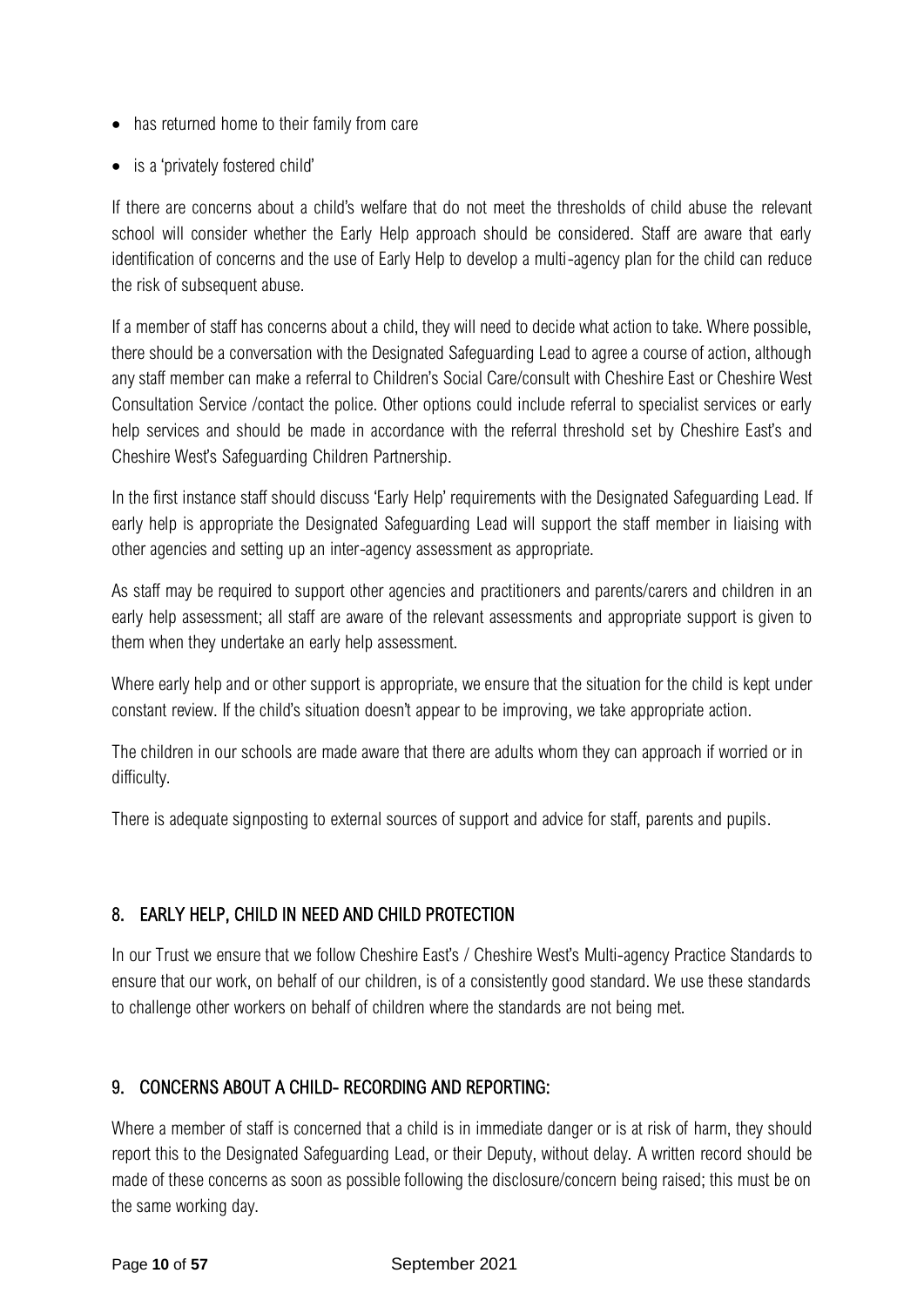- has returned home to their family from care
- is a 'privately fostered child'

If there are concerns about a child's welfare that do not meet the thresholds of child abuse the relevant school will consider whether the Early Help approach should be considered. Staff are aware that early identification of concerns and the use of Early Help to develop a multi-agency plan for the child can reduce the risk of subsequent abuse.

If a member of staff has concerns about a child, they will need to decide what action to take. Where possible, there should be a conversation with the Designated Safeguarding Lead to agree a course of action, although any staff member can make a referral to Children's Social Care/consult with Cheshire East or Cheshire West Consultation Service /contact the police. Other options could include referral to specialist services or early help services and should be made in accordance with the referral threshold set by Cheshire East's and Cheshire West's Safeguarding Children Partnership.

In the first instance staff should discuss 'Early Help' requirements with the Designated Safeguarding Lead. If early help is appropriate the Designated Safeguarding Lead will support the staff member in liaising with other agencies and setting up an inter-agency assessment as appropriate.

As staff may be required to support other agencies and practitioners and parents/carers and children in an early help assessment; all staff are aware of the relevant assessments and appropriate support is given to them when they undertake an early help assessment.

Where early help and or other support is appropriate, we ensure that the situation for the child is kept under constant review. If the child's situation doesn't appear to be improving, we take appropriate action.

The children in our schools are made aware that there are adults whom they can approach if worried or in difficulty.

There is adequate signposting to external sources of support and advice for staff, parents and pupils.

## 8. EARLY HELP, CHILD IN NEED AND CHILD PROTECTION

In our Trust we ensure that we follow Cheshire East's / Cheshire West's Multi-agency Practice Standards to ensure that our work, on behalf of our children, is of a consistently good standard. We use these standards to challenge other workers on behalf of children where the standards are not being met.

## 9. CONCERNS ABOUT A CHILD- RECORDING AND REPORTING:

Where a member of staff is concerned that a child is in immediate danger or is at risk of harm, they should report this to the Designated Safeguarding Lead, or their Deputy, without delay. A written record should be made of these concerns as soon as possible following the disclosure/concern being raised; this must be on the same working day.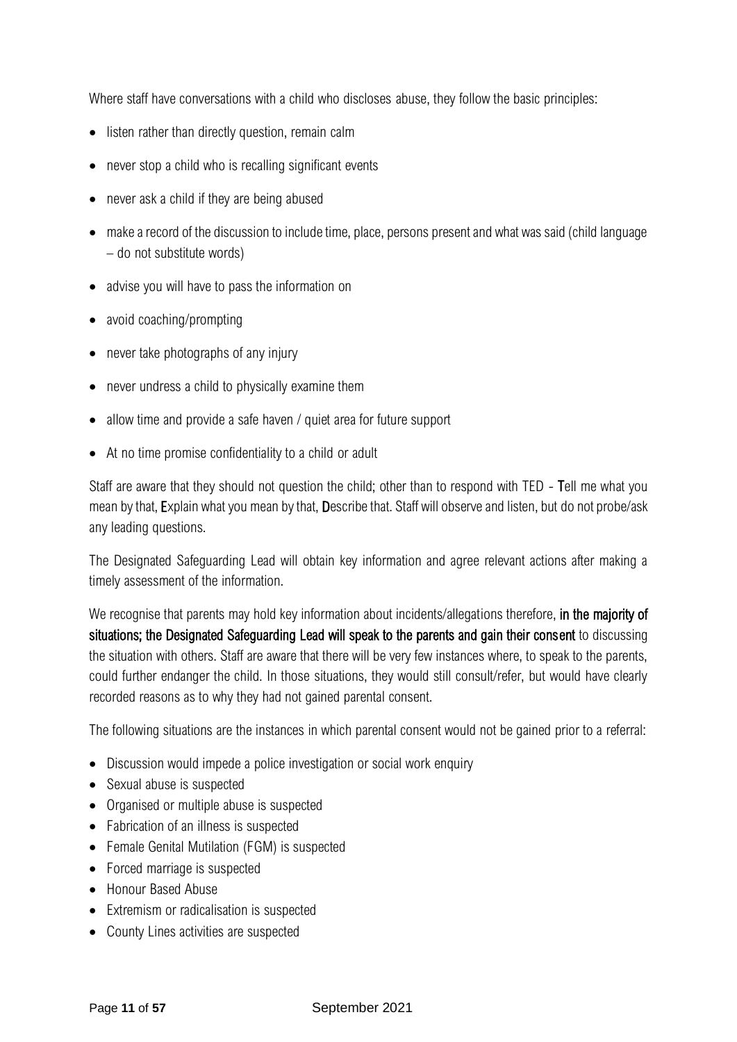Where staff have conversations with a child who discloses abuse, they follow the basic principles:

- listen rather than directly question, remain calm
- never stop a child who is recalling significant events
- never ask a child if they are being abused
- make a record of the discussion to include time, place, persons present and what was said (child language – do not substitute words)
- advise you will have to pass the information on
- avoid coaching/prompting
- never take photographs of any injury
- never undress a child to physically examine them
- allow time and provide a safe haven / quiet area for future support
- At no time promise confidentiality to a child or adult

Staff are aware that they should not question the child; other than to respond with TED - **T**ell me what you mean by that, **E**xplain what you mean by that, **D**escribe that. Staff will observe and listen, but do not probe/ask any leading questions.

The Designated Safeguarding Lead will obtain key information and agree relevant actions after making a timely assessment of the information.

We recognise that parents may hold key information about incidents/allegations therefore, **in the majority of situations; the Designated Safeguarding Lead will speak to the parents and gain their consent** to discussing the situation with others. Staff are aware that there will be very few instances where, to speak to the parents, could further endanger the child. In those situations, they would still consult/refer, but would have clearly recorded reasons as to why they had not gained parental consent.

The following situations are the instances in which parental consent would not be gained prior to a referral:

- Discussion would impede a police investigation or social work enquiry
- Sexual abuse is suspected
- Organised or multiple abuse is suspected
- Fabrication of an illness is suspected
- Female Genital Mutilation (FGM) is suspected
- Forced marriage is suspected
- Honour Based Abuse
- Extremism or radicalisation is suspected
- County Lines activities are suspected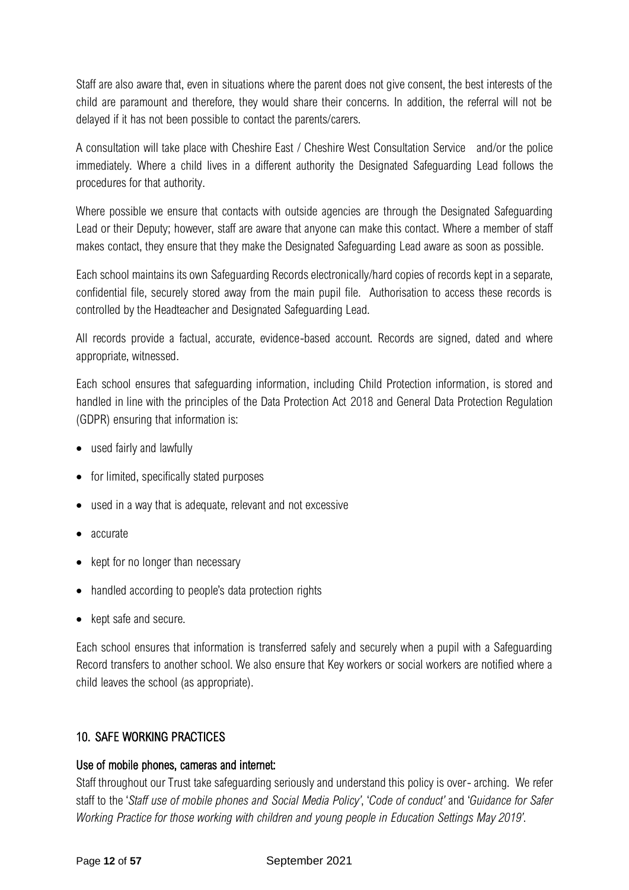Staff are also aware that, even in situations where the parent does not give consent, the best interests of the child are paramount and therefore, they would share their concerns. In addition, the referral will not be delayed if it has not been possible to contact the parents/carers.

A consultation will take place with Cheshire East / Cheshire West Consultation Service and/or the police immediately. Where a child lives in a different authority the Designated Safeguarding Lead follows the procedures for that authority.

Where possible we ensure that contacts with outside agencies are through the Designated Safeguarding Lead or their Deputy; however, staff are aware that anyone can make this contact. Where a member of staff makes contact, they ensure that they make the Designated Safeguarding Lead aware as soon as possible.

Each school maintains its own Safeguarding Records electronically/hard copies of records kept in a separate, confidential file, securely stored away from the main pupil file. Authorisation to access these records is controlled by the Headteacher and Designated Safeguarding Lead.

All records provide a factual, accurate, evidence-based account. Records are signed, dated and where appropriate, witnessed.

Each school ensures that safeguarding information, including Child Protection information, is stored and handled in line with the principles of the Data Protection Act 2018 and General Data Protection Regulation (GDPR) ensuring that information is:

- used fairly and lawfully
- for limited, specifically stated purposes
- used in a way that is adequate, relevant and not excessive
- accurate
- kept for no longer than necessary
- handled according to people's data protection rights
- kept safe and secure.

Each school ensures that information is transferred safely and securely when a pupil with a Safeguarding Record transfers to another school. We also ensure that Key workers or social workers are notified where a child leaves the school (as appropriate).

## 10. SAFE WORKING PRACTICES

### Use of mobile phones, cameras and internet:

Staff throughout our Trust take safeguarding seriously and understand this policy is over- arching. We refer staff to the '*Staff use of mobile phones and Social Media Policy*', '*Code of conduct*' and '*Guidance for Safer Working Practice for those working with children and young people in Education Settings May 2019*'.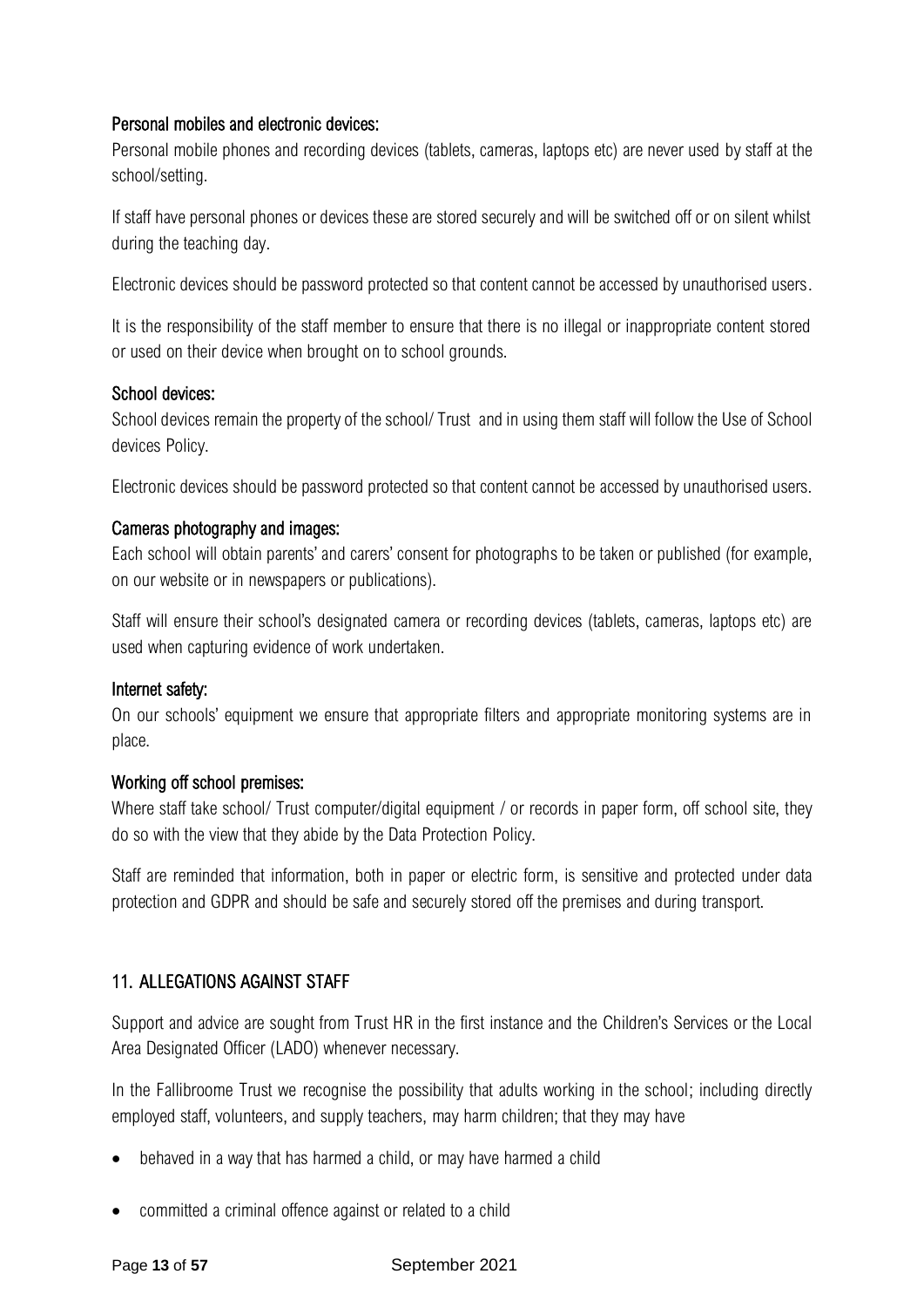#### Personal mobiles and electronic devices:

Personal mobile phones and recording devices (tablets, cameras, laptops etc) are never used by staff at the school/setting.

If staff have personal phones or devices these are stored securely and will be switched off or on silent whilst during the teaching day.

Electronic devices should be password protected so that content cannot be accessed by unauthorised users.

It is the responsibility of the staff member to ensure that there is no illegal or inappropriate content stored or used on their device when brought on to school grounds.

#### School devices:

School devices remain the property of the school/ Trust and in using them staff will follow the Use of School devices Policy.

Electronic devices should be password protected so that content cannot be accessed by unauthorised users.

#### Cameras photography and images:

Each school will obtain parents' and carers' consent for photographs to be taken or published (for example, on our website or in newspapers or publications).

Staff will ensure their school's designated camera or recording devices (tablets, cameras, laptops etc) are used when capturing evidence of work undertaken.

#### Internet safety:

On our schools' equipment we ensure that appropriate filters and appropriate monitoring systems are in place.

#### Working off school premises:

Where staff take school/ Trust computer/digital equipment / or records in paper form, off school site, they do so with the view that they abide by the Data Protection Policy.

Staff are reminded that information, both in paper or electric form, is sensitive and protected under data protection and GDPR and should be safe and securely stored off the premises and during transport.

## 11. ALLEGATIONS AGAINST STAFF

Support and advice are sought from Trust HR in the first instance and the Children's Services or the Local Area Designated Officer (LADO) whenever necessary.

In the Fallibroome Trust we recognise the possibility that adults working in the school; including directly employed staff, volunteers, and supply teachers, may harm children; that they may have

- behaved in a way that has harmed a child, or may have harmed a child
- committed a criminal offence against or related to a child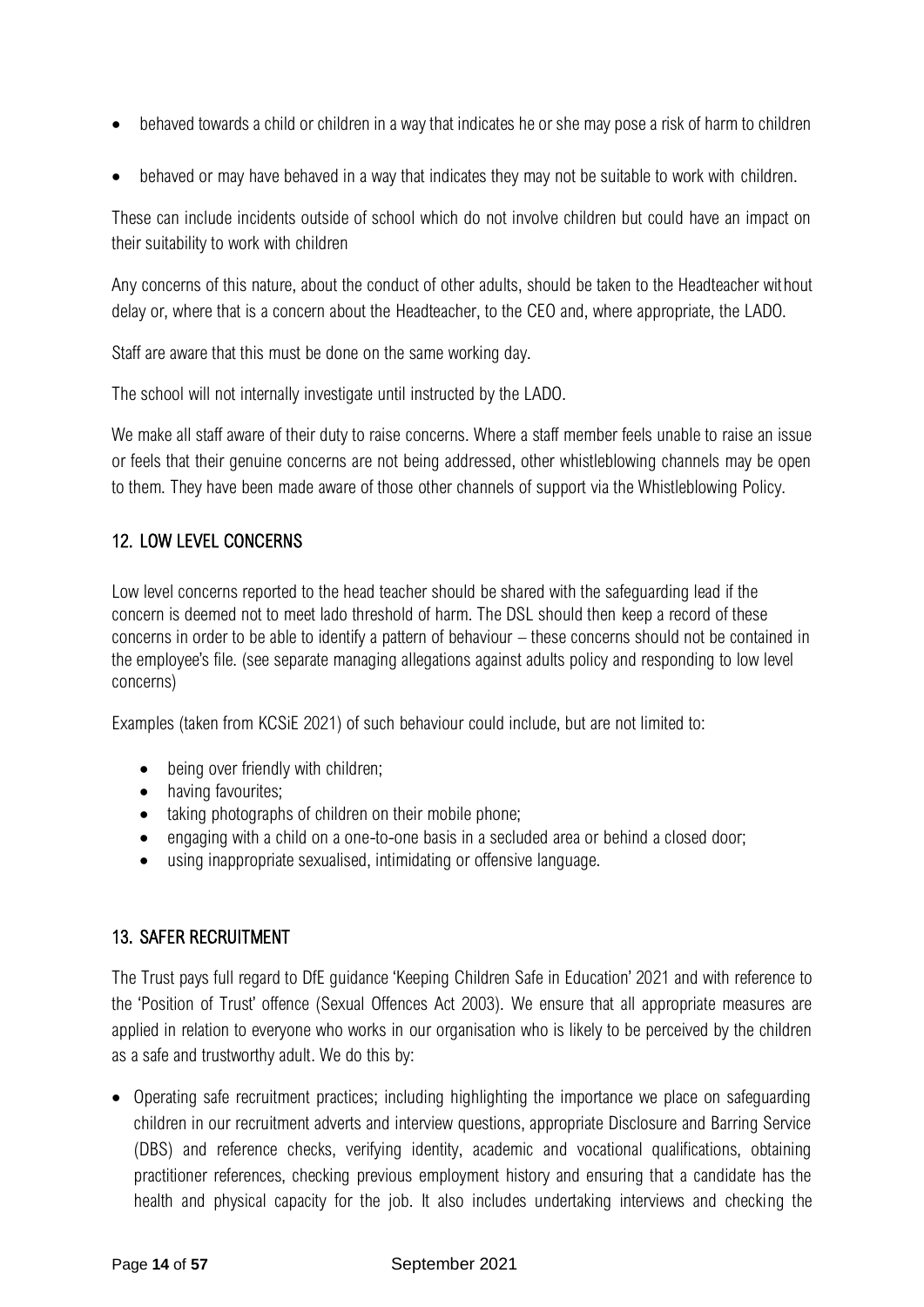- behaved towards a child or children in a way that indicates he or she may pose a risk of harm to children
- behaved or may have behaved in a way that indicates they may not be suitable to work with children.

These can include incidents outside of school which do not involve children but could have an impact on their suitability to work with children

Any concerns of this nature, about the conduct of other adults, should be taken to the Headteacher without delay or, where that is a concern about the Headteacher, to the CEO and, where appropriate, the LADO.

Staff are aware that this must be done on the same working day.

The school will not internally investigate until instructed by the LADO.

We make all staff aware of their duty to raise concerns. Where a staff member feels unable to raise an issue or feels that their genuine concerns are not being addressed, other whistleblowing channels may be open to them. They have been made aware of those other channels of support via the Whistleblowing Policy.

## 12. LOW LEVEL CONCERNS

Low level concerns reported to the head teacher should be shared with the safeguarding lead if the concern is deemed not to meet lado threshold of harm. The DSL should then keep a record of these concerns in order to be able to identify a pattern of behaviour – these concerns should not be contained in the employee's file. (see separate managing allegations against adults policy and responding to low level concerns)

Examples (taken from KCSiE 2021) of such behaviour could include, but are not limited to:

- being over friendly with children;
- having favourites;
- taking photographs of children on their mobile phone;
- engaging with a child on a one-to-one basis in a secluded area or behind a closed door;
- using inappropriate sexualised, intimidating or offensive language.

## 13. SAFER RECRUITMENT

The Trust pays full regard to DfE guidance 'Keeping Children Safe in Education' 2021 and with reference to the 'Position of Trust' offence (Sexual Offences Act 2003). We ensure that all appropriate measures are applied in relation to everyone who works in our organisation who is likely to be perceived by the children as a safe and trustworthy adult. We do this by:

- Operating safe recruitment practices; including highlighting the importance we place on safeguarding children in our recruitment adverts and interview questions, appropriate Disclosure and Barring Service (DBS) and reference checks, verifying identity, academic and vocational qualifications, obtaining practitioner references, checking previous employment history and ensuring that a candidate has the health and physical capacity for the job. It also includes undertaking interviews and checking the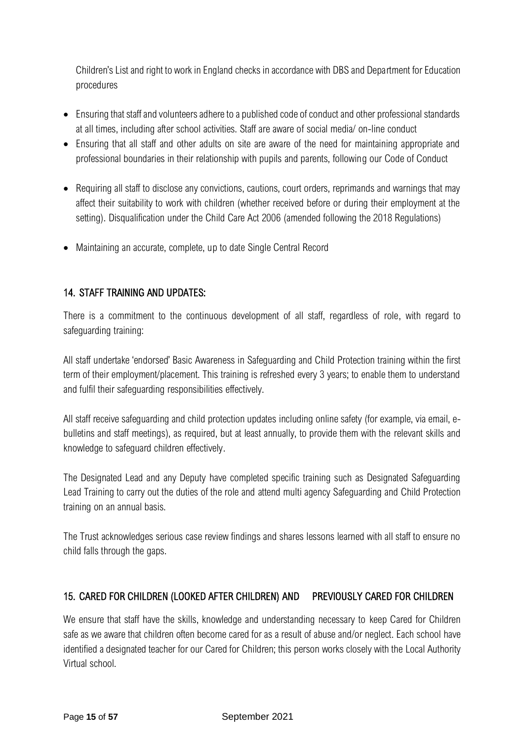Children's List and right to work in England checks in accordance with DBS and Department for Education procedures

- Ensuring that staff and volunteers adhere to a published code of conduct and other professional standards at all times, including after school activities. Staff are aware of social media/ on-line conduct
- Ensuring that all staff and other adults on site are aware of the need for maintaining appropriate and professional boundaries in their relationship with pupils and parents, following our Code of Conduct
- Requiring all staff to disclose any convictions, cautions, court orders, reprimands and warnings that may affect their suitability to work with children (whether received before or during their employment at the setting). Disqualification under the Child Care Act 2006 (amended following the 2018 Regulations)
- Maintaining an accurate, complete, up to date Single Central Record

## 14. STAFF TRAINING AND UPDATES:

There is a commitment to the continuous development of all staff, regardless of role, with regard to safeguarding training:

All staff undertake 'endorsed' Basic Awareness in Safeguarding and Child Protection training within the first term of their employment/placement. This training is refreshed every 3 years; to enable them to understand and fulfil their safeguarding responsibilities effectively.

All staff receive safeguarding and child protection updates including online safety (for example, via email, e-bulletins and staff meetings), as required, but at least annually, to provide them with the relevant skills and knowledge to safeguard children effectively.

The Designated Lead and any Deputy have completed specific training such as Designated Safeguarding Lead Training to carry out the duties of the role and attend multi agency Safeguarding and Child Protection training on an annual basis.

The Trust acknowledges serious case review findings and shares lessons learned with all staff to ensure no child falls through the gaps.

## 15. CARED FOR CHILDREN (LOOKED AFTER CHILDREN) AND PREVIOUSLY CARED FOR CHILDREN

We ensure that staff have the skills, knowledge and understanding necessary to keep Cared for Children safe as we aware that children often become cared for as a result of abuse and/or neglect. Each school have identified a designated teacher for our Cared for Children; this person works closely with the Local Authority Virtual school.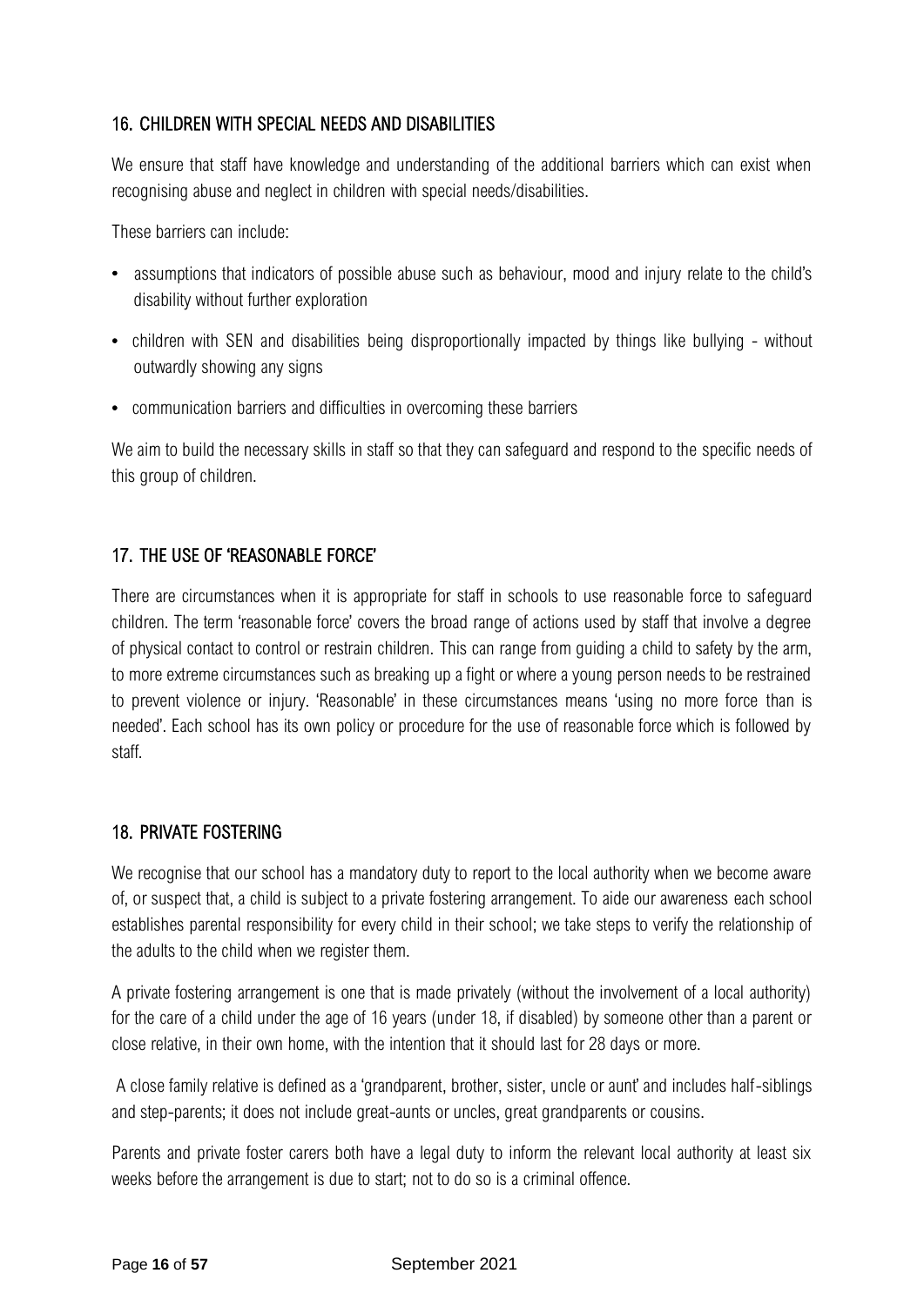## 16. CHILDREN WITH SPECIAL NEEDS AND DISABILITIES

We ensure that staff have knowledge and understanding of the additional barriers which can exist when recognising abuse and neglect in children with special needs/disabilities.

These barriers can include:

- assumptions that indicators of possible abuse such as behaviour, mood and injury relate to the child's disability without further exploration
- children with SEN and disabilities being disproportionally impacted by things like bullying - without outwardly showing any signs
- communication barriers and difficulties in overcoming these barriers

We aim to build the necessary skills in staff so that they can safeguard and respond to the specific needs of this group of children.

## 17. THE USE OF 'REASONABLE FORCE'

There are circumstances when it is appropriate for staff in schools to use reasonable force to safeguard children. The term 'reasonable force' covers the broad range of actions used by staff that involve a degree of physical contact to control or restrain children. This can range from guiding a child to safety by the arm, to more extreme circumstances such as breaking up a fight or where a young person needs to be restrained to prevent violence or injury. 'Reasonable' in these circumstances means 'using no more force than is needed'. Each school has its own policy or procedure for the use of reasonable force which is followed by staff.

## 18. PRIVATE FOSTERING

We recognise that our school has a mandatory duty to report to the local authority when we become aware of, or suspect that, a child is subject to a private fostering arrangement. To aide our awareness each school establishes parental responsibility for every child in their school; we take steps to verify the relationship of the adults to the child when we register them.

A private fostering arrangement is one that is made privately (without the involvement of a local authority) for the care of a child under the age of 16 years (under 18, if disabled) by someone other than a parent or close relative, in their own home, with the intention that it should last for 28 days or more.

A close family relative is defined as a 'grandparent, brother, sister, uncle or aunt' and includes half-siblings and step-parents; it does not include great-aunts or uncles, great grandparents or cousins.

Parents and private foster carers both have a legal duty to inform the relevant local authority at least six weeks before the arrangement is due to start; not to do so is a criminal offence.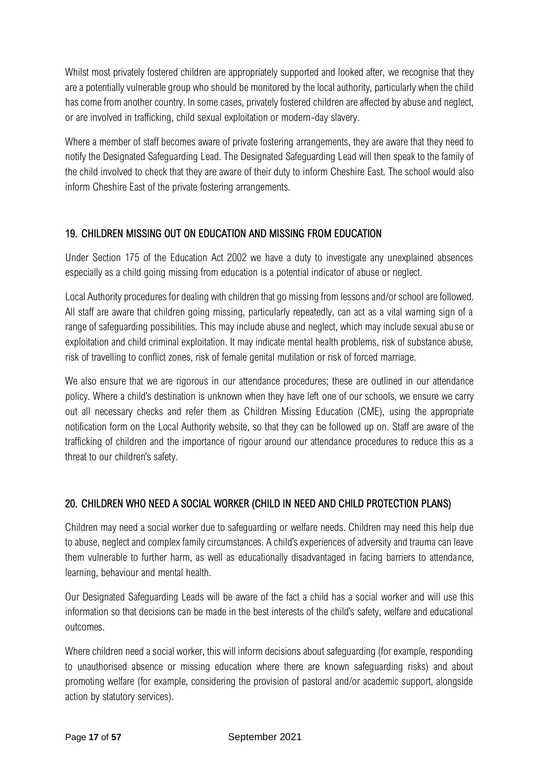Whilst most privately fostered children are appropriately supported and looked after, we recognise that they are a potentially vulnerable group who should be monitored by the local authority, particularly when the child has come from another country. In some cases, privately fostered children are affected by abuse and neglect, or are involved in trafficking, child sexual exploitation or modern-day slavery.

Where a member of staff becomes aware of private fostering arrangements, they are aware that they need to notify the Designated Safeguarding Lead. The Designated Safeguarding Lead will then speak to the family of the child involved to check that they are aware of their duty to inform Cheshire East. The school would also inform Cheshire East of the private fostering arrangements.

## 19. CHILDREN MISSING OUT ON EDUCATION AND MISSING FROM EDUCATION

Under Section 175 of the Education Act 2002 we have a duty to investigate any unexplained absences especially as a child going missing from education is a potential indicator of abuse or neglect.

Local Authority procedures for dealing with children that go missing from lessons and/or school are followed. All staff are aware that children going missing, particularly repeatedly, can act as a vital warning sign of a range of safeguarding possibilities. This may include abuse and neglect, which may include sexual abuse or exploitation and child criminal exploitation. It may indicate mental health problems, risk of substance abuse, risk of travelling to conflict zones, risk of female genital mutilation or risk of forced marriage.

We also ensure that we are rigorous in our attendance procedures; these are outlined in our attendance policy. Where a child's destination is unknown when they have left one of our schools, we ensure we carry out all necessary checks and refer them as Children Missing Education (CME), using the appropriate notification form on the Local Authority website, so that they can be followed up on. Staff are aware of the trafficking of children and the importance of rigour around our attendance procedures to reduce this as a threat to our children's safety.

## 20. CHILDREN WHO NEED A SOCIAL WORKER (CHILD IN NEED AND CHILD PROTECTION PLANS)

Children may need a social worker due to safeguarding or welfare needs. Children may need this help due to abuse, neglect and complex family circumstances. A child's experiences of adversity and trauma can leave them vulnerable to further harm, as well as educationally disadvantaged in facing barriers to attendance, learning, behaviour and mental health.

Our Designated Safeguarding Leads will be aware of the fact a child has a social worker and will use this information so that decisions can be made in the best interests of the child's safety, welfare and educational outcomes.

Where children need a social worker, this will inform decisions about safeguarding (for example, responding to unauthorised absence or missing education where there are known safeguarding risks) and about promoting welfare (for example, considering the provision of pastoral and/or academic support, alongside action by statutory services).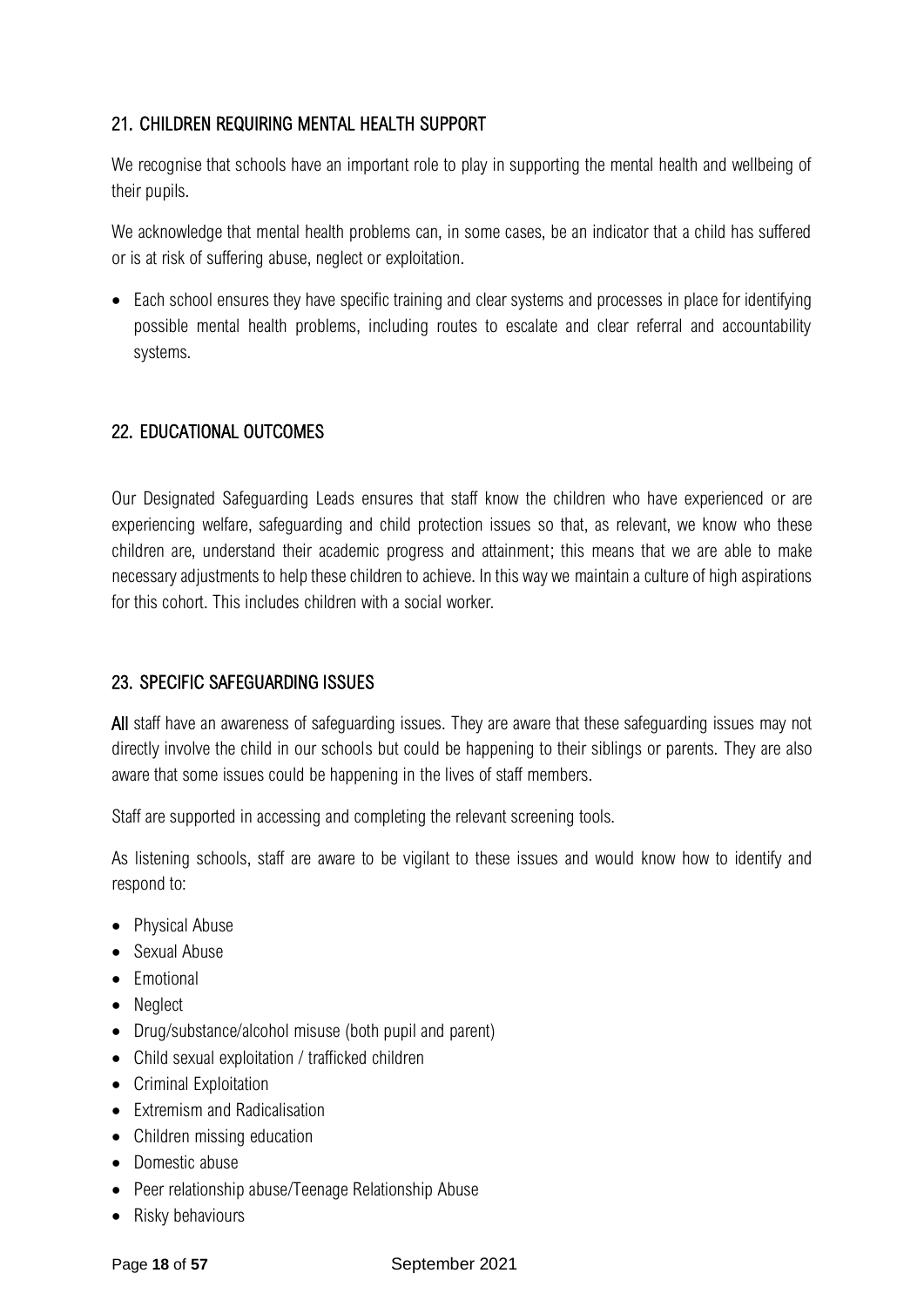## 21. CHILDREN REQUIRING MENTAL HEALTH SUPPORT

We recognise that schools have an important role to play in supporting the mental health and wellbeing of their pupils.

We acknowledge that mental health problems can, in some cases, be an indicator that a child has suffered or is at risk of suffering abuse, neglect or exploitation.

- Each school ensures they have specific training and clear systems and processes in place for identifying possible mental health problems, including routes to escalate and clear referral and accountability systems.

## 22. EDUCATIONAL OUTCOMES

Our Designated Safeguarding Leads ensures that staff know the children who have experienced or are experiencing welfare, safeguarding and child protection issues so that, as relevant, we know who these children are, understand their academic progress and attainment; this means that we are able to make necessary adjustments to help these children to achieve. In this way we maintain a culture of high aspirations for this cohort. This includes children with a social worker.

## 23. SPECIFIC SAFEGUARDING ISSUES

**All** staff have an awareness of safeguarding issues. They are aware that these safeguarding issues may not directly involve the child in our schools but could be happening to their siblings or parents. They are also aware that some issues could be happening in the lives of staff members.

Staff are supported in accessing and completing the relevant screening tools.

As listening schools, staff are aware to be vigilant to these issues and would know how to identify and respond to:

- Physical Abuse
- Sexual Abuse
- Emotional
- Neglect
- Drug/substance/alcohol misuse (both pupil and parent)
- Child sexual exploitation / trafficked children
- Criminal Exploitation
- Extremism and Radicalisation
- Children missing education
- Domestic abuse
- Peer relationship abuse/Teenage Relationship Abuse
- Risky behaviours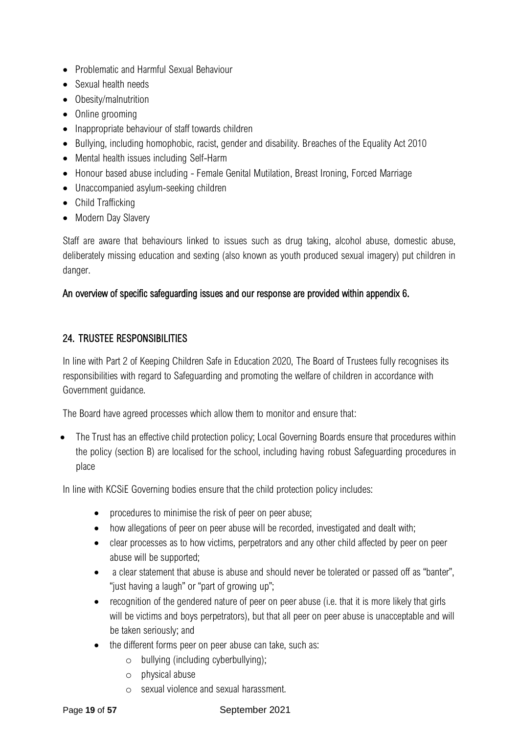- Problematic and Harmful Sexual Behaviour
- Sexual health needs
- Obesity/malnutrition
- Online grooming
- Inappropriate behaviour of staff towards children
- Bullying, including homophobic, racist, gender and disability. Breaches of the Equality Act 2010
- Mental health issues including Self-Harm
- Honour based abuse including - Female Genital Mutilation, Breast Ironing, Forced Marriage
- Unaccompanied asylum-seeking children
- Child Trafficking
- Modern Day Slavery

Staff are aware that behaviours linked to issues such as drug taking, alcohol abuse, domestic abuse, deliberately missing education and sexting (also known as youth produced sexual imagery) put children in danger.

**An overview of specific safeguarding issues and our response are provided within appendix 6.**

## 24. TRUSTEE RESPONSIBILITIES

In line with Part 2 of Keeping Children Safe in Education 2020, The Board of Trustees fully recognises its responsibilities with regard to Safeguarding and promoting the welfare of children in accordance with Government guidance.

The Board have agreed processes which allow them to monitor and ensure that:

- The Trust has an effective child protection policy; Local Governing Boards ensure that procedures within the policy (section B) are localised for the school, including having robust Safeguarding procedures in place

In line with KCSiE Governing bodies ensure that the child protection policy includes:

- procedures to minimise the risk of peer on peer abuse;
- how allegations of peer on peer abuse will be recorded, investigated and dealt with;
- clear processes as to how victims, perpetrators and any other child affected by peer on peer abuse will be supported;
- a clear statement that abuse is abuse and should never be tolerated or passed off as "banter", "just having a laugh" or "part of growing up";
- recognition of the gendered nature of peer on peer abuse (i.e. that it is more likely that girls will be victims and boys perpetrators), but that all peer on peer abuse is unacceptable and will be taken seriously; and
- the different forms peer on peer abuse can take, such as:
  - bullying (including cyberbullying);
  - physical abuse
  - sexual violence and sexual harassment.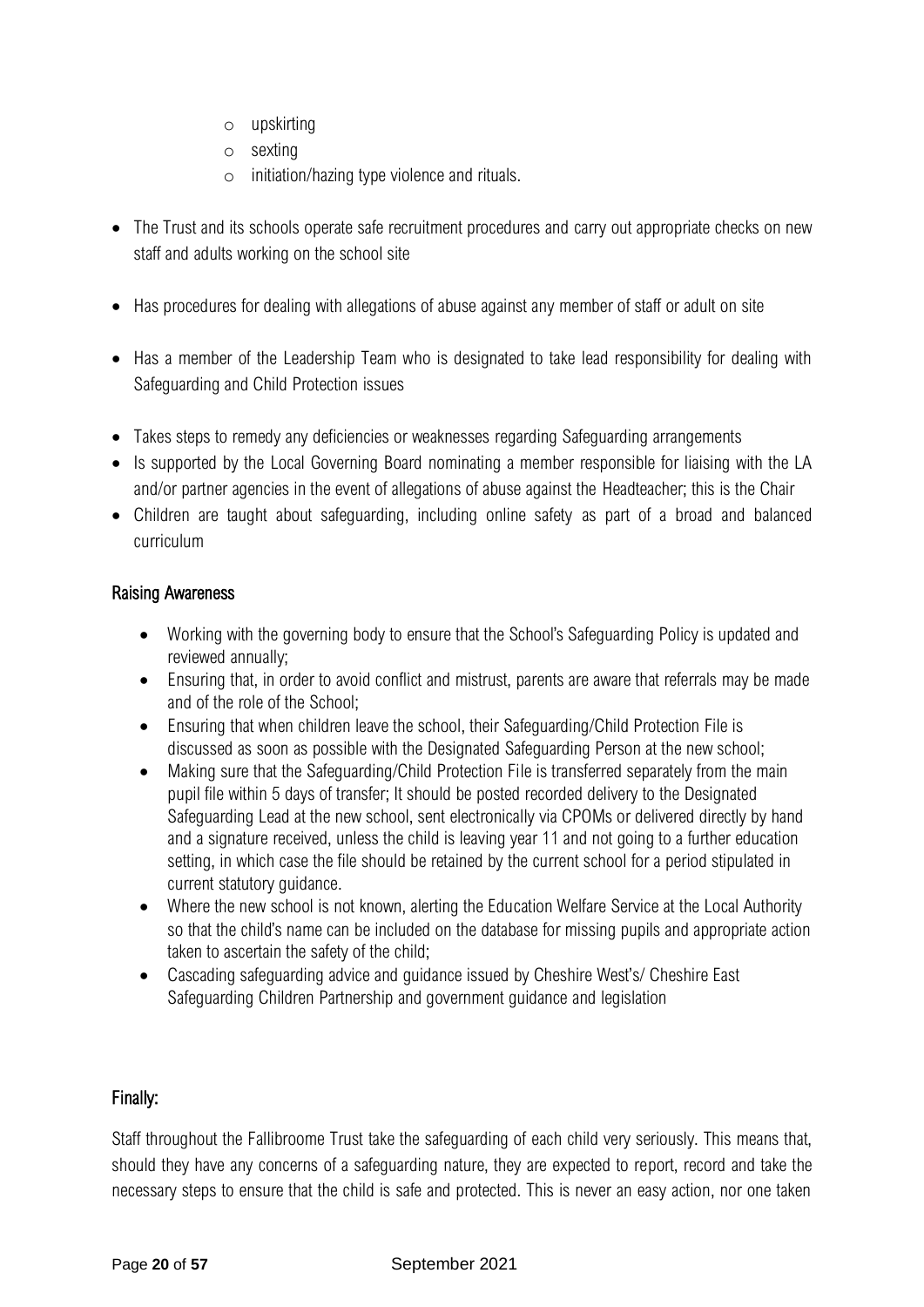- upskirting
  - sexting
  - initiation/hazing type violence and rituals.

- The Trust and its schools operate safe recruitment procedures and carry out appropriate checks on new staff and adults working on the school site

- Has procedures for dealing with allegations of abuse against any member of staff or adult on site

- Has a member of the Leadership Team who is designated to take lead responsibility for dealing with Safeguarding and Child Protection issues

- Takes steps to remedy any deficiencies or weaknesses regarding Safeguarding arrangements
- Is supported by the Local Governing Board nominating a member responsible for liaising with the LA and/or partner agencies in the event of allegations of abuse against the Headteacher; this is the Chair
- Children are taught about safeguarding, including online safety as part of a broad and balanced curriculum

## Raising Awareness

- Working with the governing body to ensure that the School's Safeguarding Policy is updated and reviewed annually;
- Ensuring that, in order to avoid conflict and mistrust, parents are aware that referrals may be made and of the role of the School;
- Ensuring that when children leave the school, their Safeguarding/Child Protection File is discussed as soon as possible with the Designated Safeguarding Person at the new school;
- Making sure that the Safeguarding/Child Protection File is transferred separately from the main pupil file within 5 days of transfer; It should be posted recorded delivery to the Designated Safeguarding Lead at the new school, sent electronically via CPOMs or delivered directly by hand and a signature received, unless the child is leaving year 11 and not going to a further education setting, in which case the file should be retained by the current school for a period stipulated in current statutory guidance.
- Where the new school is not known, alerting the Education Welfare Service at the Local Authority so that the child's name can be included on the database for missing pupils and appropriate action taken to ascertain the safety of the child;
- Cascading safeguarding advice and guidance issued by Cheshire West's/ Cheshire East Safeguarding Children Partnership and government guidance and legislation

## Finally:

Staff throughout the Fallibroome Trust take the safeguarding of each child very seriously. This means that, should they have any concerns of a safeguarding nature, they are expected to report, record and take the necessary steps to ensure that the child is safe and protected. This is never an easy action, nor one taken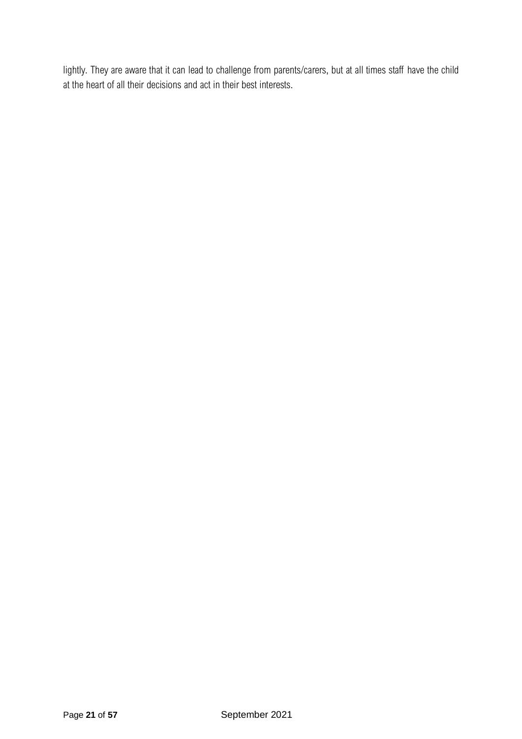lightly. They are aware that it can lead to challenge from parents/carers, but at all times staff have the child at the heart of all their decisions and act in their best interests.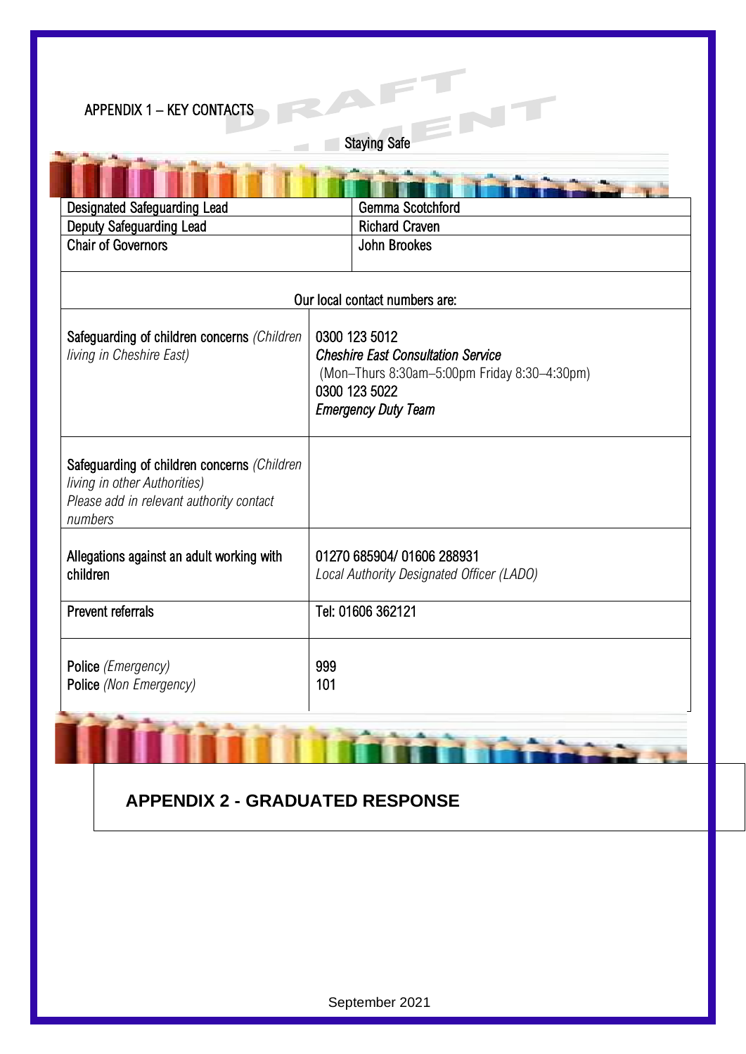## APPENDIX 1 – KEY CONTACTS

Staying Safe

| Designated Safeguarding Lead | Gemma Scotchford |
|---|---|
| Deputy Safeguarding Lead | Richard Craven |
| Chair of Governors | John Brookes |

Our local contact numbers are:

| | |
|---|---|
| Safeguarding of children concerns *(Children living in Cheshire East)* | 0300 123 5012<br>***Cheshire East Consultation Service***<br>(Mon–Thurs 8:30am–5:00pm Friday 8:30–4:30pm)<br>0300 123 5022<br>***Emergency Duty Team*** |
| Safeguarding of children concerns *(Children living in other Authorities)*<br>*Please add in relevant authority contact numbers* | |
| Allegations against an adult working with children | 01270 685904/ 01606 288931<br>*Local Authority Designated Officer (LADO)* |
| Prevent referrals | Tel: 01606 362121 |
| Police *(Emergency)*<br>Police *(Non Emergency)* | 999<br>101 |

## APPENDIX 2 - GRADUATED RESPONSE

September 2021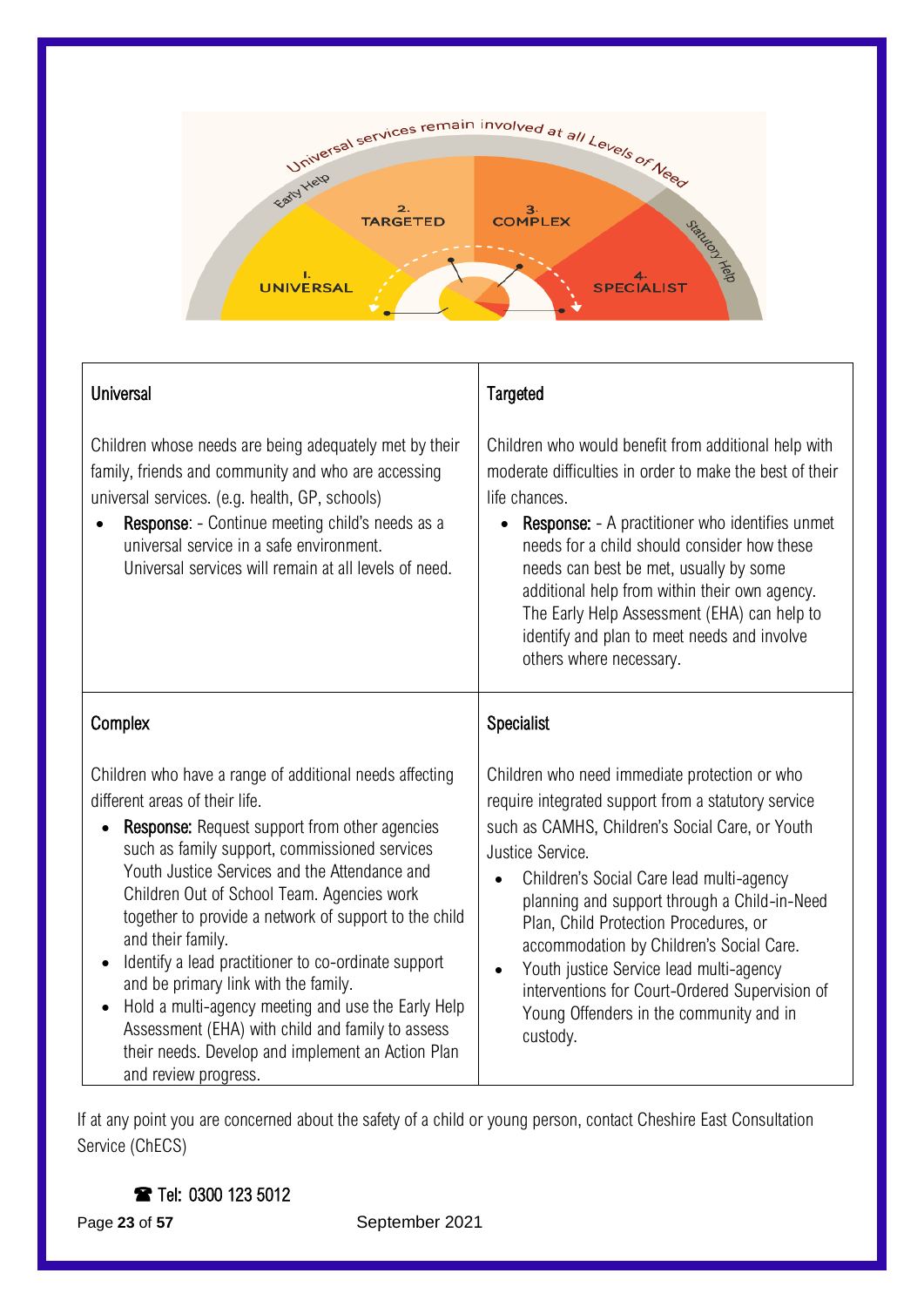| Universal | Targeted |
| --- | --- |
| Children whose needs are being adequately met by their family, friends and community and who are accessing universal services. (e.g. health, GP, schools)<br>• **Response**: - Continue meeting child's needs as a universal service in a safe environment. Universal services will remain at all levels of need. | Children who would benefit from additional help with moderate difficulties in order to make the best of their life chances.<br>• **Response:** - A practitioner who identifies unmet needs for a child should consider how these needs can best be met, usually by some additional help from within their own agency. The Early Help Assessment (EHA) can help to identify and plan to meet needs and involve others where necessary. |
| **Complex** | **Specialist** |
| Children who have a range of additional needs affecting different areas of their life.<br>• **Response:** Request support from other agencies such as family support, commissioned services Youth Justice Services and the Attendance and Children Out of School Team. Agencies work together to provide a network of support to the child and their family.<br>• Identify a lead practitioner to co-ordinate support and be primary link with the family.<br>• Hold a multi-agency meeting and use the Early Help Assessment (EHA) with child and family to assess their needs. Develop and implement an Action Plan and review progress. | Children who need immediate protection or who require integrated support from a statutory service such as CAMHS, Children's Social Care, or Youth Justice Service.<br>• Children's Social Care lead multi-agency planning and support through a Child-in-Need Plan, Child Protection Procedures, or accommodation by Children's Social Care.<br>• Youth justice Service lead multi-agency interventions for Court-Ordered Supervision of Young Offenders in the community and in custody. |

If at any point you are concerned about the safety of a child or young person, contact Cheshire East Consultation Service (ChECS)

☎ Tel: 0300 123 5012

September 2021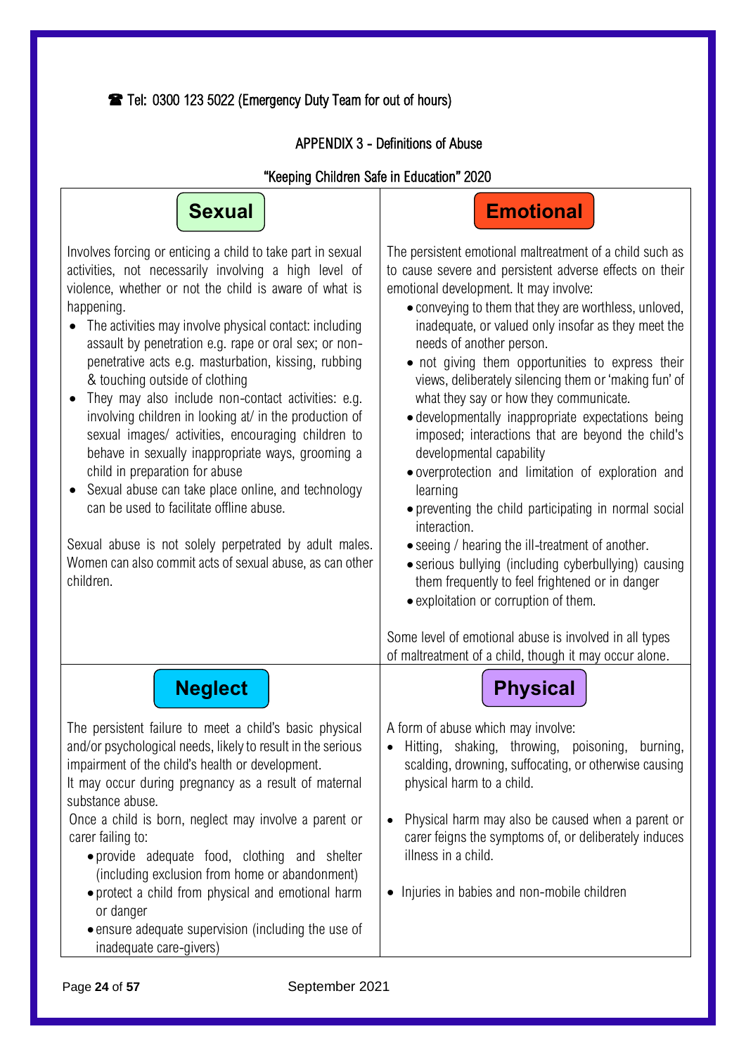☎ Tel: 0300 123 5022 (Emergency Duty Team for out of hours)

## APPENDIX 3 - Definitions of Abuse

### "Keeping Children Safe in Education" 2020

### Sexual

Involves forcing or enticing a child to take part in sexual activities, not necessarily involving a high level of violence, whether or not the child is aware of what is happening.

- The activities may involve physical contact: including assault by penetration e.g. rape or oral sex; or non-penetrative acts e.g. masturbation, kissing, rubbing & touching outside of clothing
- They may also include non-contact activities: e.g. involving children in looking at/ in the production of sexual images/ activities, encouraging children to behave in sexually inappropriate ways, grooming a child in preparation for abuse
- Sexual abuse can take place online, and technology can be used to facilitate offline abuse.

Sexual abuse is not solely perpetrated by adult males. Women can also commit acts of sexual abuse, as can other children.

### Emotional

The persistent emotional maltreatment of a child such as to cause severe and persistent adverse effects on their emotional development. It may involve:

- conveying to them that they are worthless, unloved, inadequate, or valued only insofar as they meet the needs of another person.
- not giving them opportunities to express their views, deliberately silencing them or 'making fun' of what they say or how they communicate.
- developmentally inappropriate expectations being imposed; interactions that are beyond the child's developmental capability
- overprotection and limitation of exploration and learning
- preventing the child participating in normal social interaction.
- seeing / hearing the ill-treatment of another.
- serious bullying (including cyberbullying) causing them frequently to feel frightened or in danger
- exploitation or corruption of them.

Some level of emotional abuse is involved in all types of maltreatment of a child, though it may occur alone.

### Neglect

The persistent failure to meet a child's basic physical and/or psychological needs, likely to result in the serious impairment of the child's health or development.
It may occur during pregnancy as a result of maternal substance abuse.
Once a child is born, neglect may involve a parent or carer failing to:

- provide adequate food, clothing and shelter (including exclusion from home or abandonment)
- protect a child from physical and emotional harm or danger
- ensure adequate supervision (including the use of inadequate care-givers)

### Physical

A form of abuse which may involve:

- Hitting, shaking, throwing, poisoning, burning, scalding, drowning, suffocating, or otherwise causing physical harm to a child.
- Physical harm may also be caused when a parent or carer feigns the symptoms of, or deliberately induces illness in a child.
- Injuries in babies and non-mobile children

September 2021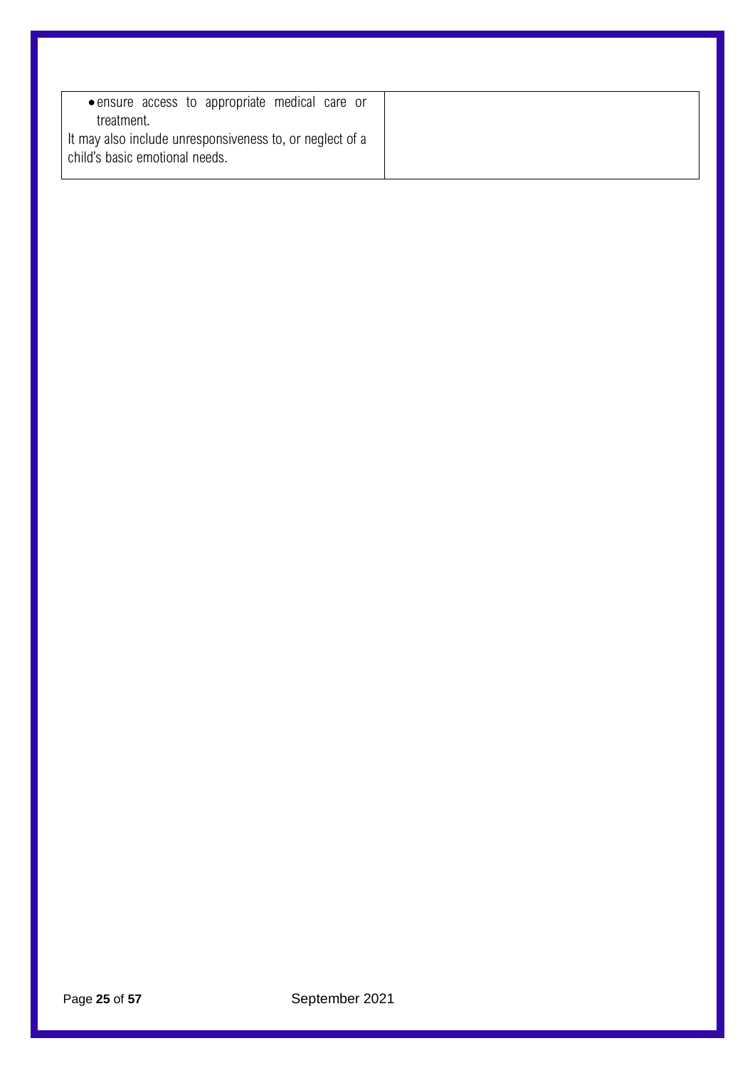| | |
|---|---|
| • ensure access to appropriate medical care or treatment.<br>It may also include unresponsiveness to, or neglect of a child's basic emotional needs. | |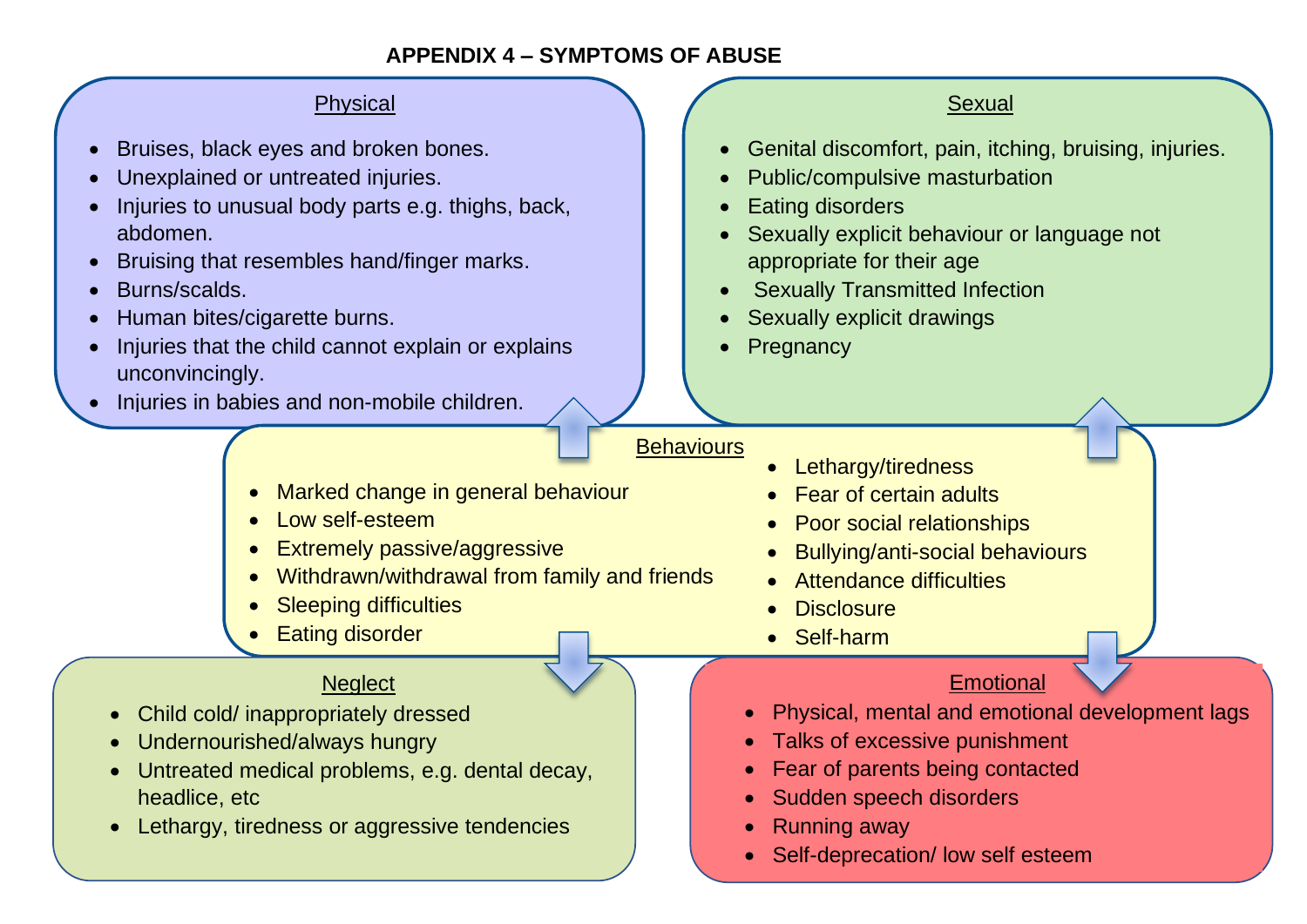# APPENDIX 4 – SYMPTOMS OF ABUSE

## Physical

- Bruises, black eyes and broken bones.
- Unexplained or untreated injuries.
- Injuries to unusual body parts e.g. thighs, back, abdomen.
- Bruising that resembles hand/finger marks.
- Burns/scalds.
- Human bites/cigarette burns.
- Injuries that the child cannot explain or explains unconvincingly.
- Injuries in babies and non-mobile children.

## Sexual

- Genital discomfort, pain, itching, bruising, injuries.
- Public/compulsive masturbation
- Eating disorders
- Sexually explicit behaviour or language not appropriate for their age
- Sexually Transmitted Infection
- Sexually explicit drawings
- Pregnancy

## Behaviours

- Marked change in general behaviour
- Low self-esteem
- Extremely passive/aggressive
- Withdrawn/withdrawal from family and friends
- Sleeping difficulties
- Eating disorder
- Lethargy/tiredness
- Fear of certain adults
- Poor social relationships
- Bullying/anti-social behaviours
- Attendance difficulties
- Disclosure
- Self-harm

## Neglect

- Child cold/ inappropriately dressed
- Undernourished/always hungry
- Untreated medical problems, e.g. dental decay, headlice, etc
- Lethargy, tiredness or aggressive tendencies

## Emotional

- Physical, mental and emotional development lags
- Talks of excessive punishment
- Fear of parents being contacted
- Sudden speech disorders
- Running away
- Self-deprecation/ low self esteem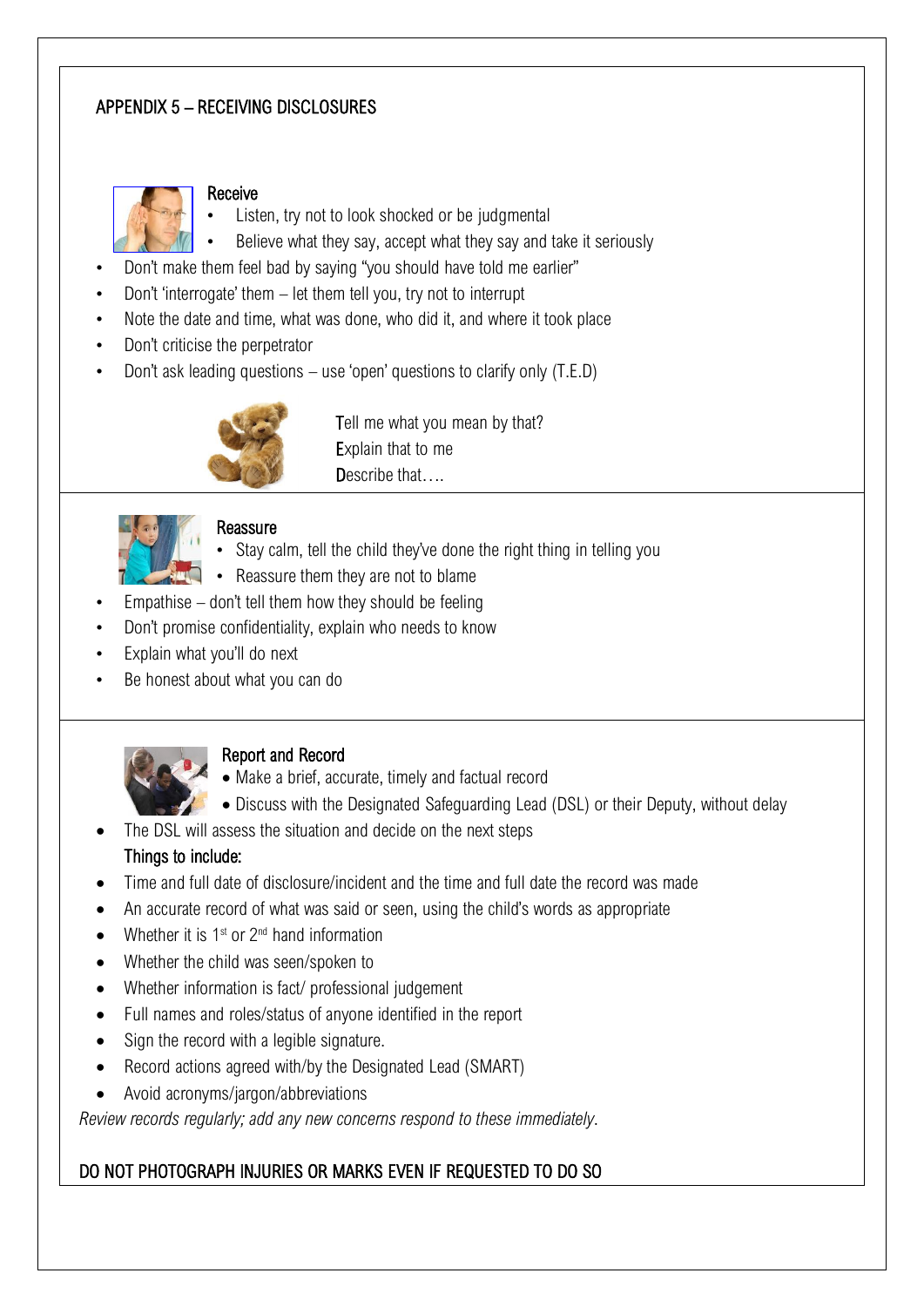## APPENDIX 5 – RECEIVING DISCLOSURES

### Receive

- Listen, try not to look shocked or be judgmental
- Believe what they say, accept what they say and take it seriously
- Don't make them feel bad by saying "you should have told me earlier"
- Don't 'interrogate' them – let them tell you, try not to interrupt
- Note the date and time, what was done, who did it, and where it took place
- Don't criticise the perpetrator
- Don't ask leading questions – use 'open' questions to clarify only (T.E.D)

**T**ell me what you mean by that?
**E**xplain that to me
**D**escribe that….

### Reassure

- Stay calm, tell the child they've done the right thing in telling you
- Reassure them they are not to blame
- Empathise – don't tell them how they should be feeling
- Don't promise confidentiality, explain who needs to know
- Explain what you'll do next
- Be honest about what you can do

### Report and Record

- Make a brief, accurate, timely and factual record
- Discuss with the Designated Safeguarding Lead (DSL) or their Deputy, without delay
- The DSL will assess the situation and decide on the next steps

**Things to include:**

- Time and full date of disclosure/incident and the time and full date the record was made
- An accurate record of what was said or seen, using the child's words as appropriate
- Whether it is 1st or 2nd hand information
- Whether the child was seen/spoken to
- Whether information is fact/ professional judgement
- Full names and roles/status of anyone identified in the report
- Sign the record with a legible signature.
- Record actions agreed with/by the Designated Lead (SMART)
- Avoid acronyms/jargon/abbreviations

*Review records regularly; add any new concerns respond to these immediately.*

DO NOT PHOTOGRAPH INJURIES OR MARKS EVEN IF REQUESTED TO DO SO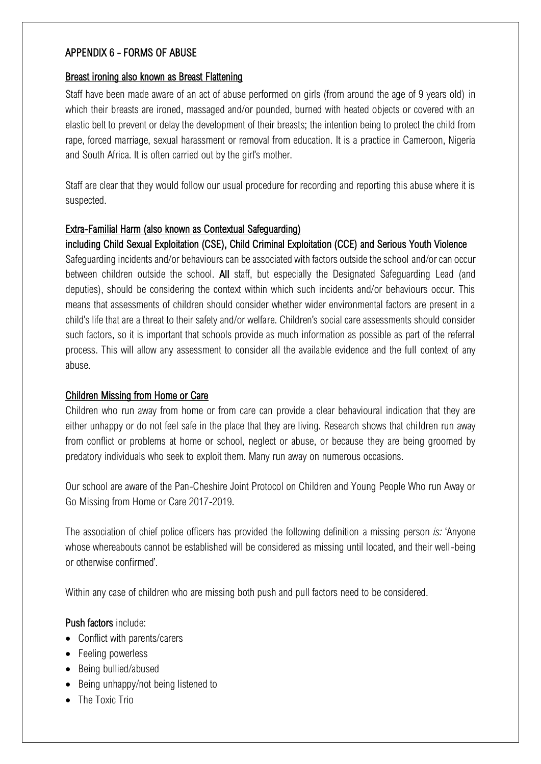## APPENDIX 6 - FORMS OF ABUSE

### Breast ironing also known as Breast Flattening

Staff have been made aware of an act of abuse performed on girls (from around the age of 9 years old) in which their breasts are ironed, massaged and/or pounded, burned with heated objects or covered with an elastic belt to prevent or delay the development of their breasts; the intention being to protect the child from rape, forced marriage, sexual harassment or removal from education. It is a practice in Cameroon, Nigeria and South Africa. It is often carried out by the girl's mother.

Staff are clear that they would follow our usual procedure for recording and reporting this abuse where it is suspected.

### Extra-Familial Harm (also known as Contextual Safeguarding)

**including Child Sexual Exploitation (CSE), Child Criminal Exploitation (CCE) and Serious Youth Violence**

Safeguarding incidents and/or behaviours can be associated with factors outside the school and/or can occur between children outside the school. **All** staff, but especially the Designated Safeguarding Lead (and deputies), should be considering the context within which such incidents and/or behaviours occur. This means that assessments of children should consider whether wider environmental factors are present in a child's life that are a threat to their safety and/or welfare. Children's social care assessments should consider such factors, so it is important that schools provide as much information as possible as part of the referral process. This will allow any assessment to consider all the available evidence and the full context of any abuse.

### Children Missing from Home or Care

Children who run away from home or from care can provide a clear behavioural indication that they are either unhappy or do not feel safe in the place that they are living. Research shows that children run away from conflict or problems at home or school, neglect or abuse, or because they are being groomed by predatory individuals who seek to exploit them. Many run away on numerous occasions.

Our school are aware of the Pan-Cheshire Joint Protocol on Children and Young People Who run Away or Go Missing from Home or Care 2017-2019.

The association of chief police officers has provided the following definition a missing person *is:* 'Anyone whose whereabouts cannot be established will be considered as missing until located, and their well-being or otherwise confirmed'.

Within any case of children who are missing both push and pull factors need to be considered.

**Push factors** include:

- Conflict with parents/carers
- Feeling powerless
- Being bullied/abused
- Being unhappy/not being listened to
- The Toxic Trio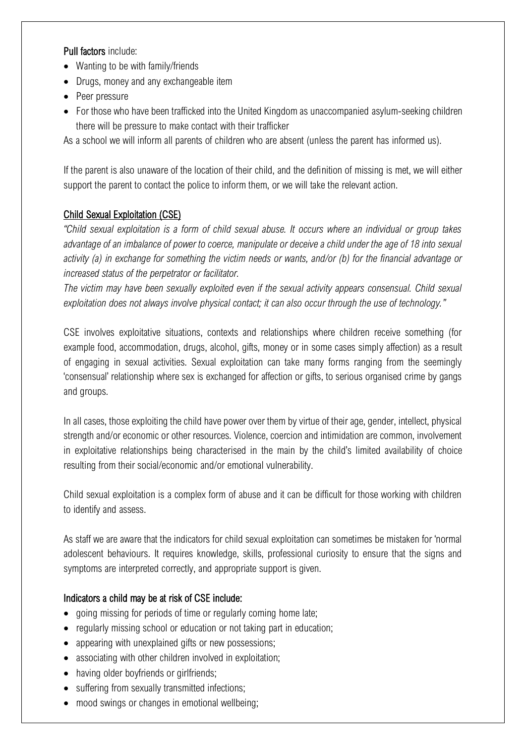**Pull factors** include:

- Wanting to be with family/friends
- Drugs, money and any exchangeable item
- Peer pressure
- For those who have been trafficked into the United Kingdom as unaccompanied asylum-seeking children there will be pressure to make contact with their trafficker

As a school we will inform all parents of children who are absent (unless the parent has informed us).

If the parent is also unaware of the location of their child, and the definition of missing is met, we will either support the parent to contact the police to inform them, or we will take the relevant action.

## Child Sexual Exploitation (CSE)

*"Child sexual exploitation is a form of child sexual abuse. It occurs where an individual or group takes advantage of an imbalance of power to coerce, manipulate or deceive a child under the age of 18 into sexual activity (a) in exchange for something the victim needs or wants, and/or (b) for the financial advantage or increased status of the perpetrator or facilitator.*

*The victim may have been sexually exploited even if the sexual activity appears consensual. Child sexual exploitation does not always involve physical contact; it can also occur through the use of technology."*

CSE involves exploitative situations, contexts and relationships where children receive something (for example food, accommodation, drugs, alcohol, gifts, money or in some cases simply affection) as a result of engaging in sexual activities. Sexual exploitation can take many forms ranging from the seemingly 'consensual' relationship where sex is exchanged for affection or gifts, to serious organised crime by gangs and groups.

In all cases, those exploiting the child have power over them by virtue of their age, gender, intellect, physical strength and/or economic or other resources. Violence, coercion and intimidation are common, involvement in exploitative relationships being characterised in the main by the child's limited availability of choice resulting from their social/economic and/or emotional vulnerability.

Child sexual exploitation is a complex form of abuse and it can be difficult for those working with children to identify and assess.

As staff we are aware that the indicators for child sexual exploitation can sometimes be mistaken for 'normal adolescent behaviours. It requires knowledge, skills, professional curiosity to ensure that the signs and symptoms are interpreted correctly, and appropriate support is given.

**Indicators a child may be at risk of CSE include:**

- going missing for periods of time or regularly coming home late;
- regularly missing school or education or not taking part in education;
- appearing with unexplained gifts or new possessions;
- associating with other children involved in exploitation;
- having older boyfriends or girlfriends;
- suffering from sexually transmitted infections;
- mood swings or changes in emotional wellbeing;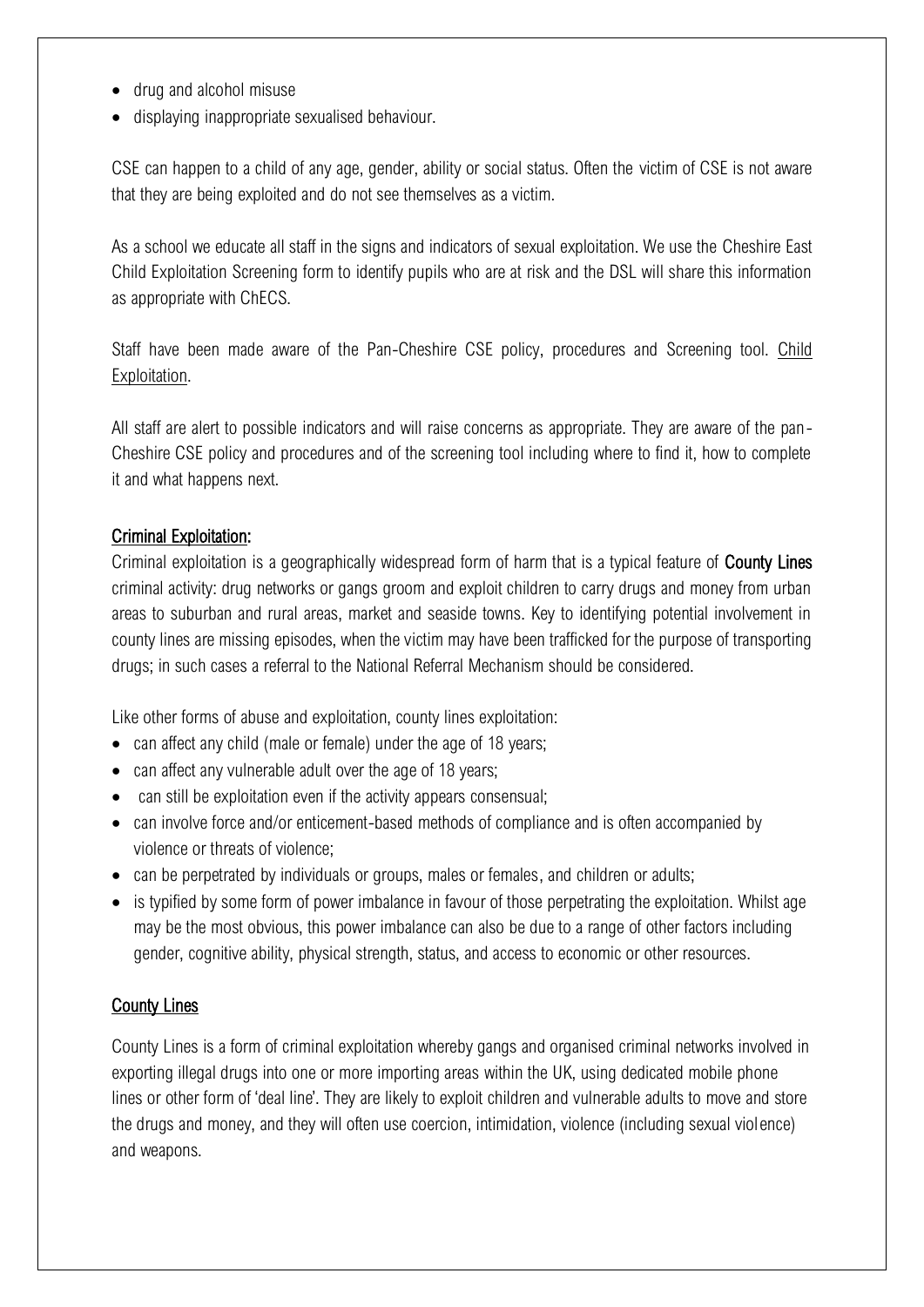- drug and alcohol misuse
- displaying inappropriate sexualised behaviour.

CSE can happen to a child of any age, gender, ability or social status. Often the victim of CSE is not aware that they are being exploited and do not see themselves as a victim.

As a school we educate all staff in the signs and indicators of sexual exploitation. We use the Cheshire East Child Exploitation Screening form to identify pupils who are at risk and the DSL will share this information as appropriate with ChECS.

Staff have been made aware of the Pan-Cheshire CSE policy, procedures and Screening tool. Child Exploitation.

All staff are alert to possible indicators and will raise concerns as appropriate. They are aware of the pan-Cheshire CSE policy and procedures and of the screening tool including where to find it, how to complete it and what happens next.

## Criminal Exploitation:

Criminal exploitation is a geographically widespread form of harm that is a typical feature of **County Lines** criminal activity: drug networks or gangs groom and exploit children to carry drugs and money from urban areas to suburban and rural areas, market and seaside towns. Key to identifying potential involvement in county lines are missing episodes, when the victim may have been trafficked for the purpose of transporting drugs; in such cases a referral to the National Referral Mechanism should be considered.

Like other forms of abuse and exploitation, county lines exploitation:

- can affect any child (male or female) under the age of 18 years;
- can affect any vulnerable adult over the age of 18 years;
- can still be exploitation even if the activity appears consensual;
- can involve force and/or enticement-based methods of compliance and is often accompanied by violence or threats of violence;
- can be perpetrated by individuals or groups, males or females, and children or adults;
- is typified by some form of power imbalance in favour of those perpetrating the exploitation. Whilst age may be the most obvious, this power imbalance can also be due to a range of other factors including gender, cognitive ability, physical strength, status, and access to economic or other resources.

## County Lines

County Lines is a form of criminal exploitation whereby gangs and organised criminal networks involved in exporting illegal drugs into one or more importing areas within the UK, using dedicated mobile phone lines or other form of 'deal line'. They are likely to exploit children and vulnerable adults to move and store the drugs and money, and they will often use coercion, intimidation, violence (including sexual violence) and weapons.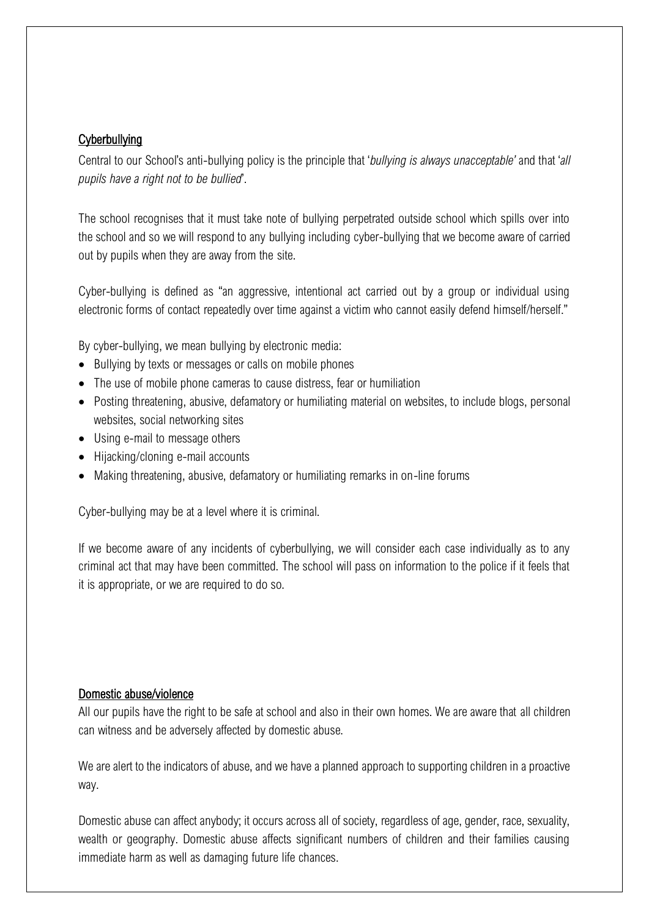## Cyberbullying

Central to our School's anti-bullying policy is the principle that '*bullying is always unacceptable'* and that '*all pupils have a right not to be bullied*'.

The school recognises that it must take note of bullying perpetrated outside school which spills over into the school and so we will respond to any bullying including cyber-bullying that we become aware of carried out by pupils when they are away from the site.

Cyber-bullying is defined as "an aggressive, intentional act carried out by a group or individual using electronic forms of contact repeatedly over time against a victim who cannot easily defend himself/herself."

By cyber-bullying, we mean bullying by electronic media:

- Bullying by texts or messages or calls on mobile phones
- The use of mobile phone cameras to cause distress, fear or humiliation
- Posting threatening, abusive, defamatory or humiliating material on websites, to include blogs, personal websites, social networking sites
- Using e-mail to message others
- Hijacking/cloning e-mail accounts
- Making threatening, abusive, defamatory or humiliating remarks in on-line forums

Cyber-bullying may be at a level where it is criminal.

If we become aware of any incidents of cyberbullying, we will consider each case individually as to any criminal act that may have been committed. The school will pass on information to the police if it feels that it is appropriate, or we are required to do so.

## Domestic abuse/violence

All our pupils have the right to be safe at school and also in their own homes. We are aware that all children can witness and be adversely affected by domestic abuse.

We are alert to the indicators of abuse, and we have a planned approach to supporting children in a proactive way.

Domestic abuse can affect anybody; it occurs across all of society, regardless of age, gender, race, sexuality, wealth or geography. Domestic abuse affects significant numbers of children and their families causing immediate harm as well as damaging future life chances.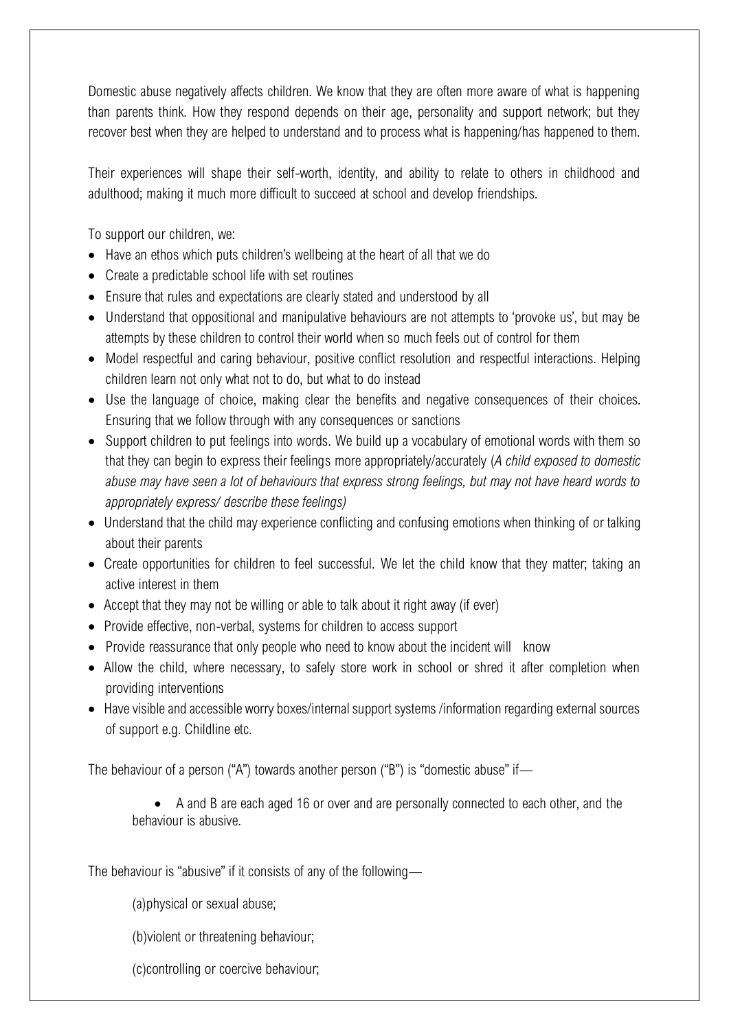Domestic abuse negatively affects children. We know that they are often more aware of what is happening than parents think. How they respond depends on their age, personality and support network; but they recover best when they are helped to understand and to process what is happening/has happened to them.

Their experiences will shape their self-worth, identity, and ability to relate to others in childhood and adulthood; making it much more difficult to succeed at school and develop friendships.

To support our children, we:

- Have an ethos which puts children's wellbeing at the heart of all that we do
- Create a predictable school life with set routines
- Ensure that rules and expectations are clearly stated and understood by all
- Understand that oppositional and manipulative behaviours are not attempts to 'provoke us', but may be attempts by these children to control their world when so much feels out of control for them
- Model respectful and caring behaviour, positive conflict resolution and respectful interactions. Helping children learn not only what not to do, but what to do instead
- Use the language of choice, making clear the benefits and negative consequences of their choices. Ensuring that we follow through with any consequences or sanctions
- Support children to put feelings into words. We build up a vocabulary of emotional words with them so that they can begin to express their feelings more appropriately/accurately (*A child exposed to domestic abuse may have seen a lot of behaviours that express strong feelings, but may not have heard words to appropriately express/ describe these feelings)*
- Understand that the child may experience conflicting and confusing emotions when thinking of or talking about their parents
- Create opportunities for children to feel successful. We let the child know that they matter; taking an active interest in them
- Accept that they may not be willing or able to talk about it right away (if ever)
- Provide effective, non-verbal, systems for children to access support
- Provide reassurance that only people who need to know about the incident will know
- Allow the child, where necessary, to safely store work in school or shred it after completion when providing interventions
- Have visible and accessible worry boxes/internal support systems /information regarding external sources of support e.g. Childline etc.

The behaviour of a person ("A") towards another person ("B") is "domestic abuse" if—

- A and B are each aged 16 or over and are personally connected to each other, and the behaviour is abusive.

The behaviour is "abusive" if it consists of any of the following—

(a)physical or sexual abuse;

(b)violent or threatening behaviour;

(c)controlling or coercive behaviour;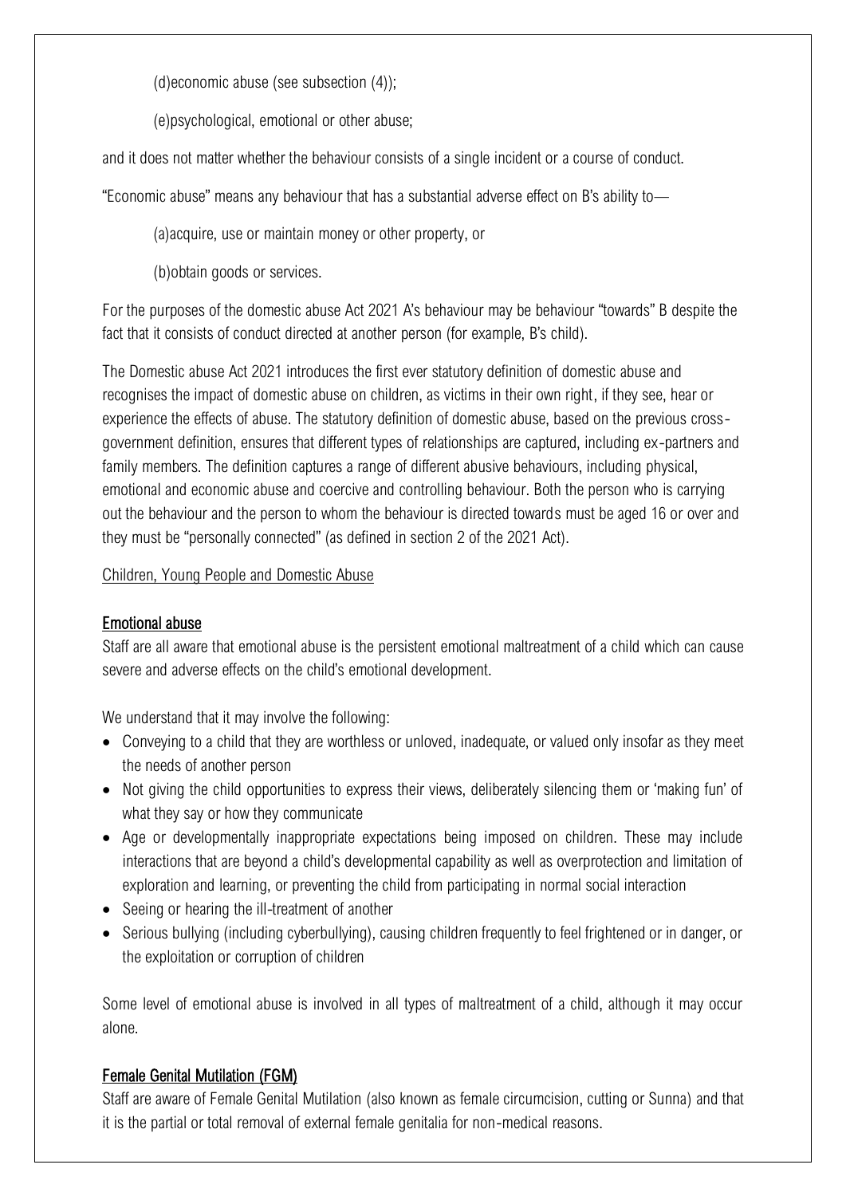(d)economic abuse (see subsection (4));

(e)psychological, emotional or other abuse;

and it does not matter whether the behaviour consists of a single incident or a course of conduct.

"Economic abuse" means any behaviour that has a substantial adverse effect on B's ability to—

(a)acquire, use or maintain money or other property, or

(b)obtain goods or services.

For the purposes of the domestic abuse Act 2021 A's behaviour may be behaviour "towards" B despite the fact that it consists of conduct directed at another person (for example, B's child).

The Domestic abuse Act 2021 introduces the first ever statutory definition of domestic abuse and recognises the impact of domestic abuse on children, as victims in their own right, if they see, hear or experience the effects of abuse. The statutory definition of domestic abuse, based on the previous cross-government definition, ensures that different types of relationships are captured, including ex-partners and family members. The definition captures a range of different abusive behaviours, including physical, emotional and economic abuse and coercive and controlling behaviour. Both the person who is carrying out the behaviour and the person to whom the behaviour is directed towards must be aged 16 or over and they must be "personally connected" (as defined in section 2 of the 2021 Act).

Children, Young People and Domestic Abuse

## Emotional abuse

Staff are all aware that emotional abuse is the persistent emotional maltreatment of a child which can cause severe and adverse effects on the child's emotional development.

We understand that it may involve the following:

- Conveying to a child that they are worthless or unloved, inadequate, or valued only insofar as they meet the needs of another person
- Not giving the child opportunities to express their views, deliberately silencing them or 'making fun' of what they say or how they communicate
- Age or developmentally inappropriate expectations being imposed on children. These may include interactions that are beyond a child's developmental capability as well as overprotection and limitation of exploration and learning, or preventing the child from participating in normal social interaction
- Seeing or hearing the ill-treatment of another
- Serious bullying (including cyberbullying), causing children frequently to feel frightened or in danger, or the exploitation or corruption of children

Some level of emotional abuse is involved in all types of maltreatment of a child, although it may occur alone.

## Female Genital Mutilation (FGM)

Staff are aware of Female Genital Mutilation (also known as female circumcision, cutting or Sunna) and that it is the partial or total removal of external female genitalia for non-medical reasons.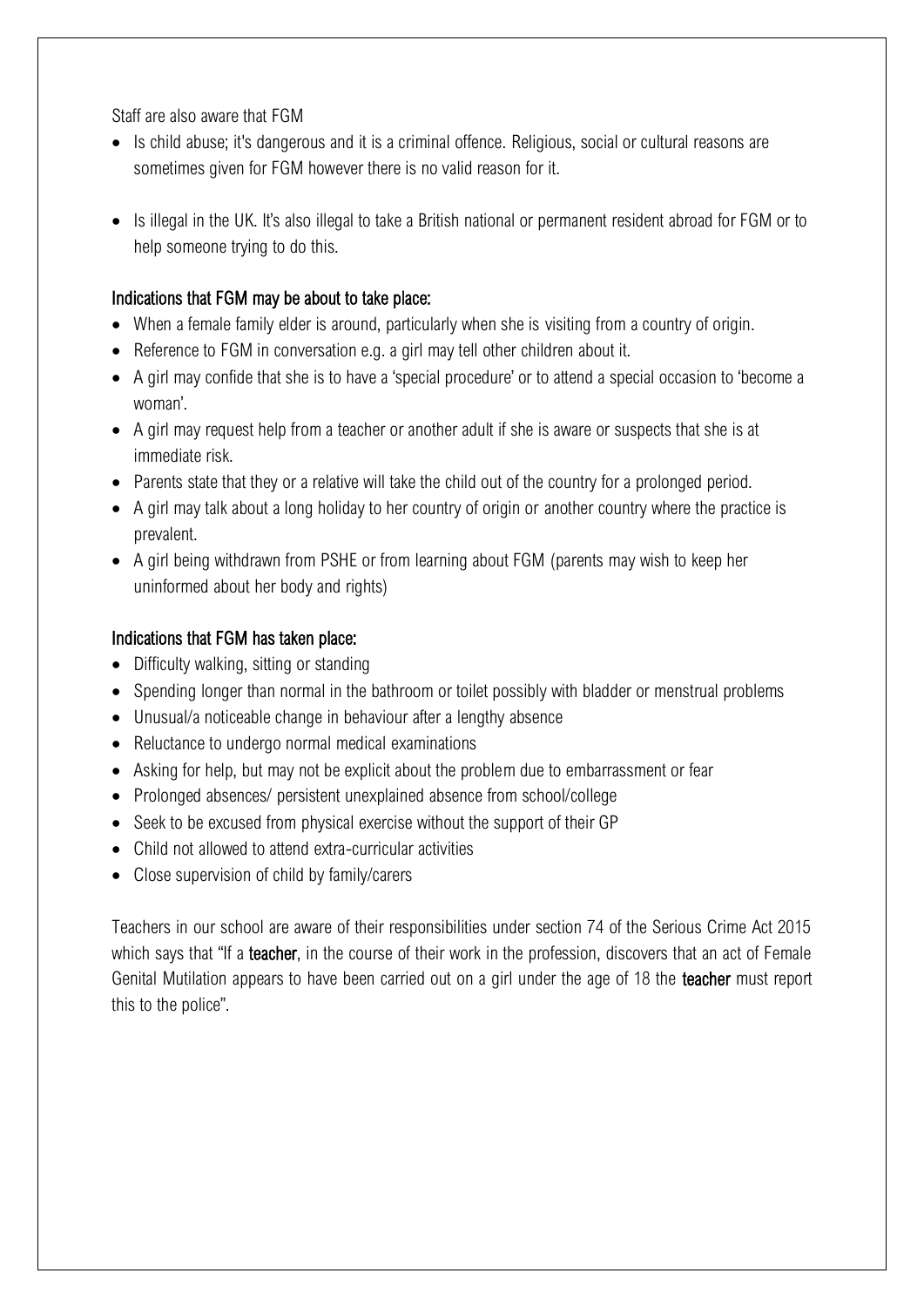Staff are also aware that FGM

- Is child abuse; it's dangerous and it is a criminal offence. Religious, social or cultural reasons are sometimes given for FGM however there is no valid reason for it.
- Is illegal in the UK. It's also illegal to take a British national or permanent resident abroad for FGM or to help someone trying to do this.

### Indications that FGM may be about to take place:

- When a female family elder is around, particularly when she is visiting from a country of origin.
- Reference to FGM in conversation e.g. a girl may tell other children about it.
- A girl may confide that she is to have a 'special procedure' or to attend a special occasion to 'become a woman'.
- A girl may request help from a teacher or another adult if she is aware or suspects that she is at immediate risk.
- Parents state that they or a relative will take the child out of the country for a prolonged period.
- A girl may talk about a long holiday to her country of origin or another country where the practice is prevalent.
- A girl being withdrawn from PSHE or from learning about FGM (parents may wish to keep her uninformed about her body and rights)

### Indications that FGM has taken place:

- Difficulty walking, sitting or standing
- Spending longer than normal in the bathroom or toilet possibly with bladder or menstrual problems
- Unusual/a noticeable change in behaviour after a lengthy absence
- Reluctance to undergo normal medical examinations
- Asking for help, but may not be explicit about the problem due to embarrassment or fear
- Prolonged absences/ persistent unexplained absence from school/college
- Seek to be excused from physical exercise without the support of their GP
- Child not allowed to attend extra-curricular activities
- Close supervision of child by family/carers

Teachers in our school are aware of their responsibilities under section 74 of the Serious Crime Act 2015 which says that "If a **teacher**, in the course of their work in the profession, discovers that an act of Female Genital Mutilation appears to have been carried out on a girl under the age of 18 the **teacher** must report this to the police".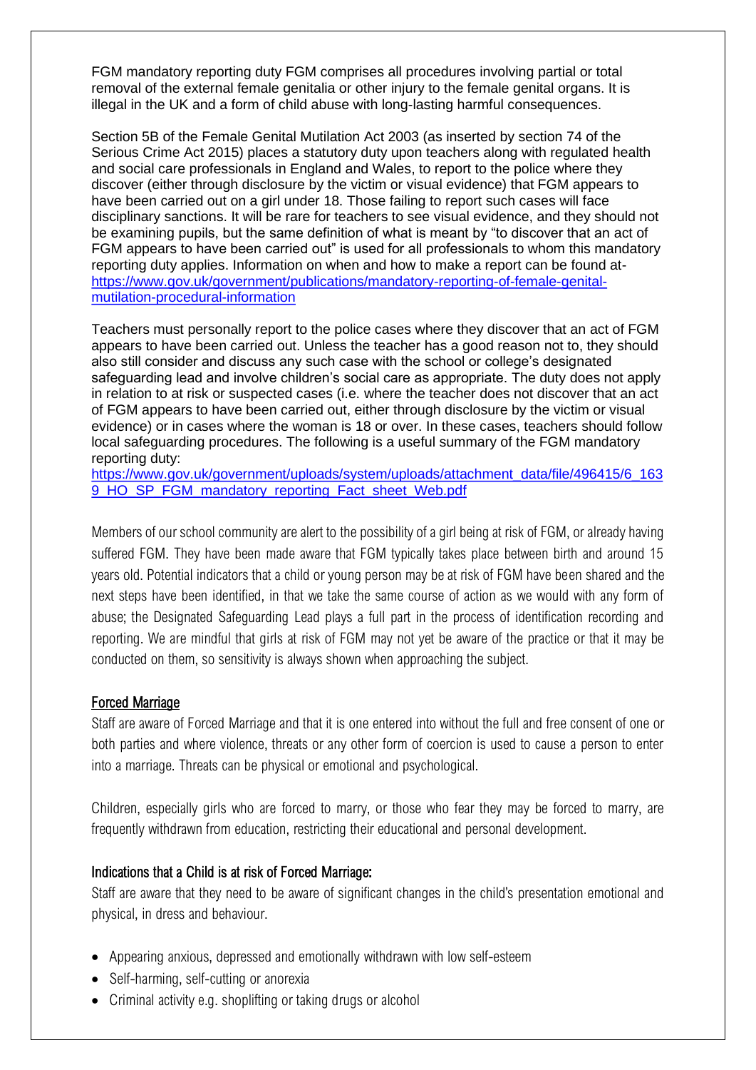FGM mandatory reporting duty FGM comprises all procedures involving partial or total removal of the external female genitalia or other injury to the female genital organs. It is illegal in the UK and a form of child abuse with long-lasting harmful consequences.

Section 5B of the Female Genital Mutilation Act 2003 (as inserted by section 74 of the Serious Crime Act 2015) places a statutory duty upon teachers along with regulated health and social care professionals in England and Wales, to report to the police where they discover (either through disclosure by the victim or visual evidence) that FGM appears to have been carried out on a girl under 18. Those failing to report such cases will face disciplinary sanctions. It will be rare for teachers to see visual evidence, and they should not be examining pupils, but the same definition of what is meant by "to discover that an act of FGM appears to have been carried out" is used for all professionals to whom this mandatory reporting duty applies. Information on when and how to make a report can be found at- https://www.gov.uk/government/publications/mandatory-reporting-of-female-genital-mutilation-procedural-information

Teachers must personally report to the police cases where they discover that an act of FGM appears to have been carried out. Unless the teacher has a good reason not to, they should also still consider and discuss any such case with the school or college's designated safeguarding lead and involve children's social care as appropriate. The duty does not apply in relation to at risk or suspected cases (i.e. where the teacher does not discover that an act of FGM appears to have been carried out, either through disclosure by the victim or visual evidence) or in cases where the woman is 18 or over. In these cases, teachers should follow local safeguarding procedures. The following is a useful summary of the FGM mandatory reporting duty:
https://www.gov.uk/government/uploads/system/uploads/attachment_data/file/496415/6_1639_HO_SP_FGM_mandatory_reporting_Fact_sheet_Web.pdf

Members of our school community are alert to the possibility of a girl being at risk of FGM, or already having suffered FGM. They have been made aware that FGM typically takes place between birth and around 15 years old. Potential indicators that a child or young person may be at risk of FGM have been shared and the next steps have been identified, in that we take the same course of action as we would with any form of abuse; the Designated Safeguarding Lead plays a full part in the process of identification recording and reporting. We are mindful that girls at risk of FGM may not yet be aware of the practice or that it may be conducted on them, so sensitivity is always shown when approaching the subject.

## Forced Marriage

Staff are aware of Forced Marriage and that it is one entered into without the full and free consent of one or both parties and where violence, threats or any other form of coercion is used to cause a person to enter into a marriage. Threats can be physical or emotional and psychological.

Children, especially girls who are forced to marry, or those who fear they may be forced to marry, are frequently withdrawn from education, restricting their educational and personal development.

### Indications that a Child is at risk of Forced Marriage:

Staff are aware that they need to be aware of significant changes in the child's presentation emotional and physical, in dress and behaviour.

- Appearing anxious, depressed and emotionally withdrawn with low self-esteem
- Self-harming, self-cutting or anorexia
- Criminal activity e.g. shoplifting or taking drugs or alcohol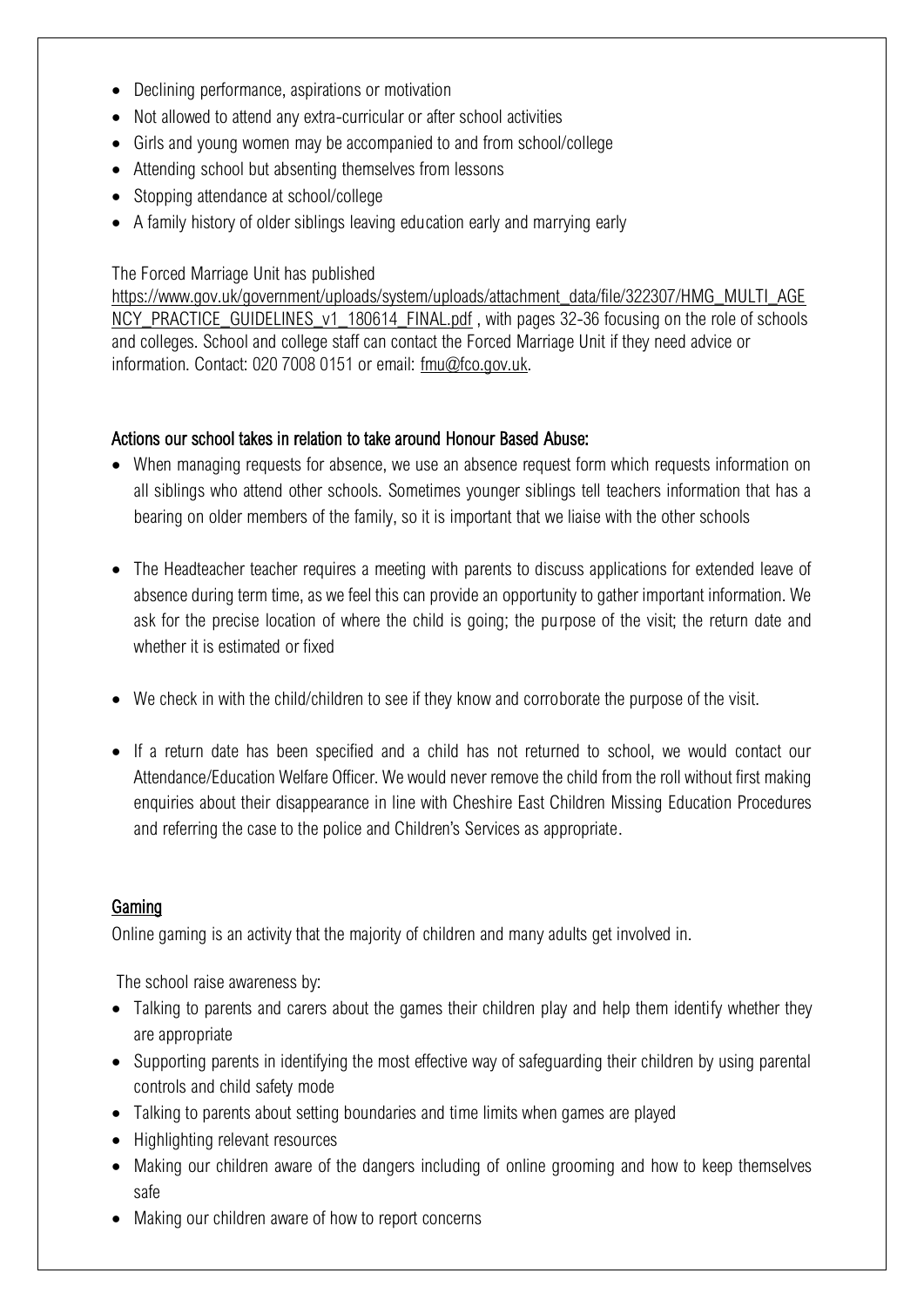- Declining performance, aspirations or motivation
- Not allowed to attend any extra-curricular or after school activities
- Girls and young women may be accompanied to and from school/college
- Attending school but absenting themselves from lessons
- Stopping attendance at school/college
- A family history of older siblings leaving education early and marrying early

The Forced Marriage Unit has published https://www.gov.uk/government/uploads/system/uploads/attachment_data/file/322307/HMG_MULTI_AGENCY_PRACTICE_GUIDELINES_v1_180614_FINAL.pdf , with pages 32-36 focusing on the role of schools and colleges. School and college staff can contact the Forced Marriage Unit if they need advice or information. Contact: 020 7008 0151 or email: fmu@fco.gov.uk.

**Actions our school takes in relation to take around Honour Based Abuse:**

- When managing requests for absence, we use an absence request form which requests information on all siblings who attend other schools. Sometimes younger siblings tell teachers information that has a bearing on older members of the family, so it is important that we liaise with the other schools
- The Headteacher teacher requires a meeting with parents to discuss applications for extended leave of absence during term time, as we feel this can provide an opportunity to gather important information. We ask for the precise location of where the child is going; the purpose of the visit; the return date and whether it is estimated or fixed
- We check in with the child/children to see if they know and corroborate the purpose of the visit.
- If a return date has been specified and a child has not returned to school, we would contact our Attendance/Education Welfare Officer. We would never remove the child from the roll without first making enquiries about their disappearance in line with Cheshire East Children Missing Education Procedures and referring the case to the police and Children's Services as appropriate.

## Gaming

Online gaming is an activity that the majority of children and many adults get involved in.

The school raise awareness by:

- Talking to parents and carers about the games their children play and help them identify whether they are appropriate
- Supporting parents in identifying the most effective way of safeguarding their children by using parental controls and child safety mode
- Talking to parents about setting boundaries and time limits when games are played
- Highlighting relevant resources
- Making our children aware of the dangers including of online grooming and how to keep themselves safe
- Making our children aware of how to report concerns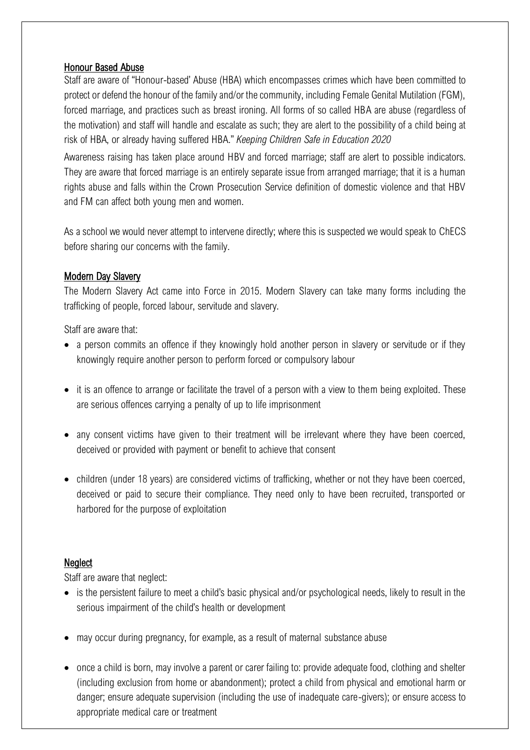## Honour Based Abuse

Staff are aware of "Honour-based' Abuse (HBA) which encompasses crimes which have been committed to protect or defend the honour of the family and/or the community, including Female Genital Mutilation (FGM), forced marriage, and practices such as breast ironing. All forms of so called HBA are abuse (regardless of the motivation) and staff will handle and escalate as such; they are alert to the possibility of a child being at risk of HBA, or already having suffered HBA." *Keeping Children Safe in Education 2020*

Awareness raising has taken place around HBV and forced marriage; staff are alert to possible indicators. They are aware that forced marriage is an entirely separate issue from arranged marriage; that it is a human rights abuse and falls within the Crown Prosecution Service definition of domestic violence and that HBV and FM can affect both young men and women.

As a school we would never attempt to intervene directly; where this is suspected we would speak to ChECS before sharing our concerns with the family.

## Modern Day Slavery

The Modern Slavery Act came into Force in 2015. Modern Slavery can take many forms including the trafficking of people, forced labour, servitude and slavery.

Staff are aware that:

- a person commits an offence if they knowingly hold another person in slavery or servitude or if they knowingly require another person to perform forced or compulsory labour
- it is an offence to arrange or facilitate the travel of a person with a view to them being exploited. These are serious offences carrying a penalty of up to life imprisonment
- any consent victims have given to their treatment will be irrelevant where they have been coerced, deceived or provided with payment or benefit to achieve that consent
- children (under 18 years) are considered victims of trafficking, whether or not they have been coerced, deceived or paid to secure their compliance. They need only to have been recruited, transported or harbored for the purpose of exploitation

## Neglect

Staff are aware that neglect:

- is the persistent failure to meet a child's basic physical and/or psychological needs, likely to result in the serious impairment of the child's health or development
- may occur during pregnancy, for example, as a result of maternal substance abuse
- once a child is born, may involve a parent or carer failing to: provide adequate food, clothing and shelter (including exclusion from home or abandonment); protect a child from physical and emotional harm or danger; ensure adequate supervision (including the use of inadequate care-givers); or ensure access to appropriate medical care or treatment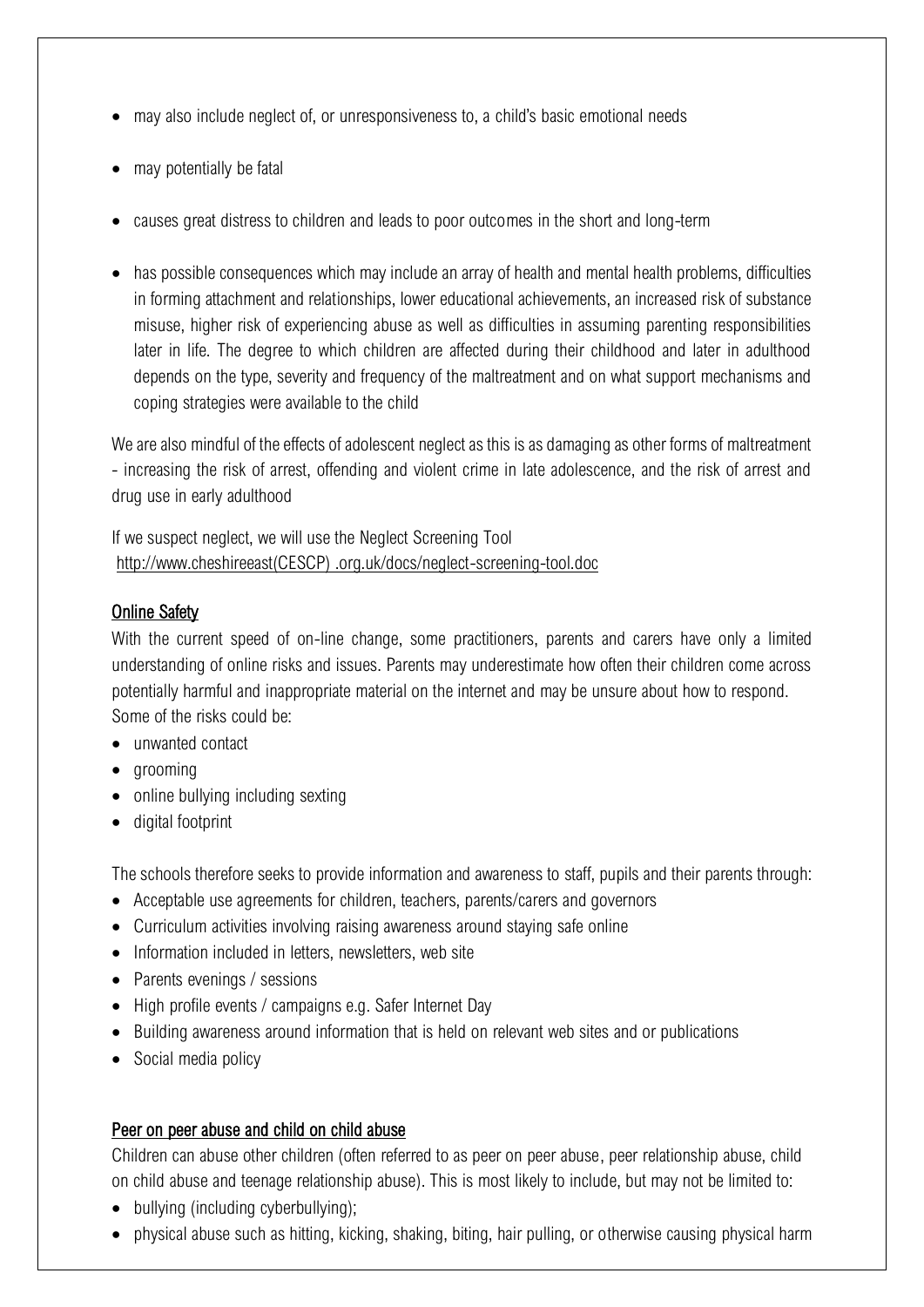- may also include neglect of, or unresponsiveness to, a child's basic emotional needs
- may potentially be fatal
- causes great distress to children and leads to poor outcomes in the short and long-term
- has possible consequences which may include an array of health and mental health problems, difficulties in forming attachment and relationships, lower educational achievements, an increased risk of substance misuse, higher risk of experiencing abuse as well as difficulties in assuming parenting responsibilities later in life. The degree to which children are affected during their childhood and later in adulthood depends on the type, severity and frequency of the maltreatment and on what support mechanisms and coping strategies were available to the child

We are also mindful of the effects of adolescent neglect as this is as damaging as other forms of maltreatment - increasing the risk of arrest, offending and violent crime in late adolescence, and the risk of arrest and drug use in early adulthood

If we suspect neglect, we will use the Neglect Screening Tool
http://www.cheshireeast(CESCP) .org.uk/docs/neglect-screening-tool.doc

## Online Safety

With the current speed of on-line change, some practitioners, parents and carers have only a limited understanding of online risks and issues. Parents may underestimate how often their children come across potentially harmful and inappropriate material on the internet and may be unsure about how to respond. Some of the risks could be:

- unwanted contact
- grooming
- online bullying including sexting
- digital footprint

The schools therefore seeks to provide information and awareness to staff, pupils and their parents through:

- Acceptable use agreements for children, teachers, parents/carers and governors
- Curriculum activities involving raising awareness around staying safe online
- Information included in letters, newsletters, web site
- Parents evenings / sessions
- High profile events / campaigns e.g. Safer Internet Day
- Building awareness around information that is held on relevant web sites and or publications
- Social media policy

## Peer on peer abuse and child on child abuse

Children can abuse other children (often referred to as peer on peer abuse, peer relationship abuse, child on child abuse and teenage relationship abuse). This is most likely to include, but may not be limited to:

- bullying (including cyberbullying);
- physical abuse such as hitting, kicking, shaking, biting, hair pulling, or otherwise causing physical harm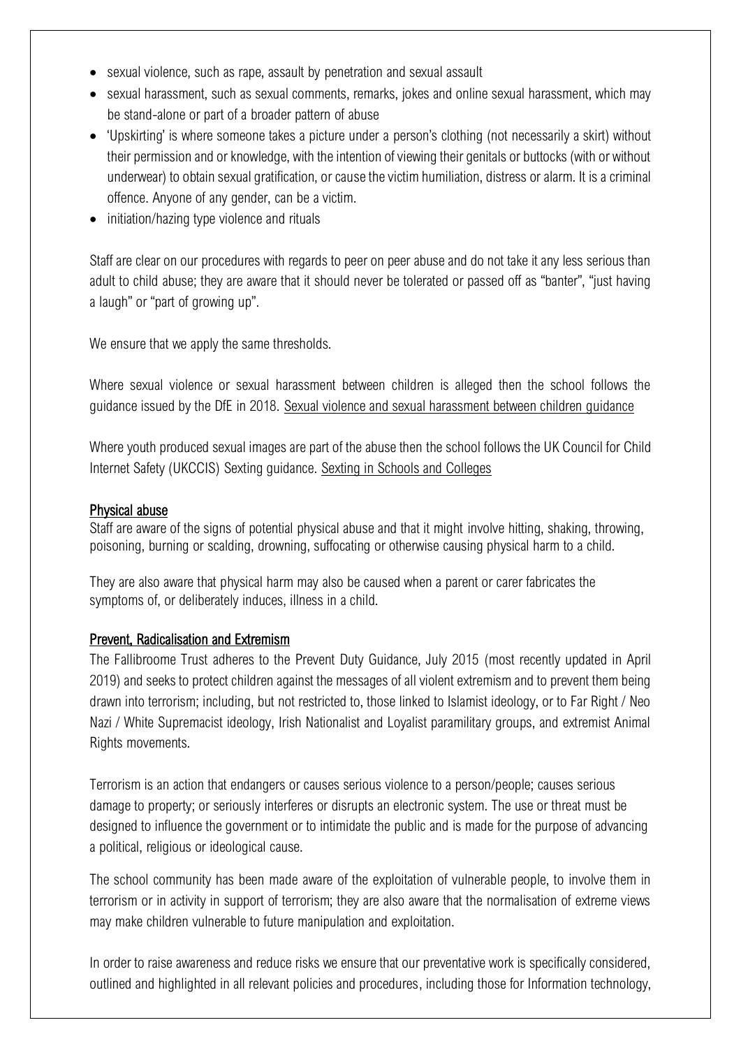- sexual violence, such as rape, assault by penetration and sexual assault
- sexual harassment, such as sexual comments, remarks, jokes and online sexual harassment, which may be stand-alone or part of a broader pattern of abuse
- 'Upskirting' is where someone takes a picture under a person's clothing (not necessarily a skirt) without their permission and or knowledge, with the intention of viewing their genitals or buttocks (with or without underwear) to obtain sexual gratification, or cause the victim humiliation, distress or alarm. It is a criminal offence. Anyone of any gender, can be a victim.
- initiation/hazing type violence and rituals

Staff are clear on our procedures with regards to peer on peer abuse and do not take it any less serious than adult to child abuse; they are aware that it should never be tolerated or passed off as "banter", "just having a laugh" or "part of growing up".

We ensure that we apply the same thresholds.

Where sexual violence or sexual harassment between children is alleged then the school follows the guidance issued by the DfE in 2018. Sexual violence and sexual harassment between children guidance

Where youth produced sexual images are part of the abuse then the school follows the UK Council for Child Internet Safety (UKCCIS) Sexting guidance. Sexting in Schools and Colleges

### Physical abuse

Staff are aware of the signs of potential physical abuse and that it might involve hitting, shaking, throwing, poisoning, burning or scalding, drowning, suffocating or otherwise causing physical harm to a child.

They are also aware that physical harm may also be caused when a parent or carer fabricates the symptoms of, or deliberately induces, illness in a child.

### Prevent, Radicalisation and Extremism

The Fallibroome Trust adheres to the Prevent Duty Guidance, July 2015 (most recently updated in April 2019) and seeks to protect children against the messages of all violent extremism and to prevent them being drawn into terrorism; including, but not restricted to, those linked to Islamist ideology, or to Far Right / Neo Nazi / White Supremacist ideology, Irish Nationalist and Loyalist paramilitary groups, and extremist Animal Rights movements.

Terrorism is an action that endangers or causes serious violence to a person/people; causes serious damage to property; or seriously interferes or disrupts an electronic system. The use or threat must be designed to influence the government or to intimidate the public and is made for the purpose of advancing a political, religious or ideological cause.

The school community has been made aware of the exploitation of vulnerable people, to involve them in terrorism or in activity in support of terrorism; they are also aware that the normalisation of extreme views may make children vulnerable to future manipulation and exploitation.

In order to raise awareness and reduce risks we ensure that our preventative work is specifically considered, outlined and highlighted in all relevant policies and procedures, including those for Information technology,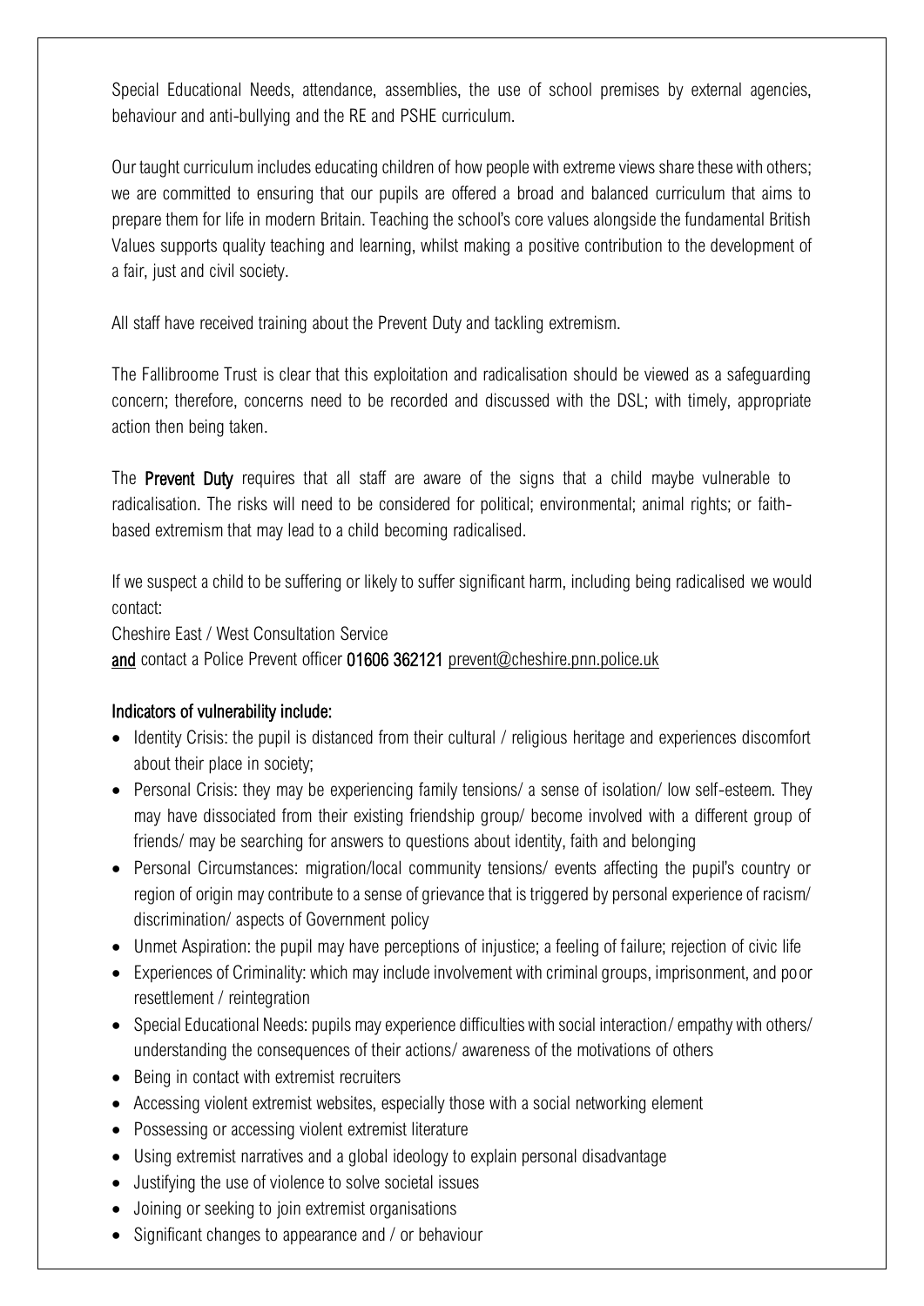Special Educational Needs, attendance, assemblies, the use of school premises by external agencies, behaviour and anti-bullying and the RE and PSHE curriculum.

Our taught curriculum includes educating children of how people with extreme views share these with others; we are committed to ensuring that our pupils are offered a broad and balanced curriculum that aims to prepare them for life in modern Britain. Teaching the school's core values alongside the fundamental British Values supports quality teaching and learning, whilst making a positive contribution to the development of a fair, just and civil society.

All staff have received training about the Prevent Duty and tackling extremism.

The Fallibroome Trust is clear that this exploitation and radicalisation should be viewed as a safeguarding concern; therefore, concerns need to be recorded and discussed with the DSL; with timely, appropriate action then being taken.

The **Prevent Duty** requires that all staff are aware of the signs that a child maybe vulnerable to radicalisation. The risks will need to be considered for political; environmental; animal rights; or faith-based extremism that may lead to a child becoming radicalised.

If we suspect a child to be suffering or likely to suffer significant harm, including being radicalised we would contact:
Cheshire East / West Consultation Service
**and** contact a Police Prevent officer **01606 362121** prevent@cheshire.pnn.police.uk

**Indicators of vulnerability include:**

- Identity Crisis: the pupil is distanced from their cultural / religious heritage and experiences discomfort about their place in society;
- Personal Crisis: they may be experiencing family tensions/ a sense of isolation/ low self-esteem. They may have dissociated from their existing friendship group/ become involved with a different group of friends/ may be searching for answers to questions about identity, faith and belonging
- Personal Circumstances: migration/local community tensions/ events affecting the pupil's country or region of origin may contribute to a sense of grievance that is triggered by personal experience of racism/ discrimination/ aspects of Government policy
- Unmet Aspiration: the pupil may have perceptions of injustice; a feeling of failure; rejection of civic life
- Experiences of Criminality: which may include involvement with criminal groups, imprisonment, and poor resettlement / reintegration
- Special Educational Needs: pupils may experience difficulties with social interaction/ empathy with others/ understanding the consequences of their actions/ awareness of the motivations of others
- Being in contact with extremist recruiters
- Accessing violent extremist websites, especially those with a social networking element
- Possessing or accessing violent extremist literature
- Using extremist narratives and a global ideology to explain personal disadvantage
- Justifying the use of violence to solve societal issues
- Joining or seeking to join extremist organisations
- Significant changes to appearance and / or behaviour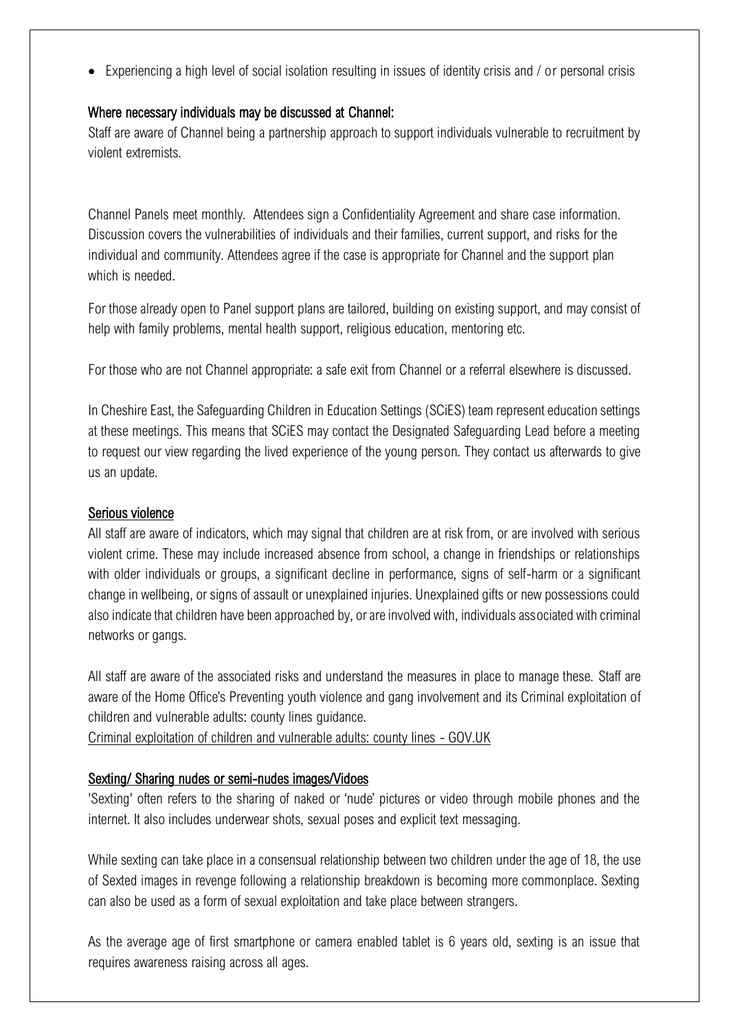- Experiencing a high level of social isolation resulting in issues of identity crisis and / or personal crisis

### Where necessary individuals may be discussed at Channel:

Staff are aware of Channel being a partnership approach to support individuals vulnerable to recruitment by violent extremists.

Channel Panels meet monthly. Attendees sign a Confidentiality Agreement and share case information. Discussion covers the vulnerabilities of individuals and their families, current support, and risks for the individual and community. Attendees agree if the case is appropriate for Channel and the support plan which is needed.

For those already open to Panel support plans are tailored, building on existing support, and may consist of help with family problems, mental health support, religious education, mentoring etc.

For those who are not Channel appropriate: a safe exit from Channel or a referral elsewhere is discussed.

In Cheshire East, the Safeguarding Children in Education Settings (SCiES) team represent education settings at these meetings. This means that SCiES may contact the Designated Safeguarding Lead before a meeting to request our view regarding the lived experience of the young person. They contact us afterwards to give us an update.

### Serious violence

All staff are aware of indicators, which may signal that children are at risk from, or are involved with serious violent crime. These may include increased absence from school, a change in friendships or relationships with older individuals or groups, a significant decline in performance, signs of self-harm or a significant change in wellbeing, or signs of assault or unexplained injuries. Unexplained gifts or new possessions could also indicate that children have been approached by, or are involved with, individuals associated with criminal networks or gangs.

All staff are aware of the associated risks and understand the measures in place to manage these. Staff are aware of the Home Office's Preventing youth violence and gang involvement and its Criminal exploitation of children and vulnerable adults: county lines guidance.
Criminal exploitation of children and vulnerable adults: county lines - GOV.UK

### Sexting/ Sharing nudes or semi-nudes images/Vidoes

'Sexting' often refers to the sharing of naked or 'nude' pictures or video through mobile phones and the internet. It also includes underwear shots, sexual poses and explicit text messaging.

While sexting can take place in a consensual relationship between two children under the age of 18, the use of Sexted images in revenge following a relationship breakdown is becoming more commonplace. Sexting can also be used as a form of sexual exploitation and take place between strangers.

As the average age of first smartphone or camera enabled tablet is 6 years old, sexting is an issue that requires awareness raising across all ages.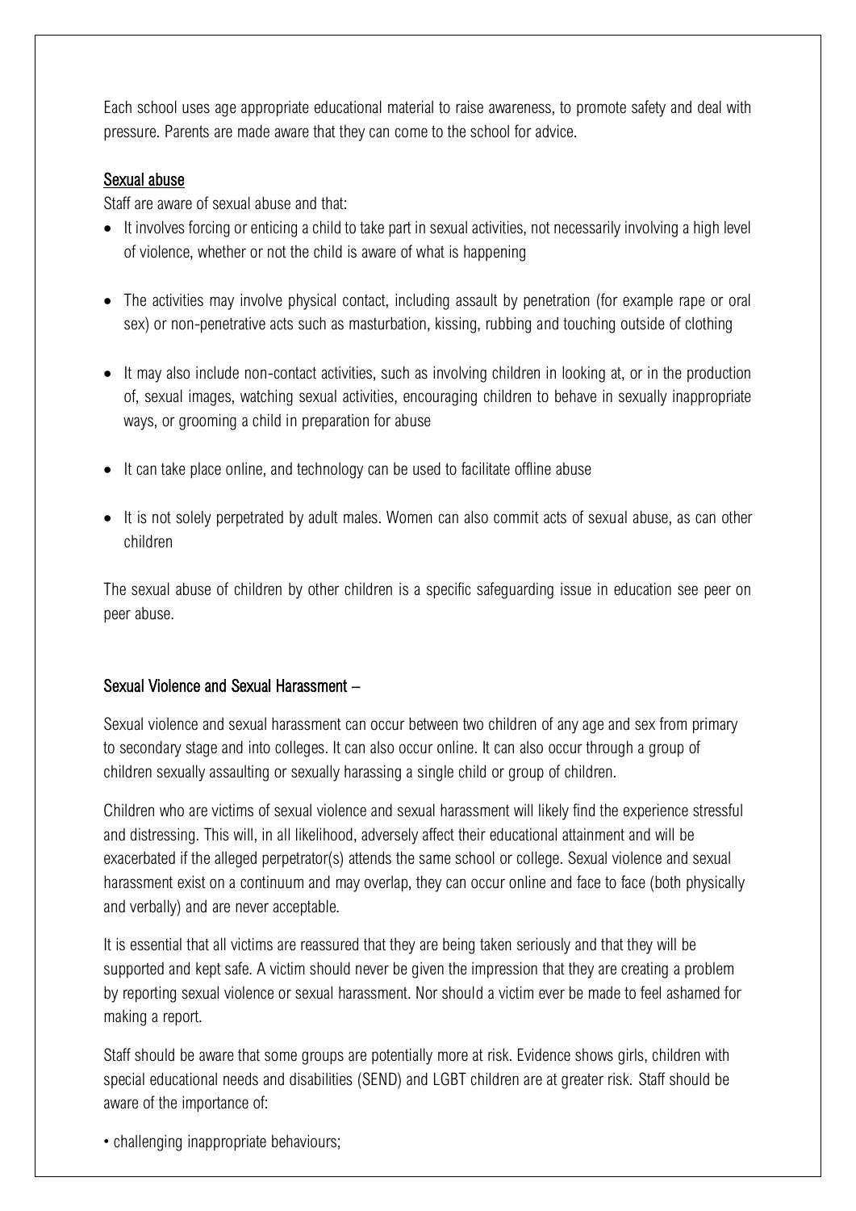Each school uses age appropriate educational material to raise awareness, to promote safety and deal with pressure. Parents are made aware that they can come to the school for advice.

## Sexual abuse

Staff are aware of sexual abuse and that:

- It involves forcing or enticing a child to take part in sexual activities, not necessarily involving a high level of violence, whether or not the child is aware of what is happening
- The activities may involve physical contact, including assault by penetration (for example rape or oral sex) or non-penetrative acts such as masturbation, kissing, rubbing and touching outside of clothing
- It may also include non-contact activities, such as involving children in looking at, or in the production of, sexual images, watching sexual activities, encouraging children to behave in sexually inappropriate ways, or grooming a child in preparation for abuse
- It can take place online, and technology can be used to facilitate offline abuse
- It is not solely perpetrated by adult males. Women can also commit acts of sexual abuse, as can other children

The sexual abuse of children by other children is a specific safeguarding issue in education see peer on peer abuse.

## Sexual Violence and Sexual Harassment –

Sexual violence and sexual harassment can occur between two children of any age and sex from primary to secondary stage and into colleges. It can also occur online. It can also occur through a group of children sexually assaulting or sexually harassing a single child or group of children.

Children who are victims of sexual violence and sexual harassment will likely find the experience stressful and distressing. This will, in all likelihood, adversely affect their educational attainment and will be exacerbated if the alleged perpetrator(s) attends the same school or college. Sexual violence and sexual harassment exist on a continuum and may overlap, they can occur online and face to face (both physically and verbally) and are never acceptable.

It is essential that all victims are reassured that they are being taken seriously and that they will be supported and kept safe. A victim should never be given the impression that they are creating a problem by reporting sexual violence or sexual harassment. Nor should a victim ever be made to feel ashamed for making a report.

Staff should be aware that some groups are potentially more at risk. Evidence shows girls, children with special educational needs and disabilities (SEND) and LGBT children are at greater risk. Staff should be aware of the importance of:

- challenging inappropriate behaviours;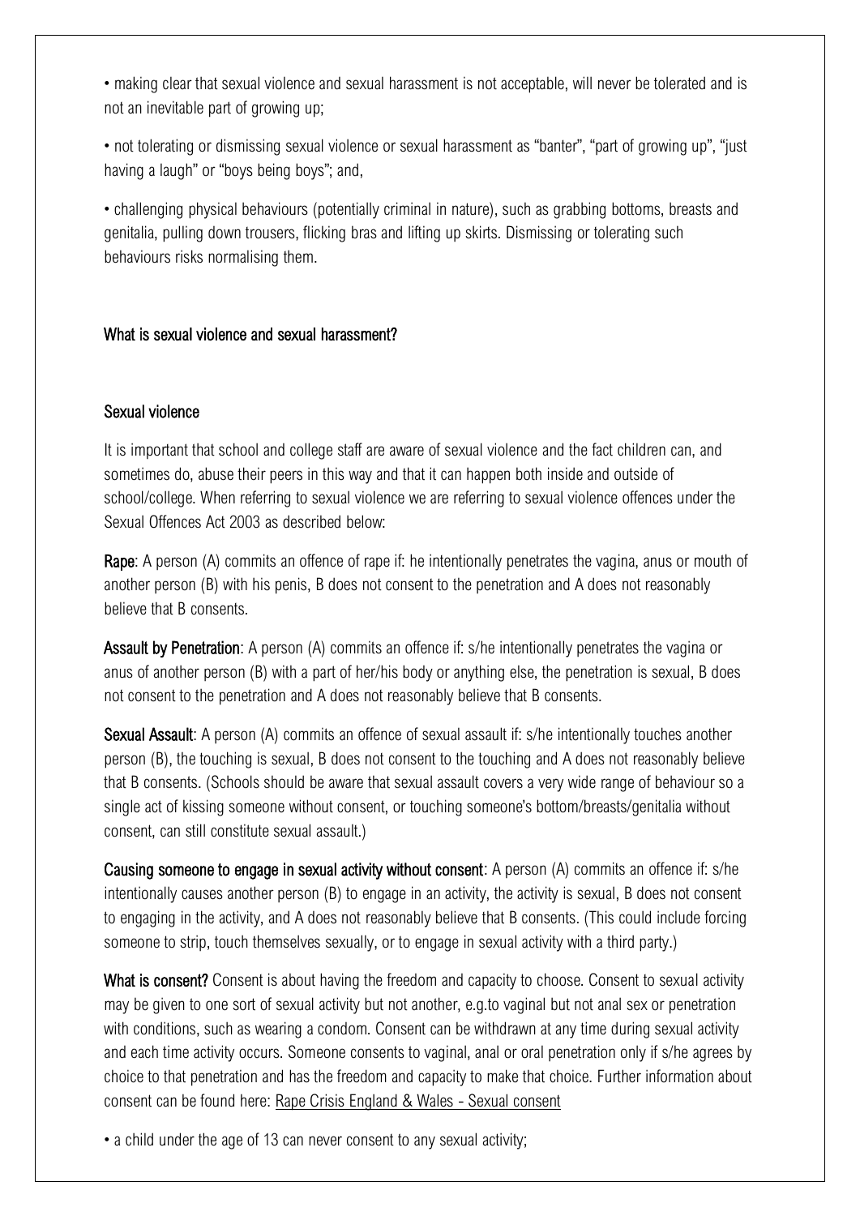- making clear that sexual violence and sexual harassment is not acceptable, will never be tolerated and is not an inevitable part of growing up;
- not tolerating or dismissing sexual violence or sexual harassment as "banter", "part of growing up", "just having a laugh" or "boys being boys"; and,
- challenging physical behaviours (potentially criminal in nature), such as grabbing bottoms, breasts and genitalia, pulling down trousers, flicking bras and lifting up skirts. Dismissing or tolerating such behaviours risks normalising them.

## What is sexual violence and sexual harassment?

### Sexual violence

It is important that school and college staff are aware of sexual violence and the fact children can, and sometimes do, abuse their peers in this way and that it can happen both inside and outside of school/college. When referring to sexual violence we are referring to sexual violence offences under the Sexual Offences Act 2003 as described below:

**Rape**: A person (A) commits an offence of rape if: he intentionally penetrates the vagina, anus or mouth of another person (B) with his penis, B does not consent to the penetration and A does not reasonably believe that B consents.

**Assault by Penetration**: A person (A) commits an offence if: s/he intentionally penetrates the vagina or anus of another person (B) with a part of her/his body or anything else, the penetration is sexual, B does not consent to the penetration and A does not reasonably believe that B consents.

**Sexual Assault**: A person (A) commits an offence of sexual assault if: s/he intentionally touches another person (B), the touching is sexual, B does not consent to the touching and A does not reasonably believe that B consents. (Schools should be aware that sexual assault covers a very wide range of behaviour so a single act of kissing someone without consent, or touching someone's bottom/breasts/genitalia without consent, can still constitute sexual assault.)

**Causing someone to engage in sexual activity without consent**: A person (A) commits an offence if: s/he intentionally causes another person (B) to engage in an activity, the activity is sexual, B does not consent to engaging in the activity, and A does not reasonably believe that B consents. (This could include forcing someone to strip, touch themselves sexually, or to engage in sexual activity with a third party.)

**What is consent?** Consent is about having the freedom and capacity to choose. Consent to sexual activity may be given to one sort of sexual activity but not another, e.g.to vaginal but not anal sex or penetration with conditions, such as wearing a condom. Consent can be withdrawn at any time during sexual activity and each time activity occurs. Someone consents to vaginal, anal or oral penetration only if s/he agrees by choice to that penetration and has the freedom and capacity to make that choice. Further information about consent can be found here: Rape Crisis England & Wales - Sexual consent

- a child under the age of 13 can never consent to any sexual activity;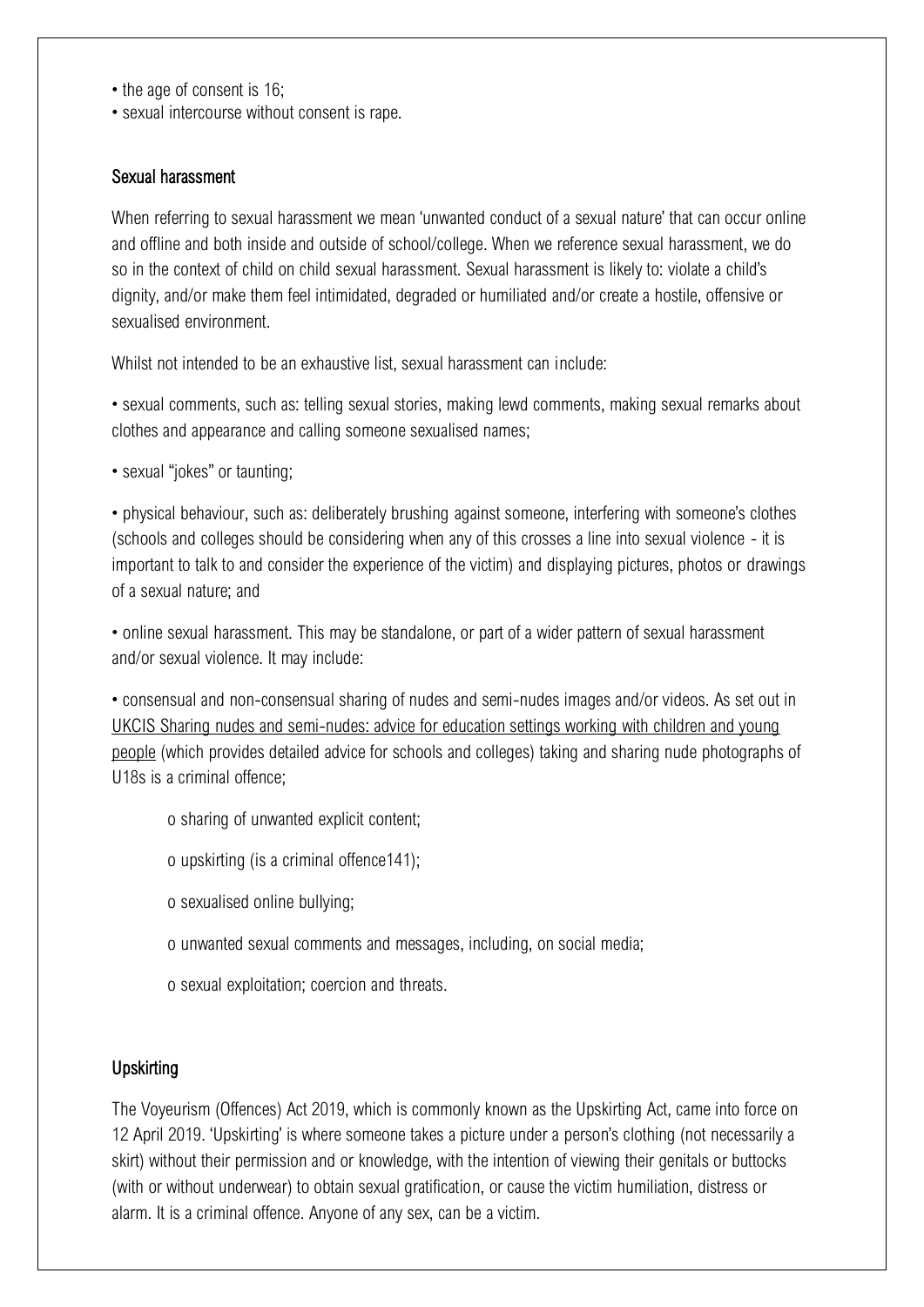- the age of consent is 16;
- sexual intercourse without consent is rape.

### Sexual harassment

When referring to sexual harassment we mean 'unwanted conduct of a sexual nature' that can occur online and offline and both inside and outside of school/college. When we reference sexual harassment, we do so in the context of child on child sexual harassment. Sexual harassment is likely to: violate a child's dignity, and/or make them feel intimidated, degraded or humiliated and/or create a hostile, offensive or sexualised environment.

Whilst not intended to be an exhaustive list, sexual harassment can include:

- sexual comments, such as: telling sexual stories, making lewd comments, making sexual remarks about clothes and appearance and calling someone sexualised names;

- sexual "jokes" or taunting;

- physical behaviour, such as: deliberately brushing against someone, interfering with someone's clothes (schools and colleges should be considering when any of this crosses a line into sexual violence - it is important to talk to and consider the experience of the victim) and displaying pictures, photos or drawings of a sexual nature; and

- online sexual harassment. This may be standalone, or part of a wider pattern of sexual harassment and/or sexual violence. It may include:

- consensual and non-consensual sharing of nudes and semi-nudes images and/or videos. As set out in UKCIS Sharing nudes and semi-nudes: advice for education settings working with children and young people (which provides detailed advice for schools and colleges) taking and sharing nude photographs of U18s is a criminal offence;

  - sharing of unwanted explicit content;
  - upskirting (is a criminal offence141);
  - sexualised online bullying;
  - unwanted sexual comments and messages, including, on social media;
  - sexual exploitation; coercion and threats.

### Upskirting

The Voyeurism (Offences) Act 2019, which is commonly known as the Upskirting Act, came into force on 12 April 2019. 'Upskirting' is where someone takes a picture under a person's clothing (not necessarily a skirt) without their permission and or knowledge, with the intention of viewing their genitals or buttocks (with or without underwear) to obtain sexual gratification, or cause the victim humiliation, distress or alarm. It is a criminal offence. Anyone of any sex, can be a victim.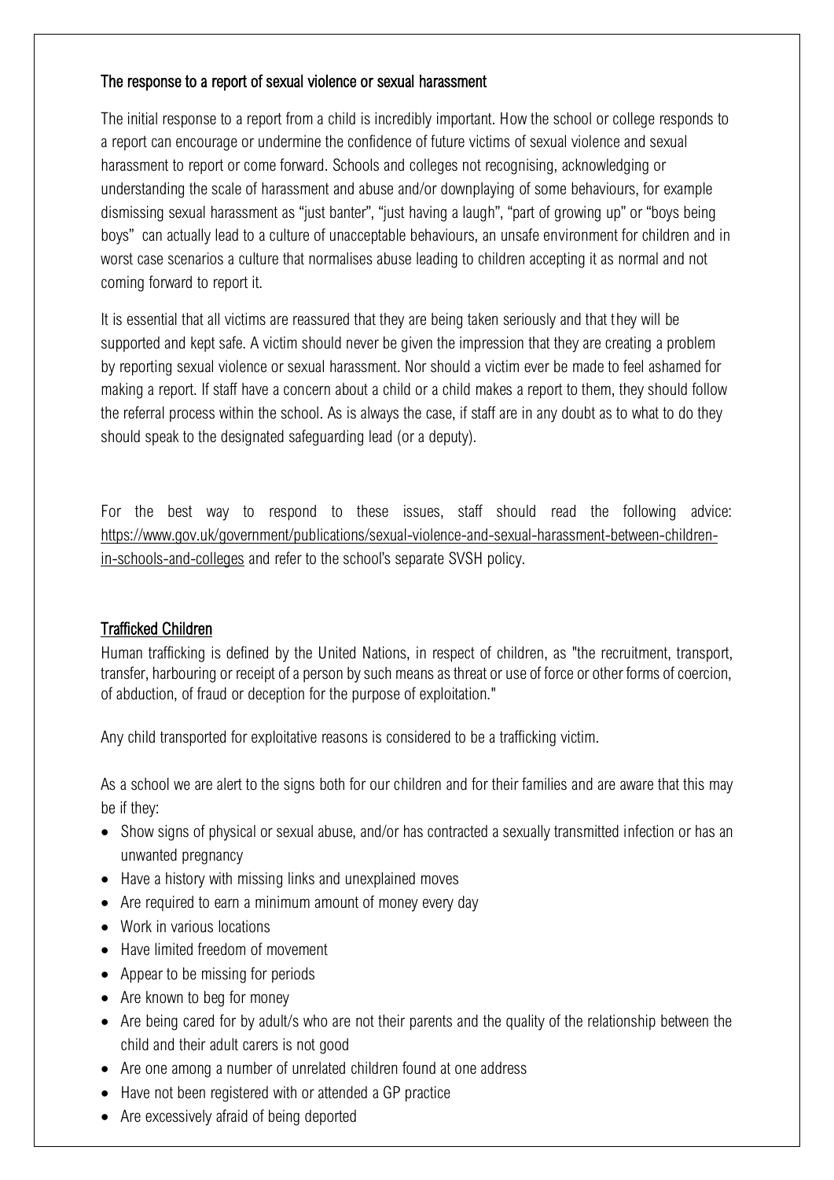### The response to a report of sexual violence or sexual harassment

The initial response to a report from a child is incredibly important. How the school or college responds to a report can encourage or undermine the confidence of future victims of sexual violence and sexual harassment to report or come forward. Schools and colleges not recognising, acknowledging or understanding the scale of harassment and abuse and/or downplaying of some behaviours, for example dismissing sexual harassment as "just banter", "just having a laugh", "part of growing up" or "boys being boys" can actually lead to a culture of unacceptable behaviours, an unsafe environment for children and in worst case scenarios a culture that normalises abuse leading to children accepting it as normal and not coming forward to report it.

It is essential that all victims are reassured that they are being taken seriously and that they will be supported and kept safe. A victim should never be given the impression that they are creating a problem by reporting sexual violence or sexual harassment. Nor should a victim ever be made to feel ashamed for making a report. If staff have a concern about a child or a child makes a report to them, they should follow the referral process within the school. As is always the case, if staff are in any doubt as to what to do they should speak to the designated safeguarding lead (or a deputy).

For the best way to respond to these issues, staff should read the following advice: https://www.gov.uk/government/publications/sexual-violence-and-sexual-harassment-between-children-in-schools-and-colleges and refer to the school's separate SVSH policy.

### Trafficked Children

Human trafficking is defined by the United Nations, in respect of children, as "the recruitment, transport, transfer, harbouring or receipt of a person by such means as threat or use of force or other forms of coercion, of abduction, of fraud or deception for the purpose of exploitation."

Any child transported for exploitative reasons is considered to be a trafficking victim.

As a school we are alert to the signs both for our children and for their families and are aware that this may be if they:

- Show signs of physical or sexual abuse, and/or has contracted a sexually transmitted infection or has an unwanted pregnancy
- Have a history with missing links and unexplained moves
- Are required to earn a minimum amount of money every day
- Work in various locations
- Have limited freedom of movement
- Appear to be missing for periods
- Are known to beg for money
- Are being cared for by adult/s who are not their parents and the quality of the relationship between the child and their adult carers is not good
- Are one among a number of unrelated children found at one address
- Have not been registered with or attended a GP practice
- Are excessively afraid of being deported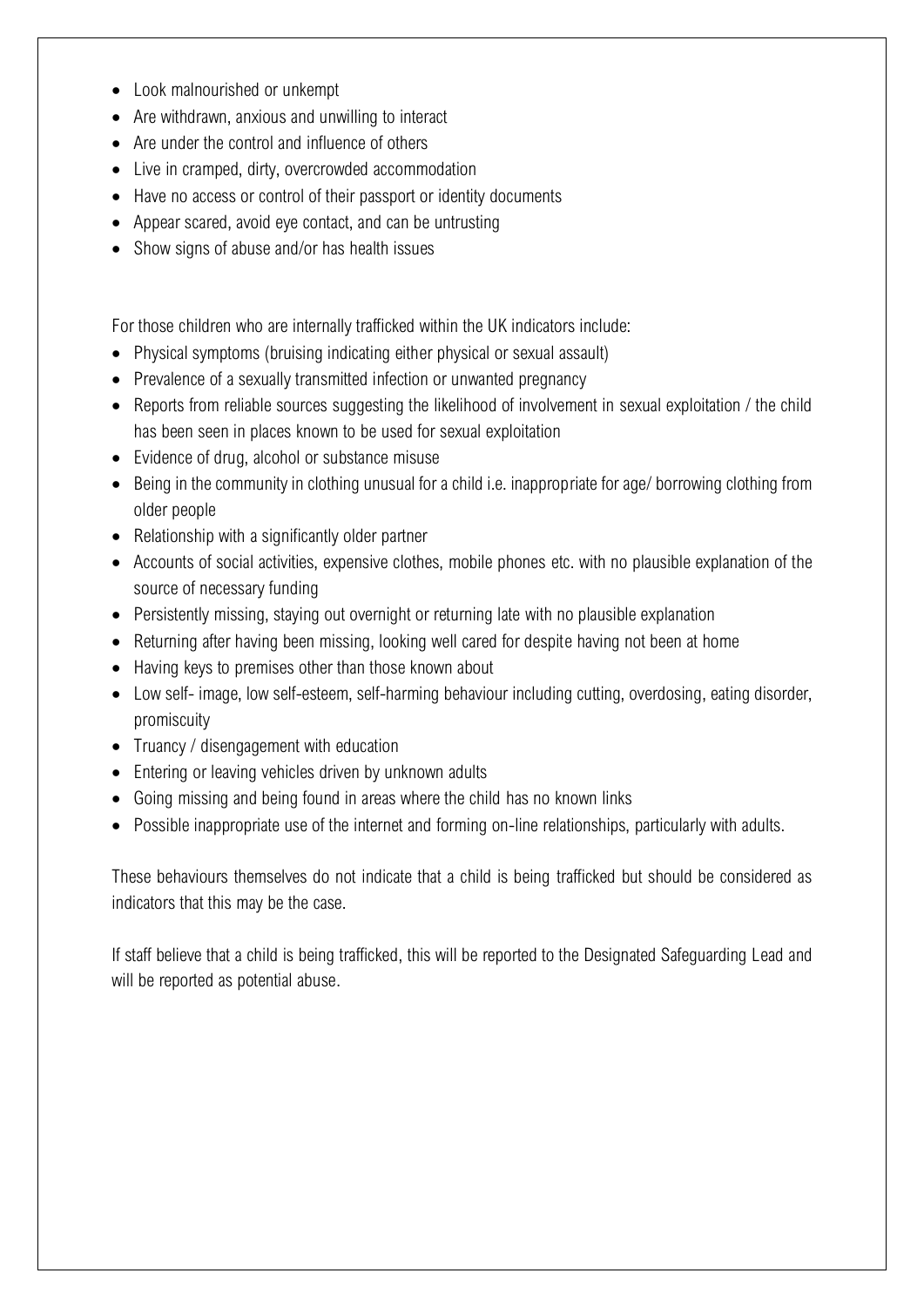- Look malnourished or unkempt
- Are withdrawn, anxious and unwilling to interact
- Are under the control and influence of others
- Live in cramped, dirty, overcrowded accommodation
- Have no access or control of their passport or identity documents
- Appear scared, avoid eye contact, and can be untrusting
- Show signs of abuse and/or has health issues

For those children who are internally trafficked within the UK indicators include:

- Physical symptoms (bruising indicating either physical or sexual assault)
- Prevalence of a sexually transmitted infection or unwanted pregnancy
- Reports from reliable sources suggesting the likelihood of involvement in sexual exploitation / the child has been seen in places known to be used for sexual exploitation
- Evidence of drug, alcohol or substance misuse
- Being in the community in clothing unusual for a child i.e. inappropriate for age/ borrowing clothing from older people
- Relationship with a significantly older partner
- Accounts of social activities, expensive clothes, mobile phones etc. with no plausible explanation of the source of necessary funding
- Persistently missing, staying out overnight or returning late with no plausible explanation
- Returning after having been missing, looking well cared for despite having not been at home
- Having keys to premises other than those known about
- Low self- image, low self-esteem, self-harming behaviour including cutting, overdosing, eating disorder, promiscuity
- Truancy / disengagement with education
- Entering or leaving vehicles driven by unknown adults
- Going missing and being found in areas where the child has no known links
- Possible inappropriate use of the internet and forming on-line relationships, particularly with adults.

These behaviours themselves do not indicate that a child is being trafficked but should be considered as indicators that this may be the case.

If staff believe that a child is being trafficked, this will be reported to the Designated Safeguarding Lead and will be reported as potential abuse.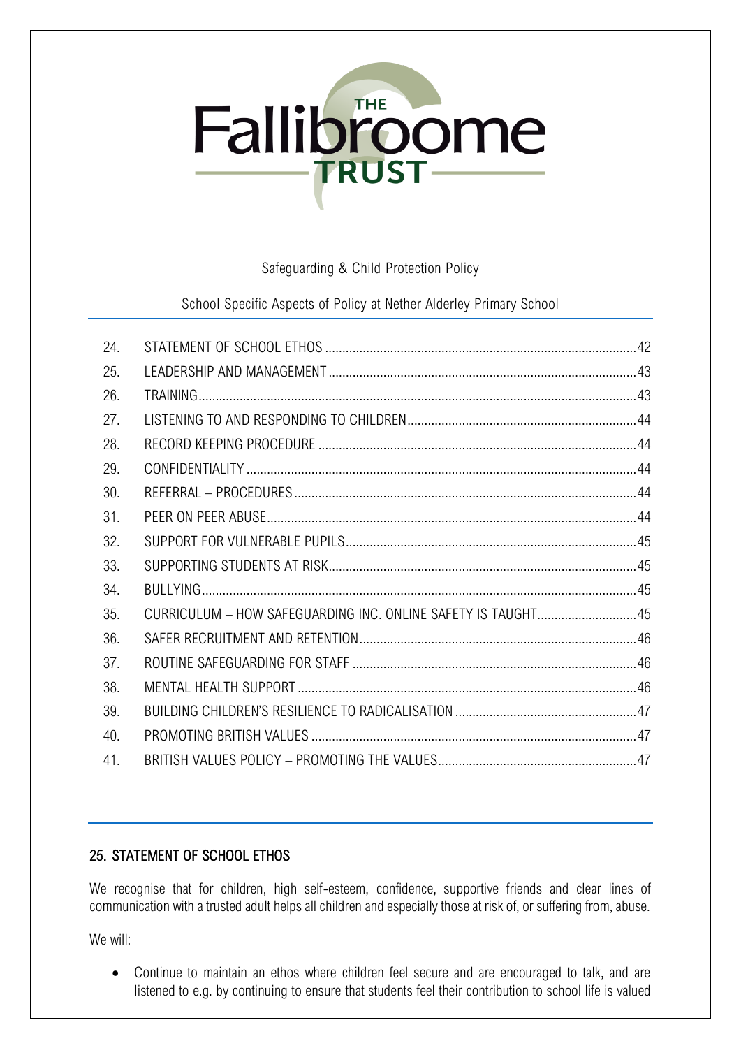Safeguarding & Child Protection Policy

School Specific Aspects of Policy at Nether Alderley Primary School

| | | |
|---|---|---|
| 24. | STATEMENT OF SCHOOL ETHOS | 42 |
| 25. | LEADERSHIP AND MANAGEMENT | 43 |
| 26. | TRAINING | 43 |
| 27. | LISTENING TO AND RESPONDING TO CHILDREN | 44 |
| 28. | RECORD KEEPING PROCEDURE | 44 |
| 29. | CONFIDENTIALITY | 44 |
| 30. | REFERRAL – PROCEDURES | 44 |
| 31. | PEER ON PEER ABUSE | 44 |
| 32. | SUPPORT FOR VULNERABLE PUPILS | 45 |
| 33. | SUPPORTING STUDENTS AT RISK | 45 |
| 34. | BULLYING | 45 |
| 35. | CURRICULUM – HOW SAFEGUARDING INC. ONLINE SAFETY IS TAUGHT | 45 |
| 36. | SAFER RECRUITMENT AND RETENTION | 46 |
| 37. | ROUTINE SAFEGUARDING FOR STAFF | 46 |
| 38. | MENTAL HEALTH SUPPORT | 46 |
| 39. | BUILDING CHILDREN'S RESILIENCE TO RADICALISATION | 47 |
| 40. | PROMOTING BRITISH VALUES | 47 |
| 41. | BRITISH VALUES POLICY – PROMOTING THE VALUES | 47 |

## 25. STATEMENT OF SCHOOL ETHOS

We recognise that for children, high self-esteem, confidence, supportive friends and clear lines of communication with a trusted adult helps all children and especially those at risk of, or suffering from, abuse.

We will:

- Continue to maintain an ethos where children feel secure and are encouraged to talk, and are listened to e.g. by continuing to ensure that students feel their contribution to school life is valued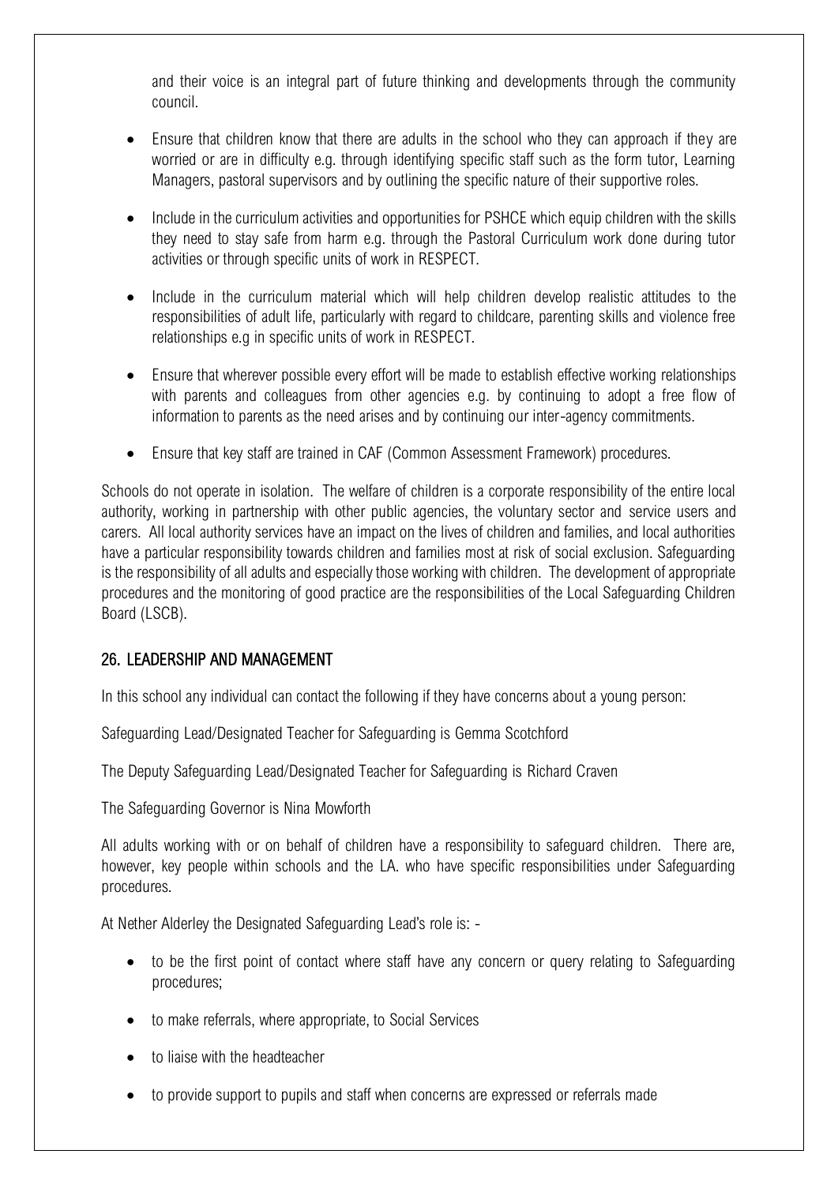and their voice is an integral part of future thinking and developments through the community council.

- Ensure that children know that there are adults in the school who they can approach if they are worried or are in difficulty e.g. through identifying specific staff such as the form tutor, Learning Managers, pastoral supervisors and by outlining the specific nature of their supportive roles.
- Include in the curriculum activities and opportunities for PSHCE which equip children with the skills they need to stay safe from harm e.g. through the Pastoral Curriculum work done during tutor activities or through specific units of work in RESPECT.
- Include in the curriculum material which will help children develop realistic attitudes to the responsibilities of adult life, particularly with regard to childcare, parenting skills and violence free relationships e.g in specific units of work in RESPECT.
- Ensure that wherever possible every effort will be made to establish effective working relationships with parents and colleagues from other agencies e.g. by continuing to adopt a free flow of information to parents as the need arises and by continuing our inter-agency commitments.
- Ensure that key staff are trained in CAF (Common Assessment Framework) procedures.

Schools do not operate in isolation. The welfare of children is a corporate responsibility of the entire local authority, working in partnership with other public agencies, the voluntary sector and service users and carers. All local authority services have an impact on the lives of children and families, and local authorities have a particular responsibility towards children and families most at risk of social exclusion. Safeguarding is the responsibility of all adults and especially those working with children. The development of appropriate procedures and the monitoring of good practice are the responsibilities of the Local Safeguarding Children Board (LSCB).

## 26. LEADERSHIP AND MANAGEMENT

In this school any individual can contact the following if they have concerns about a young person:

Safeguarding Lead/Designated Teacher for Safeguarding is Gemma Scotchford

The Deputy Safeguarding Lead/Designated Teacher for Safeguarding is Richard Craven

The Safeguarding Governor is Nina Mowforth

All adults working with or on behalf of children have a responsibility to safeguard children. There are, however, key people within schools and the LA. who have specific responsibilities under Safeguarding procedures.

At Nether Alderley the Designated Safeguarding Lead's role is: -

- to be the first point of contact where staff have any concern or query relating to Safeguarding procedures;
- to make referrals, where appropriate, to Social Services
- to liaise with the headteacher
- to provide support to pupils and staff when concerns are expressed or referrals made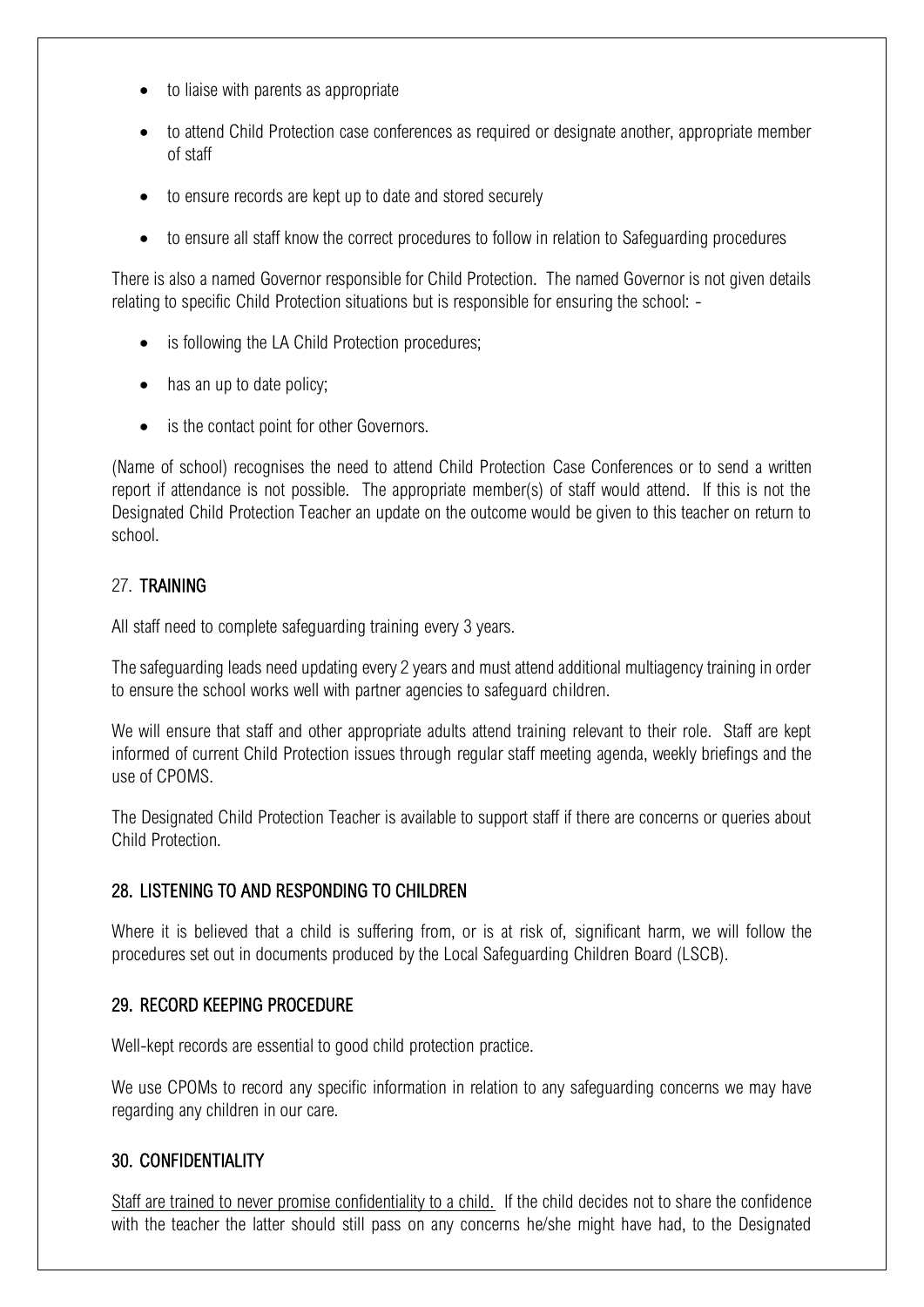- to liaise with parents as appropriate
- to attend Child Protection case conferences as required or designate another, appropriate member of staff
- to ensure records are kept up to date and stored securely
- to ensure all staff know the correct procedures to follow in relation to Safeguarding procedures

There is also a named Governor responsible for Child Protection. The named Governor is not given details relating to specific Child Protection situations but is responsible for ensuring the school: -

- is following the LA Child Protection procedures;
- has an up to date policy;
- is the contact point for other Governors.

(Name of school) recognises the need to attend Child Protection Case Conferences or to send a written report if attendance is not possible. The appropriate member(s) of staff would attend. If this is not the Designated Child Protection Teacher an update on the outcome would be given to this teacher on return to school.

## 27. TRAINING

All staff need to complete safeguarding training every 3 years.

The safeguarding leads need updating every 2 years and must attend additional multiagency training in order to ensure the school works well with partner agencies to safeguard children.

We will ensure that staff and other appropriate adults attend training relevant to their role. Staff are kept informed of current Child Protection issues through regular staff meeting agenda, weekly briefings and the use of CPOMS.

The Designated Child Protection Teacher is available to support staff if there are concerns or queries about Child Protection.

## 28. LISTENING TO AND RESPONDING TO CHILDREN

Where it is believed that a child is suffering from, or is at risk of, significant harm, we will follow the procedures set out in documents produced by the Local Safeguarding Children Board (LSCB).

## 29. RECORD KEEPING PROCEDURE

Well-kept records are essential to good child protection practice.

We use CPOMs to record any specific information in relation to any safeguarding concerns we may have regarding any children in our care.

## 30. CONFIDENTIALITY

<u>Staff are trained to never promise confidentiality to a child.</u> If the child decides not to share the confidence with the teacher the latter should still pass on any concerns he/she might have had, to the Designated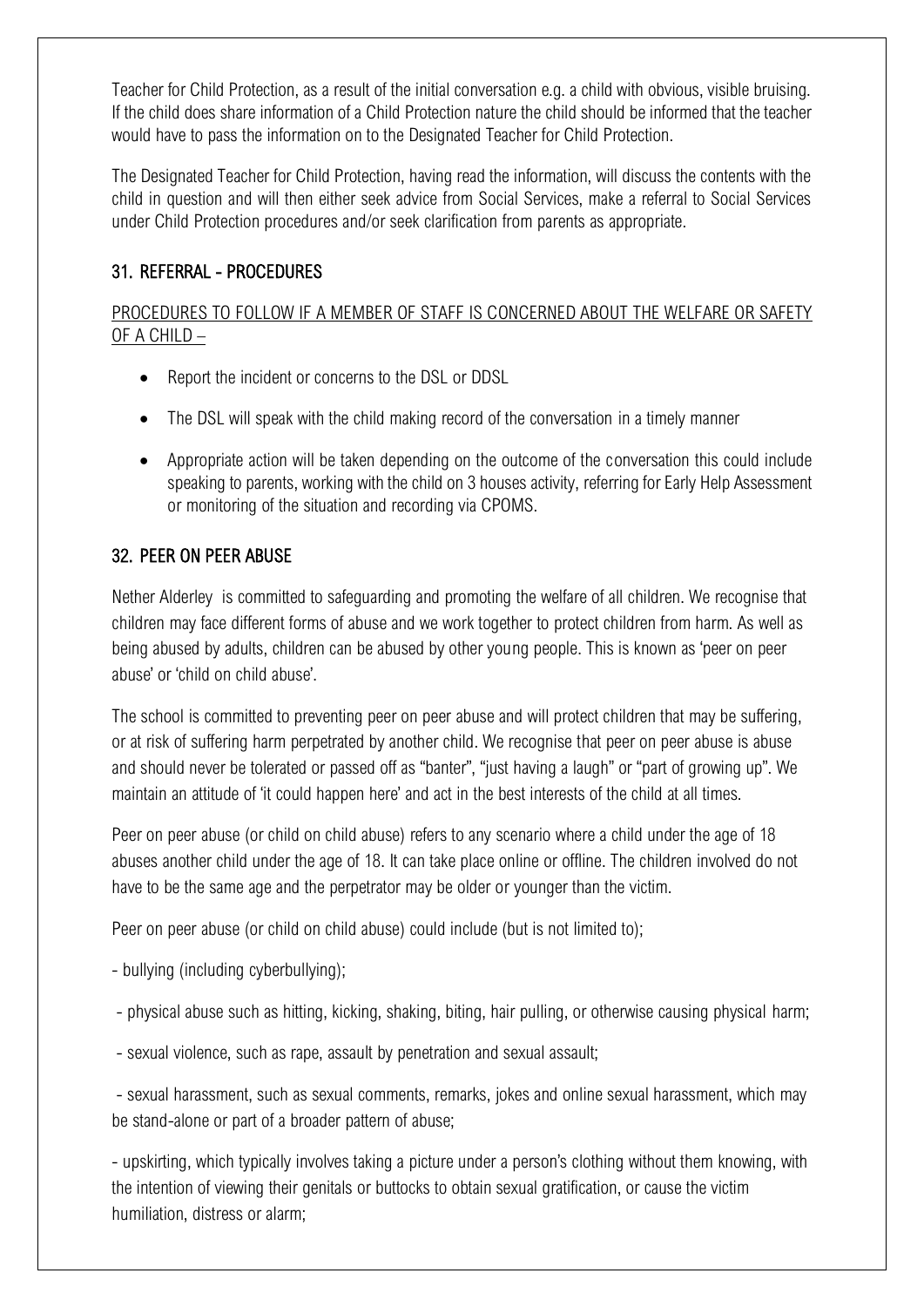Teacher for Child Protection, as a result of the initial conversation e.g. a child with obvious, visible bruising. If the child does share information of a Child Protection nature the child should be informed that the teacher would have to pass the information on to the Designated Teacher for Child Protection.

The Designated Teacher for Child Protection, having read the information, will discuss the contents with the child in question and will then either seek advice from Social Services, make a referral to Social Services under Child Protection procedures and/or seek clarification from parents as appropriate.

## 31. REFERRAL - PROCEDURES

PROCEDURES TO FOLLOW IF A MEMBER OF STAFF IS CONCERNED ABOUT THE WELFARE OR SAFETY OF A CHILD –

- Report the incident or concerns to the DSL or DDSL
- The DSL will speak with the child making record of the conversation in a timely manner
- Appropriate action will be taken depending on the outcome of the conversation this could include speaking to parents, working with the child on 3 houses activity, referring for Early Help Assessment or monitoring of the situation and recording via CPOMS.

## 32. PEER ON PEER ABUSE

Nether Alderley is committed to safeguarding and promoting the welfare of all children. We recognise that children may face different forms of abuse and we work together to protect children from harm. As well as being abused by adults, children can be abused by other young people. This is known as 'peer on peer abuse' or 'child on child abuse'.

The school is committed to preventing peer on peer abuse and will protect children that may be suffering, or at risk of suffering harm perpetrated by another child. We recognise that peer on peer abuse is abuse and should never be tolerated or passed off as "banter", "just having a laugh" or "part of growing up". We maintain an attitude of 'it could happen here' and act in the best interests of the child at all times.

Peer on peer abuse (or child on child abuse) refers to any scenario where a child under the age of 18 abuses another child under the age of 18. It can take place online or offline. The children involved do not have to be the same age and the perpetrator may be older or younger than the victim.

Peer on peer abuse (or child on child abuse) could include (but is not limited to);

- bullying (including cyberbullying);

- physical abuse such as hitting, kicking, shaking, biting, hair pulling, or otherwise causing physical harm;

- sexual violence, such as rape, assault by penetration and sexual assault;

- sexual harassment, such as sexual comments, remarks, jokes and online sexual harassment, which may be stand-alone or part of a broader pattern of abuse;

- upskirting, which typically involves taking a picture under a person's clothing without them knowing, with the intention of viewing their genitals or buttocks to obtain sexual gratification, or cause the victim humiliation, distress or alarm;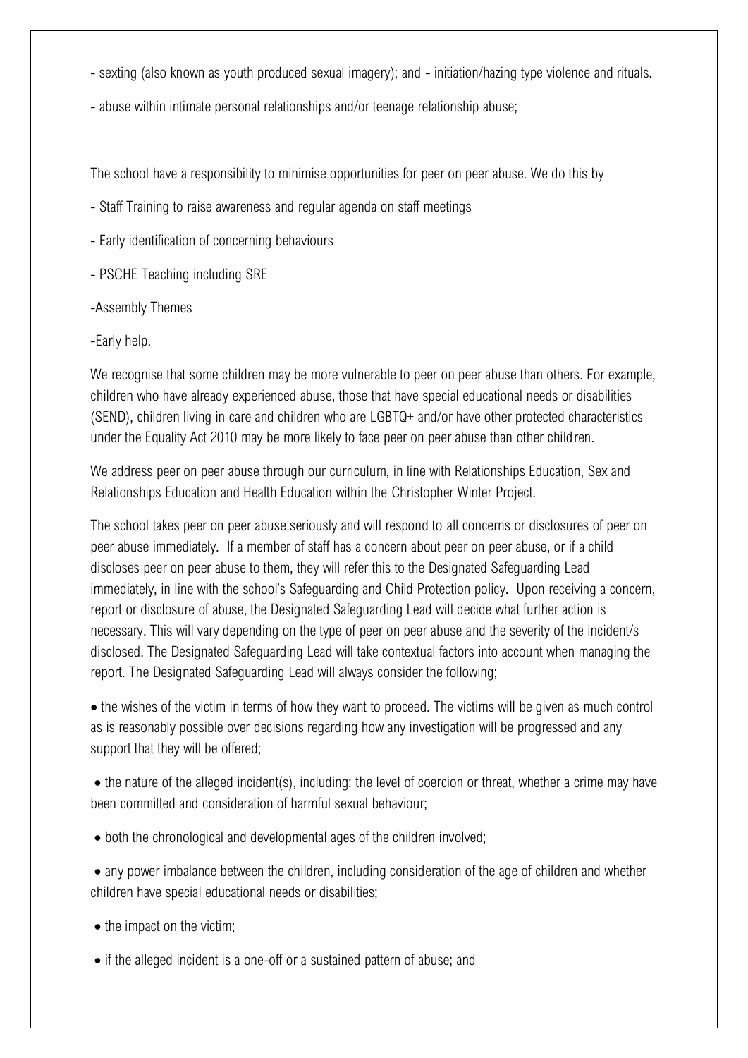- sexting (also known as youth produced sexual imagery); and - initiation/hazing type violence and rituals.

- abuse within intimate personal relationships and/or teenage relationship abuse;

The school have a responsibility to minimise opportunities for peer on peer abuse. We do this by

- Staff Training to raise awareness and regular agenda on staff meetings

- Early identification of concerning behaviours

- PSCHE Teaching including SRE

-Assembly Themes

-Early help.

We recognise that some children may be more vulnerable to peer on peer abuse than others. For example, children who have already experienced abuse, those that have special educational needs or disabilities (SEND), children living in care and children who are LGBTQ+ and/or have other protected characteristics under the Equality Act 2010 may be more likely to face peer on peer abuse than other children.

We address peer on peer abuse through our curriculum, in line with Relationships Education, Sex and Relationships Education and Health Education within the Christopher Winter Project.

The school takes peer on peer abuse seriously and will respond to all concerns or disclosures of peer on peer abuse immediately. If a member of staff has a concern about peer on peer abuse, or if a child discloses peer on peer abuse to them, they will refer this to the Designated Safeguarding Lead immediately, in line with the school's Safeguarding and Child Protection policy. Upon receiving a concern, report or disclosure of abuse, the Designated Safeguarding Lead will decide what further action is necessary. This will vary depending on the type of peer on peer abuse and the severity of the incident/s disclosed. The Designated Safeguarding Lead will take contextual factors into account when managing the report. The Designated Safeguarding Lead will always consider the following;

- the wishes of the victim in terms of how they want to proceed. The victims will be given as much control as is reasonably possible over decisions regarding how any investigation will be progressed and any support that they will be offered;

- the nature of the alleged incident(s), including: the level of coercion or threat, whether a crime may have been committed and consideration of harmful sexual behaviour;

- both the chronological and developmental ages of the children involved;

- any power imbalance between the children, including consideration of the age of children and whether children have special educational needs or disabilities;

- the impact on the victim;

- if the alleged incident is a one-off or a sustained pattern of abuse; and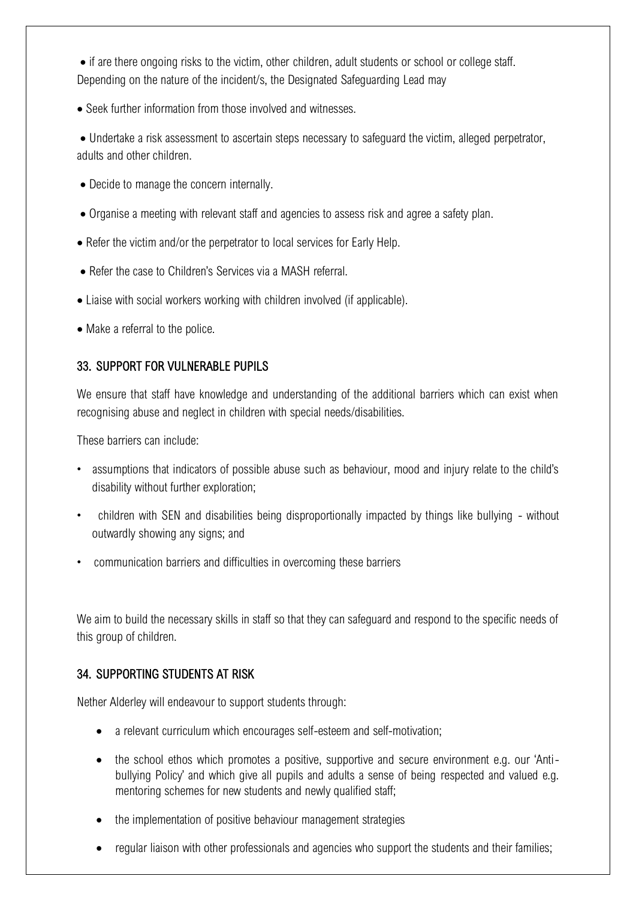- if are there ongoing risks to the victim, other children, adult students or school or college staff.

Depending on the nature of the incident/s, the Designated Safeguarding Lead may

- Seek further information from those involved and witnesses.
- Undertake a risk assessment to ascertain steps necessary to safeguard the victim, alleged perpetrator, adults and other children.
- Decide to manage the concern internally.
- Organise a meeting with relevant staff and agencies to assess risk and agree a safety plan.
- Refer the victim and/or the perpetrator to local services for Early Help.
- Refer the case to Children's Services via a MASH referral.
- Liaise with social workers working with children involved (if applicable).
- Make a referral to the police.

## 33. SUPPORT FOR VULNERABLE PUPILS

We ensure that staff have knowledge and understanding of the additional barriers which can exist when recognising abuse and neglect in children with special needs/disabilities.

These barriers can include:

- assumptions that indicators of possible abuse such as behaviour, mood and injury relate to the child's disability without further exploration;
- children with SEN and disabilities being disproportionally impacted by things like bullying - without outwardly showing any signs; and
- communication barriers and difficulties in overcoming these barriers

We aim to build the necessary skills in staff so that they can safeguard and respond to the specific needs of this group of children.

## 34. SUPPORTING STUDENTS AT RISK

Nether Alderley will endeavour to support students through:

- a relevant curriculum which encourages self-esteem and self-motivation;
- the school ethos which promotes a positive, supportive and secure environment e.g. our 'Anti-bullying Policy' and which give all pupils and adults a sense of being respected and valued e.g. mentoring schemes for new students and newly qualified staff;
- the implementation of positive behaviour management strategies
- regular liaison with other professionals and agencies who support the students and their families;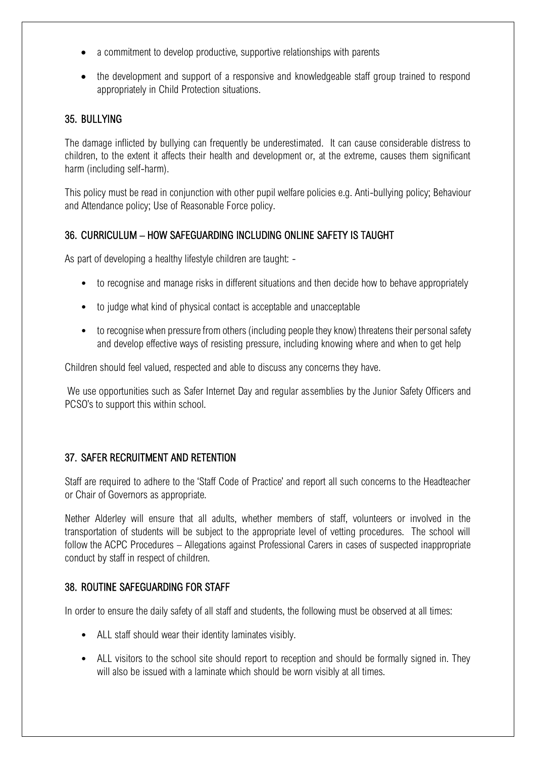- a commitment to develop productive, supportive relationships with parents
- the development and support of a responsive and knowledgeable staff group trained to respond appropriately in Child Protection situations.

## 35. BULLYING

The damage inflicted by bullying can frequently be underestimated. It can cause considerable distress to children, to the extent it affects their health and development or, at the extreme, causes them significant harm (including self-harm).

This policy must be read in conjunction with other pupil welfare policies e.g. Anti-bullying policy; Behaviour and Attendance policy; Use of Reasonable Force policy.

## 36. CURRICULUM – HOW SAFEGUARDING INCLUDING ONLINE SAFETY IS TAUGHT

As part of developing a healthy lifestyle children are taught: -

- to recognise and manage risks in different situations and then decide how to behave appropriately
- to judge what kind of physical contact is acceptable and unacceptable
- to recognise when pressure from others (including people they know) threatens their personal safety and develop effective ways of resisting pressure, including knowing where and when to get help

Children should feel valued, respected and able to discuss any concerns they have.

We use opportunities such as Safer Internet Day and regular assemblies by the Junior Safety Officers and PCSO's to support this within school.

## 37. SAFER RECRUITMENT AND RETENTION

Staff are required to adhere to the 'Staff Code of Practice' and report all such concerns to the Headteacher or Chair of Governors as appropriate.

Nether Alderley will ensure that all adults, whether members of staff, volunteers or involved in the transportation of students will be subject to the appropriate level of vetting procedures. The school will follow the ACPC Procedures – Allegations against Professional Carers in cases of suspected inappropriate conduct by staff in respect of children.

## 38. ROUTINE SAFEGUARDING FOR STAFF

In order to ensure the daily safety of all staff and students, the following must be observed at all times:

- ALL staff should wear their identity laminates visibly.
- ALL visitors to the school site should report to reception and should be formally signed in. They will also be issued with a laminate which should be worn visibly at all times.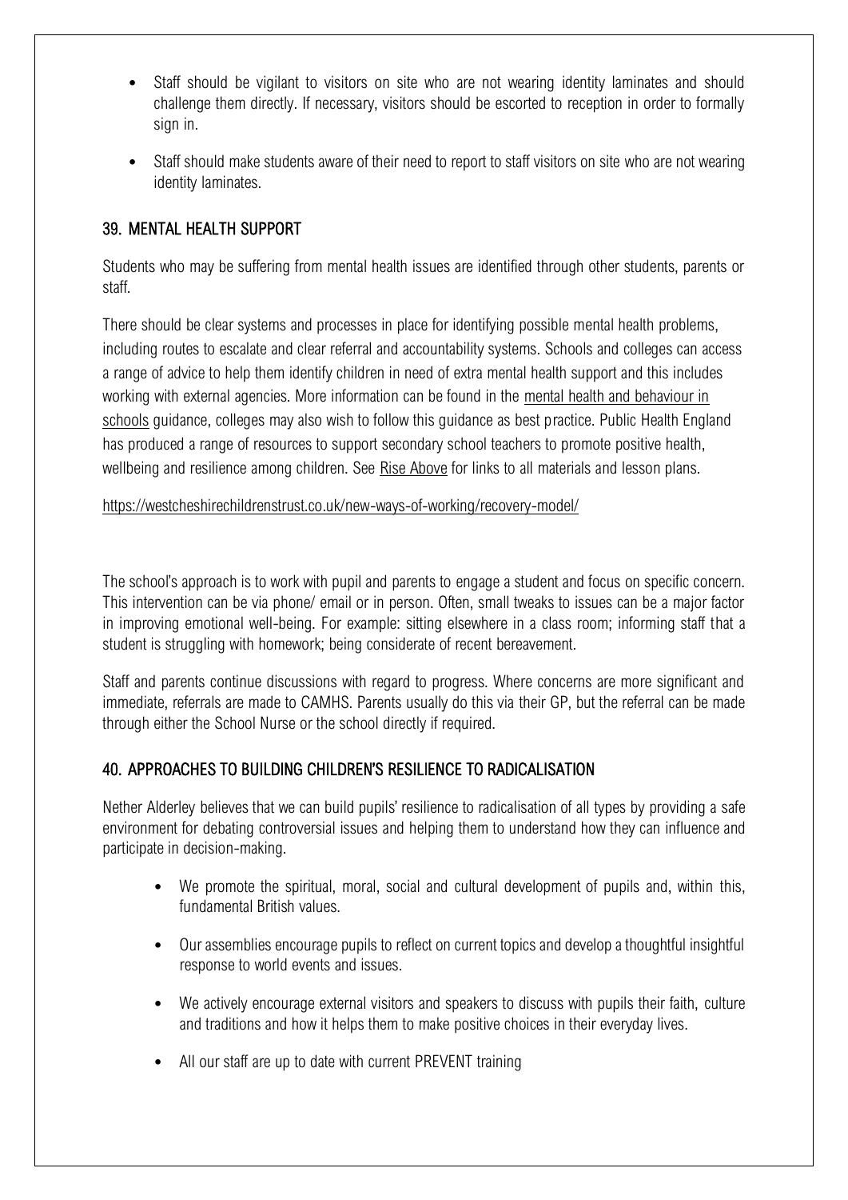- Staff should be vigilant to visitors on site who are not wearing identity laminates and should challenge them directly. If necessary, visitors should be escorted to reception in order to formally sign in.

- Staff should make students aware of their need to report to staff visitors on site who are not wearing identity laminates.

## 39. MENTAL HEALTH SUPPORT

Students who may be suffering from mental health issues are identified through other students, parents or staff.

There should be clear systems and processes in place for identifying possible mental health problems, including routes to escalate and clear referral and accountability systems. Schools and colleges can access a range of advice to help them identify children in need of extra mental health support and this includes working with external agencies. More information can be found in the mental health and behaviour in schools guidance, colleges may also wish to follow this guidance as best practice. Public Health England has produced a range of resources to support secondary school teachers to promote positive health, wellbeing and resilience among children. See Rise Above for links to all materials and lesson plans.

https://westcheshirechildrenstrust.co.uk/new-ways-of-working/recovery-model/

The school's approach is to work with pupil and parents to engage a student and focus on specific concern. This intervention can be via phone/ email or in person. Often, small tweaks to issues can be a major factor in improving emotional well-being. For example: sitting elsewhere in a class room; informing staff that a student is struggling with homework; being considerate of recent bereavement.

Staff and parents continue discussions with regard to progress. Where concerns are more significant and immediate, referrals are made to CAMHS. Parents usually do this via their GP, but the referral can be made through either the School Nurse or the school directly if required.

## 40. APPROACHES TO BUILDING CHILDREN'S RESILIENCE TO RADICALISATION

Nether Alderley believes that we can build pupils' resilience to radicalisation of all types by providing a safe environment for debating controversial issues and helping them to understand how they can influence and participate in decision-making.

- We promote the spiritual, moral, social and cultural development of pupils and, within this, fundamental British values.

- Our assemblies encourage pupils to reflect on current topics and develop a thoughtful insightful response to world events and issues.

- We actively encourage external visitors and speakers to discuss with pupils their faith, culture and traditions and how it helps them to make positive choices in their everyday lives.

- All our staff are up to date with current PREVENT training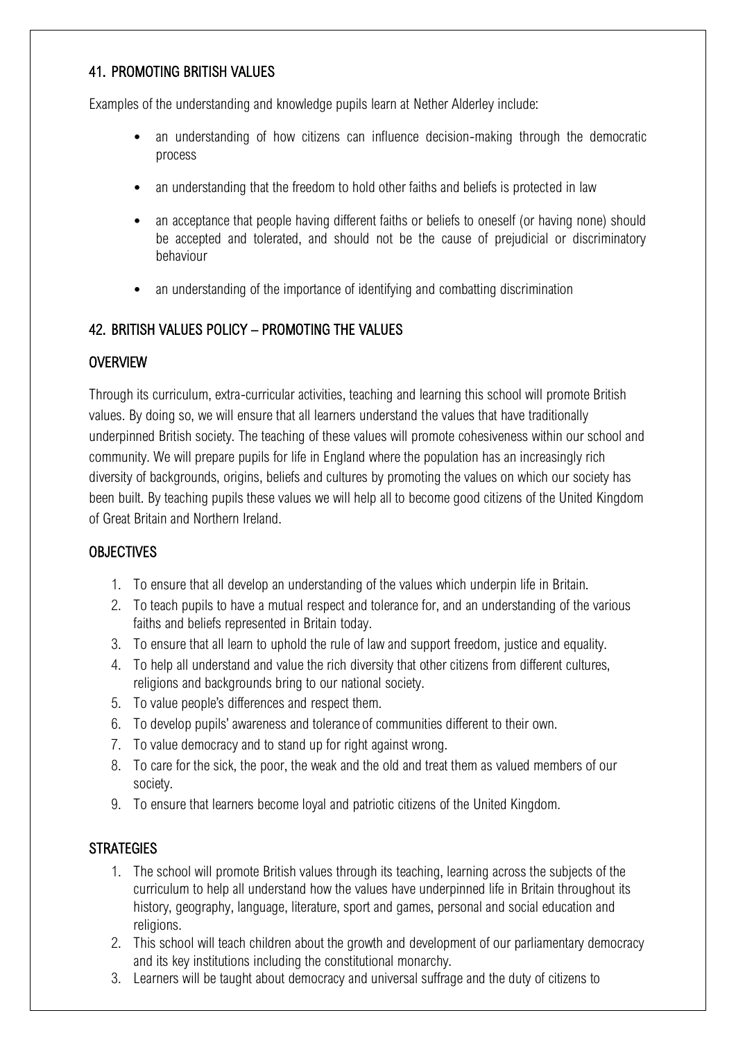## 41. PROMOTING BRITISH VALUES

Examples of the understanding and knowledge pupils learn at Nether Alderley include:

- an understanding of how citizens can influence decision-making through the democratic process
- an understanding that the freedom to hold other faiths and beliefs is protected in law
- an acceptance that people having different faiths or beliefs to oneself (or having none) should be accepted and tolerated, and should not be the cause of prejudicial or discriminatory behaviour
- an understanding of the importance of identifying and combatting discrimination

## 42. BRITISH VALUES POLICY – PROMOTING THE VALUES

### OVERVIEW

Through its curriculum, extra-curricular activities, teaching and learning this school will promote British values. By doing so, we will ensure that all learners understand the values that have traditionally underpinned British society. The teaching of these values will promote cohesiveness within our school and community. We will prepare pupils for life in England where the population has an increasingly rich diversity of backgrounds, origins, beliefs and cultures by promoting the values on which our society has been built. By teaching pupils these values we will help all to become good citizens of the United Kingdom of Great Britain and Northern Ireland.

### OBJECTIVES

1. To ensure that all develop an understanding of the values which underpin life in Britain.
2. To teach pupils to have a mutual respect and tolerance for, and an understanding of the various faiths and beliefs represented in Britain today.
3. To ensure that all learn to uphold the rule of law and support freedom, justice and equality.
4. To help all understand and value the rich diversity that other citizens from different cultures, religions and backgrounds bring to our national society.
5. To value people's differences and respect them.
6. To develop pupils' awareness and tolerance of communities different to their own.
7. To value democracy and to stand up for right against wrong.
8. To care for the sick, the poor, the weak and the old and treat them as valued members of our society.
9. To ensure that learners become loyal and patriotic citizens of the United Kingdom.

### STRATEGIES

1. The school will promote British values through its teaching, learning across the subjects of the curriculum to help all understand how the values have underpinned life in Britain throughout its history, geography, language, literature, sport and games, personal and social education and religions.
2. This school will teach children about the growth and development of our parliamentary democracy and its key institutions including the constitutional monarchy.
3. Learners will be taught about democracy and universal suffrage and the duty of citizens to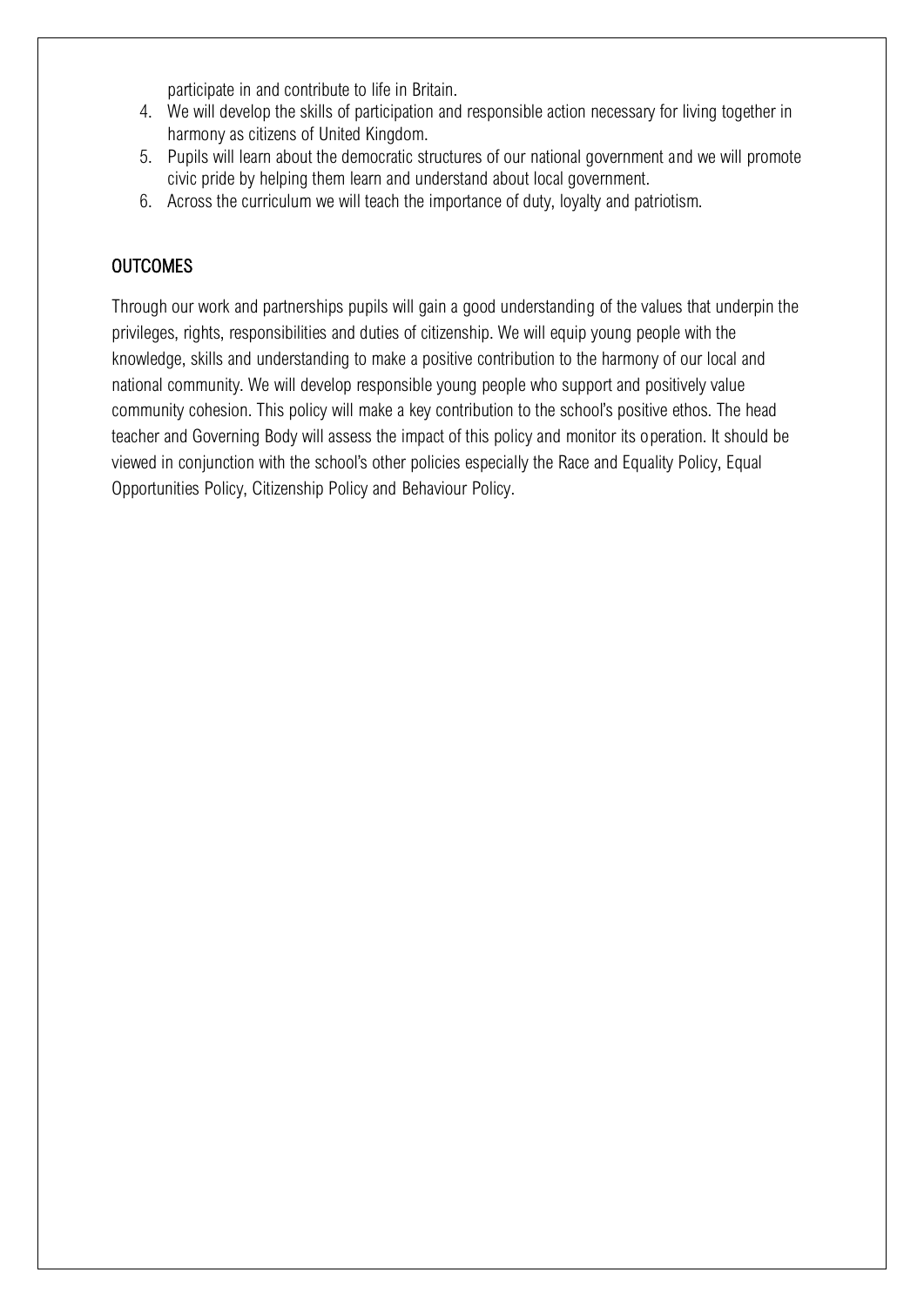participate in and contribute to life in Britain.

4. We will develop the skills of participation and responsible action necessary for living together in harmony as citizens of United Kingdom.
5. Pupils will learn about the democratic structures of our national government and we will promote civic pride by helping them learn and understand about local government.
6. Across the curriculum we will teach the importance of duty, loyalty and patriotism.

## OUTCOMES

Through our work and partnerships pupils will gain a good understanding of the values that underpin the privileges, rights, responsibilities and duties of citizenship. We will equip young people with the knowledge, skills and understanding to make a positive contribution to the harmony of our local and national community. We will develop responsible young people who support and positively value community cohesion. This policy will make a key contribution to the school's positive ethos. The head teacher and Governing Body will assess the impact of this policy and monitor its operation. It should be viewed in conjunction with the school's other policies especially the Race and Equality Policy, Equal Opportunities Policy, Citizenship Policy and Behaviour Policy.